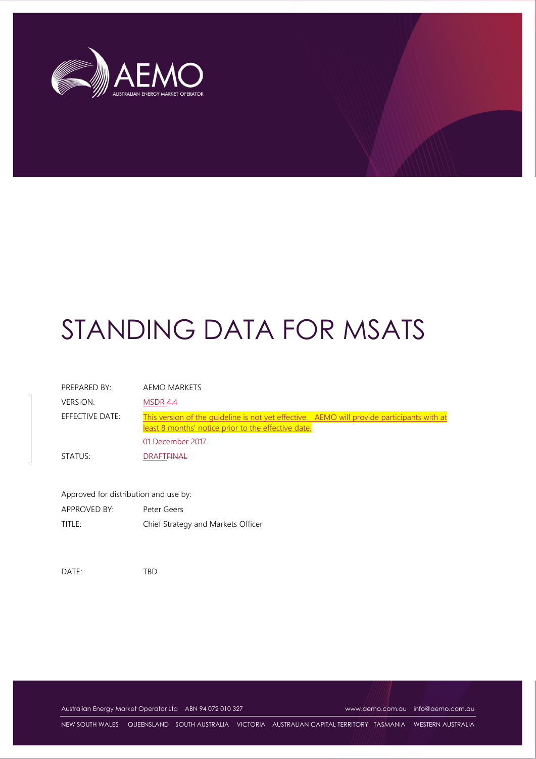AEMO
AUSTRALIAN ENERGY MARKET OPERATOR

# STANDING DATA FOR MSATS

| | |
|---|---|
| PREPARED BY: | AEMO MARKETS |
| VERSION: | MSDR ~~4.4~~ |
| EFFECTIVE DATE: | This version of the guideline is not yet effective. AEMO will provide participants with at least 8 months' notice prior to the effective date. ~~01 December 2017~~ |
| STATUS: | DRAFT~~FINAL~~ |

Approved for distribution and use by:

| | |
|---|---|
| APPROVED BY: | Peter Geers |
| TITLE: | Chief Strategy and Markets Officer |

DATE: TBD

Australian Energy Market Operator Ltd ABN 94 072 010 327 www.aemo.com.au info@aemo.com.au

NEW SOUTH WALES QUEENSLAND SOUTH AUSTRALIA VICTORIA AUSTRALIAN CAPITAL TERRITORY TASMANIA WESTERN AUSTRALIA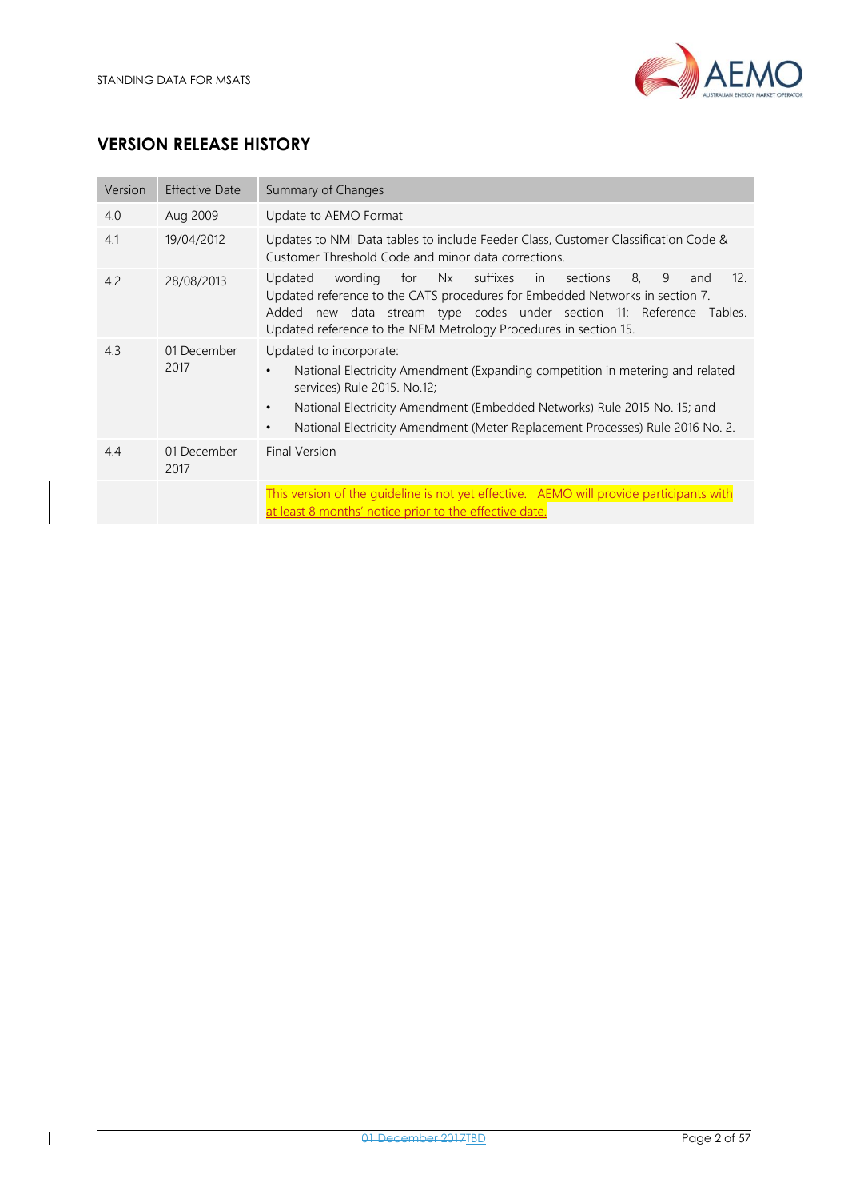## VERSION RELEASE HISTORY

| Version | Effective Date | Summary of Changes |
|---|---|---|
| 4.0 | Aug 2009 | Update to AEMO Format |
| 4.1 | 19/04/2012 | Updates to NMI Data tables to include Feeder Class, Customer Classification Code & Customer Threshold Code and minor data corrections. |
| 4.2 | 28/08/2013 | Updated wording for Nx suffixes in sections 8, 9 and 12. Updated reference to the CATS procedures for Embedded Networks in section 7. Added new data stream type codes under section 11: Reference Tables. Updated reference to the NEM Metrology Procedures in section 15. |
| 4.3 | 01 December 2017 | Updated to incorporate: <br>• National Electricity Amendment (Expanding competition in metering and related services) Rule 2015. No.12; <br>• National Electricity Amendment (Embedded Networks) Rule 2015 No. 15; and <br>• National Electricity Amendment (Meter Replacement Processes) Rule 2016 No. 2. |
| 4.4 | 01 December 2017 | Final Version |
| | | This version of the guideline is not yet effective. AEMO will provide participants with at least 8 months' notice prior to the effective date. |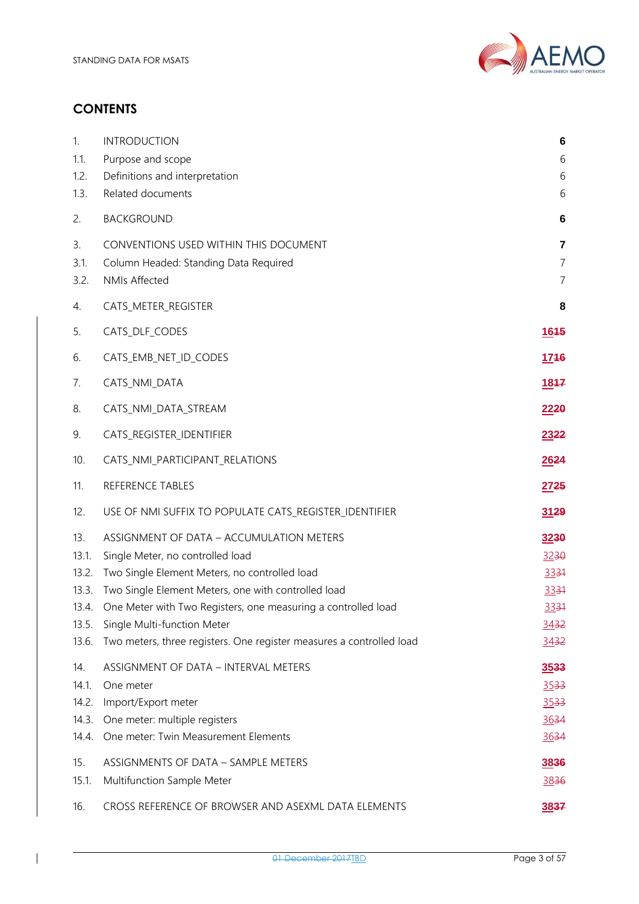## CONTENTS

| | | |
|---|---|---|
| 1. | INTRODUCTION | **6** |
| 1.1. | Purpose and scope | 6 |
| 1.2. | Definitions and interpretation | 6 |
| 1.3. | Related documents | 6 |
| 2. | BACKGROUND | **6** |
| 3. | CONVENTIONS USED WITHIN THIS DOCUMENT | **7** |
| 3.1. | Column Headed: Standing Data Required | 7 |
| 3.2. | NMIs Affected | 7 |
| 4. | CATS_METER_REGISTER | **8** |
| 5. | CATS_DLF_CODES | **16~~15~~** |
| 6. | CATS_EMB_NET_ID_CODES | **17~~16~~** |
| 7. | CATS_NMI_DATA | **18~~17~~** |
| 8. | CATS_NMI_DATA_STREAM | **22~~20~~** |
| 9. | CATS_REGISTER_IDENTIFIER | **23~~22~~** |
| 10. | CATS_NMI_PARTICIPANT_RELATIONS | **26~~24~~** |
| 11. | REFERENCE TABLES | **27~~25~~** |
| 12. | USE OF NMI SUFFIX TO POPULATE CATS_REGISTER_IDENTIFIER | **31~~29~~** |
| 13. | ASSIGNMENT OF DATA – ACCUMULATION METERS | **32~~30~~** |
| 13.1. | Single Meter, no controlled load | 32~~30~~ |
| 13.2. | Two Single Element Meters, no controlled load | 33~~31~~ |
| 13.3. | Two Single Element Meters, one with controlled load | 33~~31~~ |
| 13.4. | One Meter with Two Registers, one measuring a controlled load | 33~~31~~ |
| 13.5. | Single Multi-function Meter | 34~~32~~ |
| 13.6. | Two meters, three registers. One register measures a controlled load | 34~~32~~ |
| 14. | ASSIGNMENT OF DATA – INTERVAL METERS | **35~~33~~** |
| 14.1. | One meter | 35~~33~~ |
| 14.2. | Import/Export meter | 35~~33~~ |
| 14.3. | One meter: multiple registers | 36~~34~~ |
| 14.4. | One meter: Twin Measurement Elements | 36~~34~~ |
| 15. | ASSIGNMENTS OF DATA – SAMPLE METERS | **38~~36~~** |
| 15.1. | Multifunction Sample Meter | 38~~36~~ |
| 16. | CROSS REFERENCE OF BROWSER AND ASEXML DATA ELEMENTS | **38~~37~~** |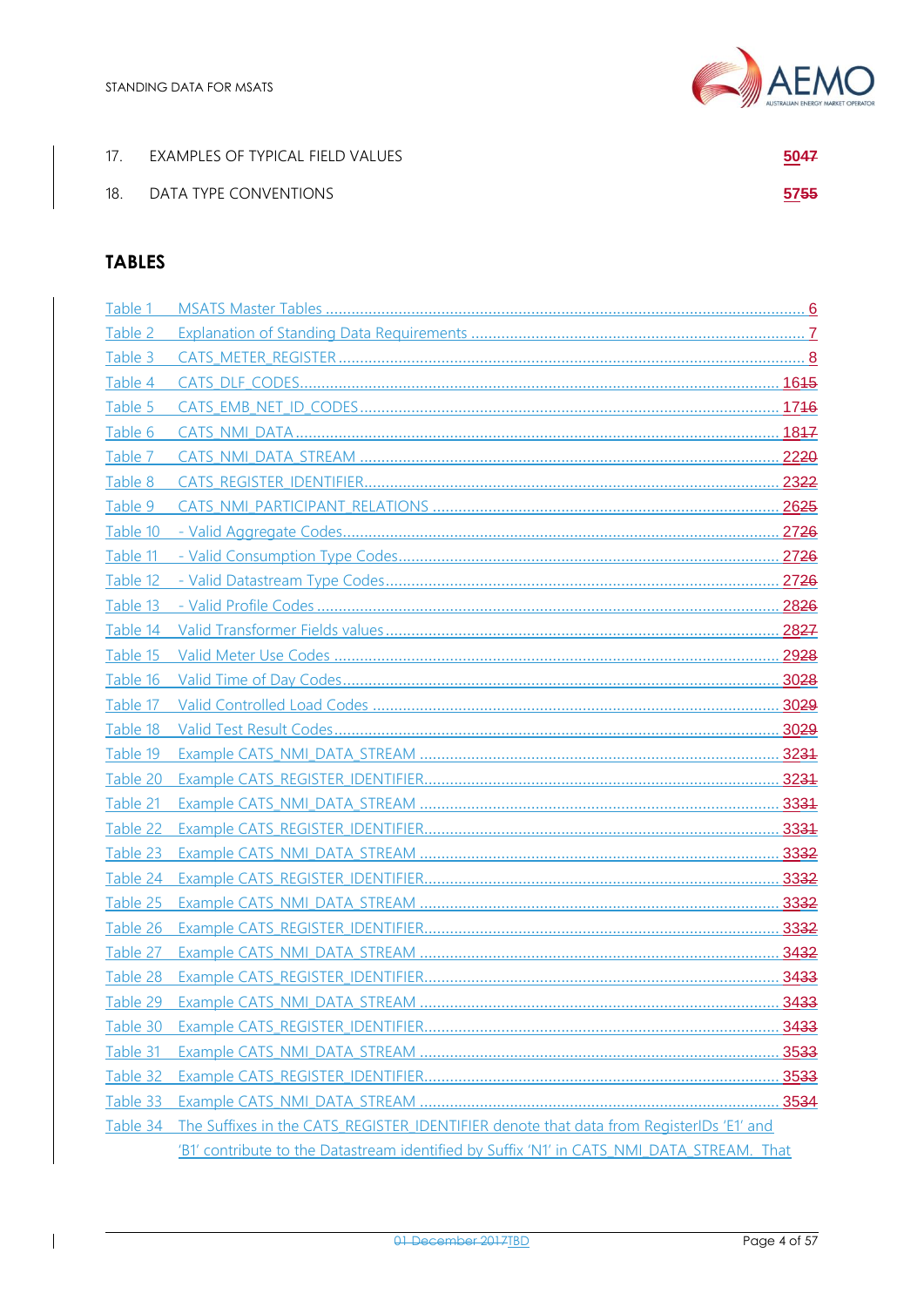17. EXAMPLES OF TYPICAL FIELD VALUES 5047

18. DATA TYPE CONVENTIONS 5755

## TABLES

Table 1 MSATS Master Tables 6
Table 2 Explanation of Standing Data Requirements 7
Table 3 CATS_METER_REGISTER 8
Table 4 CATS_DLF_CODES 1615
Table 5 CATS_EMB_NET_ID_CODES 1716
Table 6 CATS_NMI_DATA 1817
Table 7 CATS_NMI_DATA_STREAM 2220
Table 8 CATS_REGISTER_IDENTIFIER 2322
Table 9 CATS_NMI_PARTICIPANT_RELATIONS 2625
Table 10 - Valid Aggregate Codes 2726
Table 11 - Valid Consumption Type Codes 2726
Table 12 - Valid Datastream Type Codes 2726
Table 13 - Valid Profile Codes 2826
Table 14 Valid Transformer Fields values 2827
Table 15 Valid Meter Use Codes 2928
Table 16 Valid Time of Day Codes 3028
Table 17 Valid Controlled Load Codes 3029
Table 18 Valid Test Result Codes 3029
Table 19 Example CATS_NMI_DATA_STREAM 3231
Table 20 Example CATS_REGISTER_IDENTIFIER 3231
Table 21 Example CATS_NMI_DATA_STREAM 3331
Table 22 Example CATS_REGISTER_IDENTIFIER 3331
Table 23 Example CATS_NMI_DATA_STREAM 3332
Table 24 Example CATS_REGISTER_IDENTIFIER 3332
Table 25 Example CATS_NMI_DATA_STREAM 3332
Table 26 Example CATS_REGISTER_IDENTIFIER 3332
Table 27 Example CATS_NMI_DATA_STREAM 3432
Table 28 Example CATS_REGISTER_IDENTIFIER 3433
Table 29 Example CATS_NMI_DATA_STREAM 3433
Table 30 Example CATS_REGISTER_IDENTIFIER 3433
Table 31 Example CATS_NMI_DATA_STREAM 3533
Table 32 Example CATS_REGISTER_IDENTIFIER 3533
Table 33 Example CATS_NMI_DATA_STREAM 3534
Table 34 The Suffixes in the CATS_REGISTER_IDENTIFIER denote that data from RegisterIDs 'E1' and 'B1' contribute to the Datastream identified by Suffix 'N1' in CATS_NMI_DATA_STREAM. That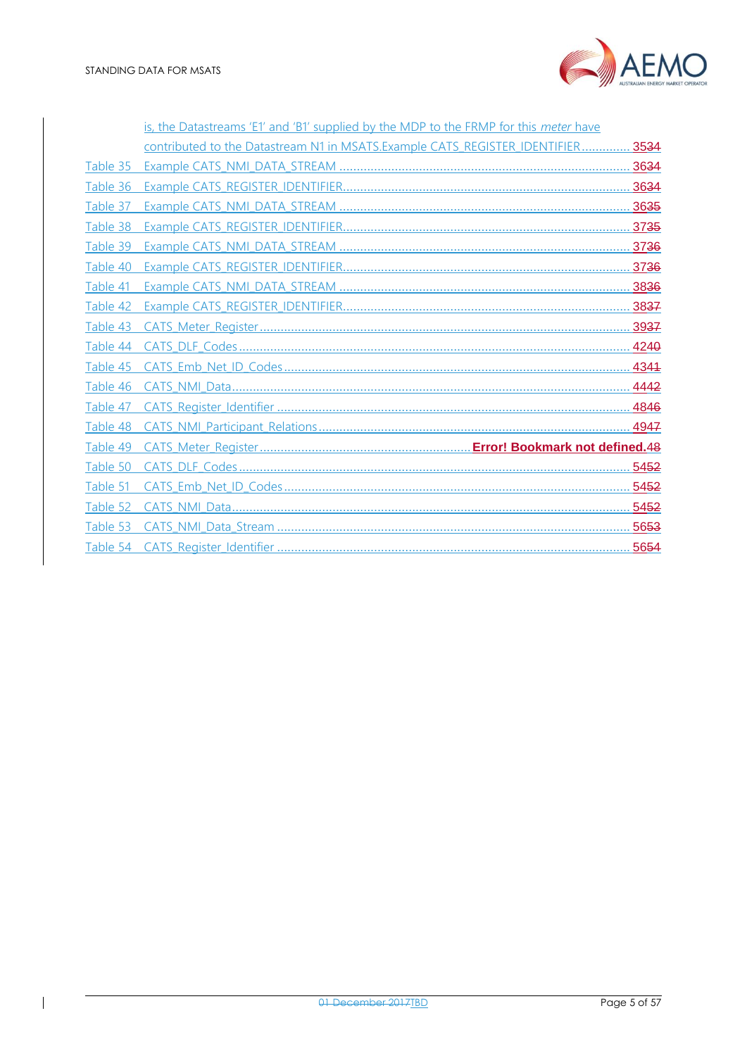is, the Datastreams 'E1' and 'B1' supplied by the MDP to the FRMP for this *meter* have contributed to the Datastream N1 in MSATS.Example CATS_REGISTER_IDENTIFIER .............. 3534

Table 35 Example CATS_NMI_DATA_STREAM .................................................................................. 3634

Table 36 Example CATS_REGISTER_IDENTIFIER................................................................................. 3634

Table 37 Example CATS_NMI_DATA_STREAM .................................................................................. 3635

Table 38 Example CATS_REGISTER_IDENTIFIER................................................................................. 3735

Table 39 Example CATS_NMI_DATA_STREAM .................................................................................. 3736

Table 40 Example CATS_REGISTER_IDENTIFIER................................................................................. 3736

Table 41 Example CATS_NMI_DATA_STREAM .................................................................................. 3836

Table 42 Example CATS_REGISTER_IDENTIFIER................................................................................. 3837

Table 43 CATS_Meter_Register .......................................................................................................... 3937

Table 44 CATS_DLF_Codes ................................................................................................................ 4240

Table 45 CATS_Emb_Net_ID_Codes ................................................................................................... 4341

Table 46 CATS_NMI_Data .................................................................................................................. 4442

Table 47 CATS_Register_Identifier ..................................................................................................... 4846

Table 48 CATS_NMI_Participant_Relations ......................................................................................... 4947

Table 49 CATS_Meter_Register ............................................................ **Error! Bookmark not defined.**48

Table 50 CATS_DLF_Codes ................................................................................................................ 5452

Table 51 CATS_Emb_Net_ID_Codes ................................................................................................... 5452

Table 52 CATS_NMI_Data .................................................................................................................. 5452

Table 53 CATS_NMI_Data_Stream ..................................................................................................... 5653

Table 54 CATS_Register_Identifier ..................................................................................................... 5654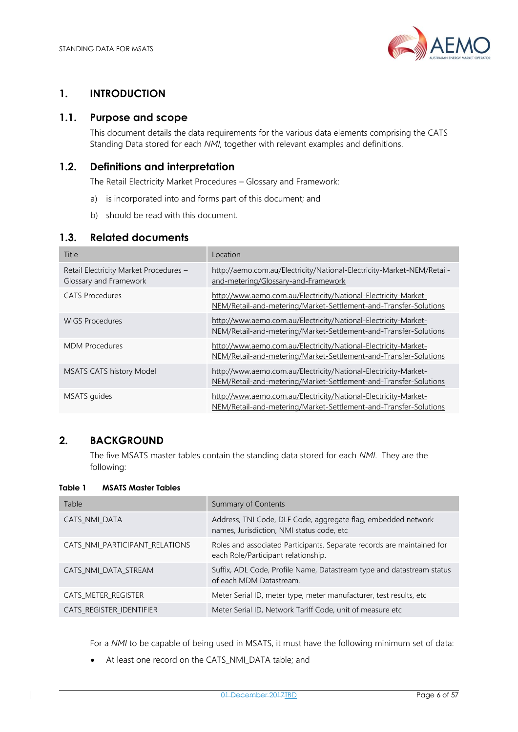# 1. INTRODUCTION

## 1.1. Purpose and scope

This document details the data requirements for the various data elements comprising the CATS Standing Data stored for each *NMI*, together with relevant examples and definitions.

## 1.2. Definitions and interpretation

The Retail Electricity Market Procedures – Glossary and Framework:

a) is incorporated into and forms part of this document; and

b) should be read with this document.

## 1.3. Related documents

| Title | Location |
|---|---|
| Retail Electricity Market Procedures – Glossary and Framework | http://aemo.com.au/Electricity/National-Electricity-Market-NEM/Retail-and-metering/Glossary-and-Framework |
| CATS Procedures | http://www.aemo.com.au/Electricity/National-Electricity-Market-NEM/Retail-and-metering/Market-Settlement-and-Transfer-Solutions |
| WIGS Procedures | http://www.aemo.com.au/Electricity/National-Electricity-Market-NEM/Retail-and-metering/Market-Settlement-and-Transfer-Solutions |
| MDM Procedures | http://www.aemo.com.au/Electricity/National-Electricity-Market-NEM/Retail-and-metering/Market-Settlement-and-Transfer-Solutions |
| MSATS CATS history Model | http://www.aemo.com.au/Electricity/National-Electricity-Market-NEM/Retail-and-metering/Market-Settlement-and-Transfer-Solutions |
| MSATS guides | http://www.aemo.com.au/Electricity/National-Electricity-Market-NEM/Retail-and-metering/Market-Settlement-and-Transfer-Solutions |

# 2. BACKGROUND

The five MSATS master tables contain the standing data stored for each *NMI*. They are the following:

**Table 1 MSATS Master Tables**

| Table | Summary of Contents |
|---|---|
| CATS_NMI_DATA | Address, TNI Code, DLF Code, aggregate flag, embedded network names, Jurisdiction, NMI status code, etc |
| CATS_NMI_PARTICIPANT_RELATIONS | Roles and associated Participants. Separate records are maintained for each Role/Participant relationship. |
| CATS_NMI_DATA_STREAM | Suffix, ADL Code, Profile Name, Datastream type and datastream status of each MDM Datastream. |
| CATS_METER_REGISTER | Meter Serial ID, meter type, meter manufacturer, test results, etc |
| CATS_REGISTER_IDENTIFIER | Meter Serial ID, Network Tariff Code, unit of measure etc |

For a *NMI* to be capable of being used in MSATS, it must have the following minimum set of data:

- At least one record on the CATS_NMI_DATA table; and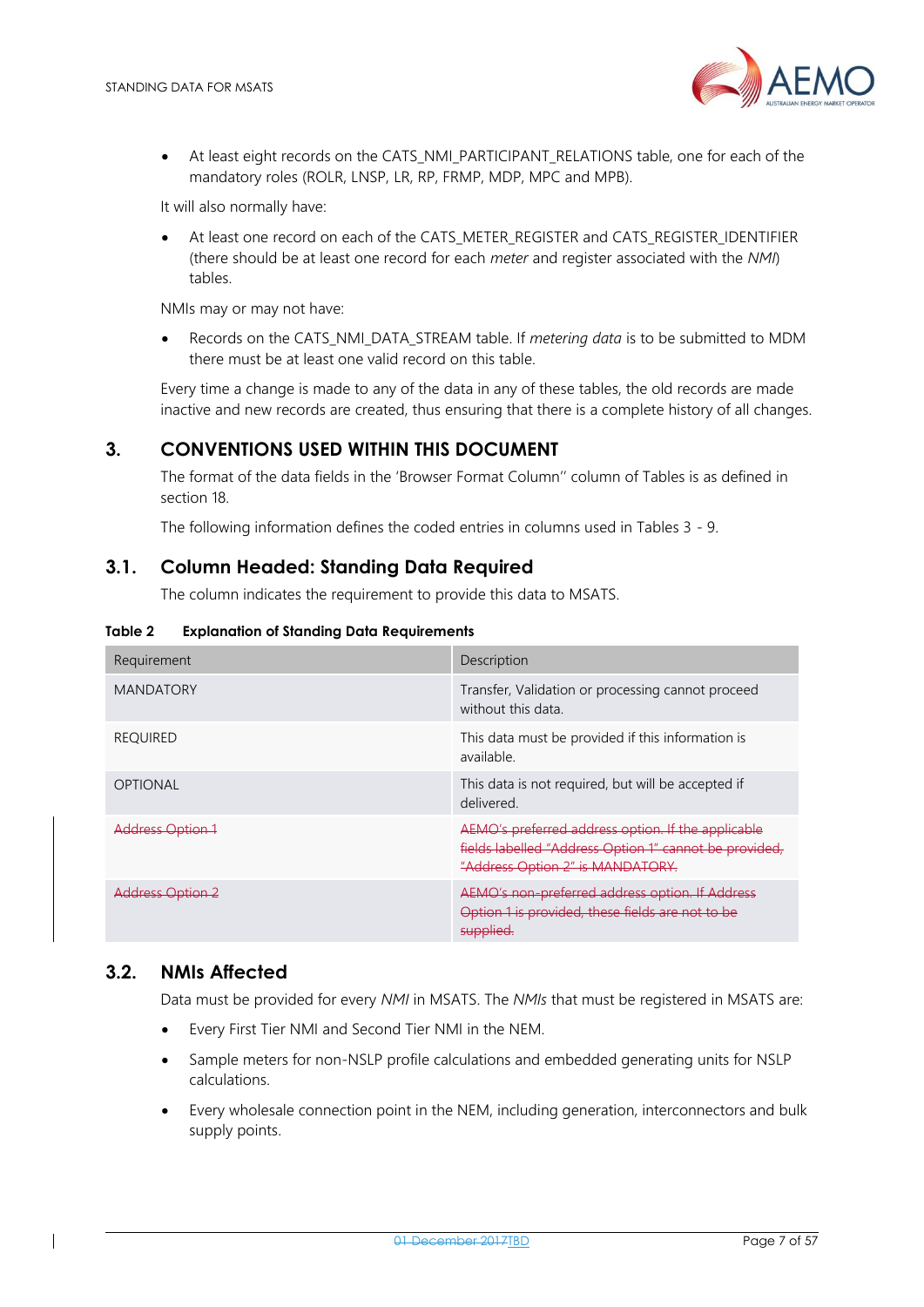- At least eight records on the CATS_NMI_PARTICIPANT_RELATIONS table, one for each of the mandatory roles (ROLR, LNSP, LR, RP, FRMP, MDP, MPC and MPB).

It will also normally have:

- At least one record on each of the CATS_METER_REGISTER and CATS_REGISTER_IDENTIFIER (there should be at least one record for each *meter* and register associated with the *NMI*) tables.

NMIs may or may not have:

- Records on the CATS_NMI_DATA_STREAM table. If *metering data* is to be submitted to MDM there must be at least one valid record on this table.

Every time a change is made to any of the data in any of these tables, the old records are made inactive and new records are created, thus ensuring that there is a complete history of all changes.

# 3. CONVENTIONS USED WITHIN THIS DOCUMENT

The format of the data fields in the 'Browser Format Column'' column of Tables is as defined in section 18.

The following information defines the coded entries in columns used in Tables 3 - 9.

## 3.1. Column Headed: Standing Data Required

The column indicates the requirement to provide this data to MSATS.

**Table 2 Explanation of Standing Data Requirements**

| Requirement | Description |
|---|---|
| MANDATORY | Transfer, Validation or processing cannot proceed without this data. |
| REQUIRED | This data must be provided if this information is available. |
| OPTIONAL | This data is not required, but will be accepted if delivered. |
| ~~Address Option 1~~ | ~~AEMO's preferred address option. If the applicable fields labelled "Address Option 1" cannot be provided, "Address Option 2" is MANDATORY.~~ |
| ~~Address Option 2~~ | ~~AEMO's non-preferred address option. If Address Option 1 is provided, these fields are not to be supplied.~~ |

## 3.2. NMIs Affected

Data must be provided for every *NMI* in MSATS. The *NMIs* that must be registered in MSATS are:

- Every First Tier NMI and Second Tier NMI in the NEM.
- Sample meters for non-NSLP profile calculations and embedded generating units for NSLP calculations.
- Every wholesale connection point in the NEM, including generation, interconnectors and bulk supply points.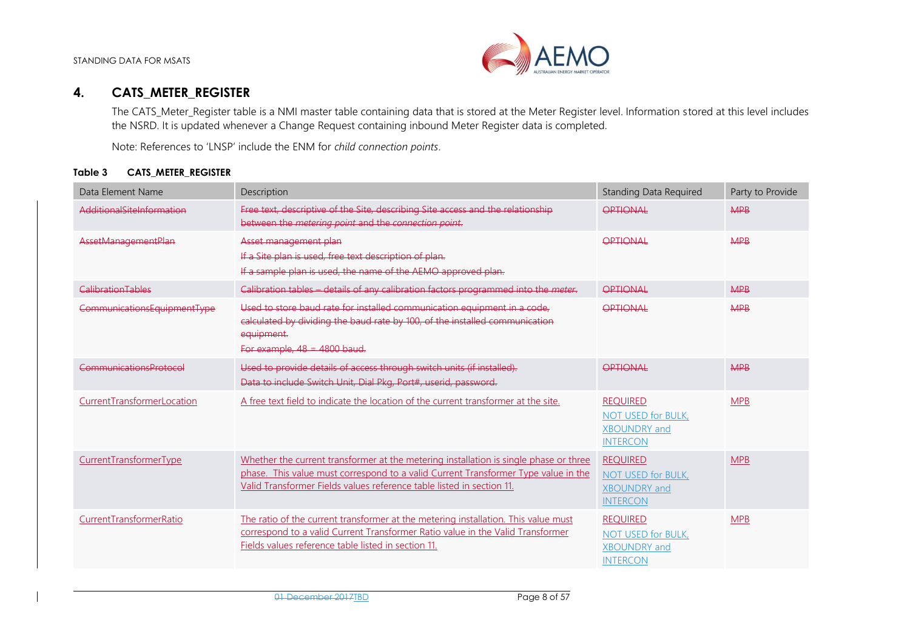## 4. CATS_METER_REGISTER

The CATS_Meter_Register table is a NMI master table containing data that is stored at the Meter Register level. Information stored at this level includes the NSRD. It is updated whenever a Change Request containing inbound Meter Register data is completed.

Note: References to 'LNSP' include the ENM for *child connection points*.

**Table 3 CATS_METER_REGISTER**

| Data Element Name | Description | Standing Data Required | Party to Provide |
|---|---|---|---|
| ~~AdditionalSiteInformation~~ | ~~Free text, descriptive of the Site, describing Site access and the relationship between the *metering point* and the *connection point*.~~ | ~~OPTIONAL~~ | ~~MPB~~ |
| ~~AssetManagementPlan~~ | ~~Asset management plan~~<br>~~If a Site plan is used, free text description of plan.~~<br>~~If a sample plan is used, the name of the AEMO approved plan.~~ | ~~OPTIONAL~~ | ~~MPB~~ |
| ~~CalibrationTables~~ | ~~Calibration tables – details of any calibration factors programmed into the *meter*.~~ | ~~OPTIONAL~~ | ~~MPB~~ |
| ~~CommunicationsEquipmentType~~ | ~~Used to store baud rate for installed communication equipment in a code, calculated by dividing the baud rate by 100, of the installed communication equipment.~~<br>~~For example, 48 = 4800 baud.~~ | ~~OPTIONAL~~ | ~~MPB~~ |
| ~~CommunicationsProtocol~~ | ~~Used to provide details of access through switch units (if installed).~~<br>~~Data to include Switch Unit, Dial Pkg, Port#, userid, password.~~ | ~~OPTIONAL~~ | ~~MPB~~ |
| CurrentTransformerLocation | A free text field to indicate the location of the current transformer at the site. | REQUIRED<br>NOT USED for BULK, XBOUNDRY and INTERCON | MPB |
| CurrentTransformerType | Whether the current transformer at the metering installation is single phase or three phase. This value must correspond to a valid Current Transformer Type value in the Valid Transformer Fields values reference table listed in section 11. | REQUIRED<br>NOT USED for BULK, XBOUNDRY and INTERCON | MPB |
| CurrentTransformerRatio | The ratio of the current transformer at the metering installation. This value must correspond to a valid Current Transformer Ratio value in the Valid Transformer Fields values reference table listed in section 11. | REQUIRED<br>NOT USED for BULK, XBOUNDRY and INTERCON | MPB |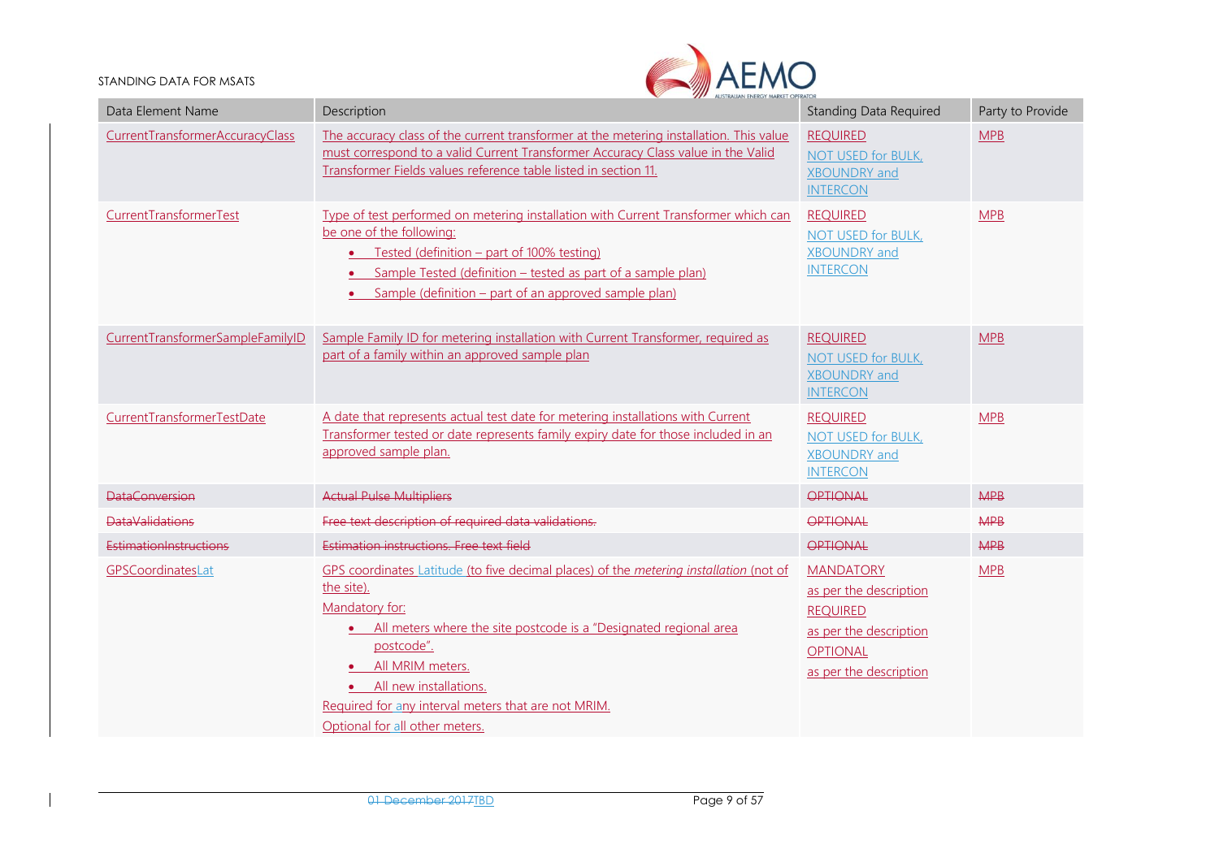| Data Element Name | Description | Standing Data Required | Party to Provide |
|---|---|---|---|
| CurrentTransformerAccuracyClass | The accuracy class of the current transformer at the metering installation. This value must correspond to a valid Current Transformer Accuracy Class value in the Valid Transformer Fields values reference table listed in section 11. | REQUIRED<br>NOT USED for BULK, XBOUNDRY and INTERCON | MPB |
| CurrentTransformerTest | Type of test performed on metering installation with Current Transformer which can be one of the following:<br>• Tested (definition – part of 100% testing)<br>• Sample Tested (definition – tested as part of a sample plan)<br>• Sample (definition – part of an approved sample plan) | REQUIRED<br>NOT USED for BULK, XBOUNDRY and INTERCON | MPB |
| CurrentTransformerSampleFamilyID | Sample Family ID for metering installation with Current Transformer, required as part of a family within an approved sample plan | REQUIRED<br>NOT USED for BULK, XBOUNDRY and INTERCON | MPB |
| CurrentTransformerTestDate | A date that represents actual test date for metering installations with Current Transformer tested or date represents family expiry date for those included in an approved sample plan. | REQUIRED<br>NOT USED for BULK, XBOUNDRY and INTERCON | MPB |
| ~~DataConversion~~ | ~~Actual Pulse Multipliers~~ | ~~OPTIONAL~~ | ~~MPB~~ |
| ~~DataValidations~~ | ~~Free text description of required data validations.~~ | ~~OPTIONAL~~ | ~~MPB~~ |
| ~~EstimationInstructions~~ | ~~Estimation instructions. Free text field~~ | ~~OPTIONAL~~ | ~~MPB~~ |
| GPSCoordinatesLat | GPS coordinates Latitude (to five decimal places) of the *metering installation* (not of the site).<br>Mandatory for:<br>• All meters where the site postcode is a "Designated regional area postcode".<br>• All MRIM meters.<br>• All new installations.<br>Required for any interval meters that are not MRIM.<br>Optional for all other meters. | MANDATORY<br>as per the description<br>REQUIRED<br>as per the description<br>OPTIONAL<br>as per the description | MPB |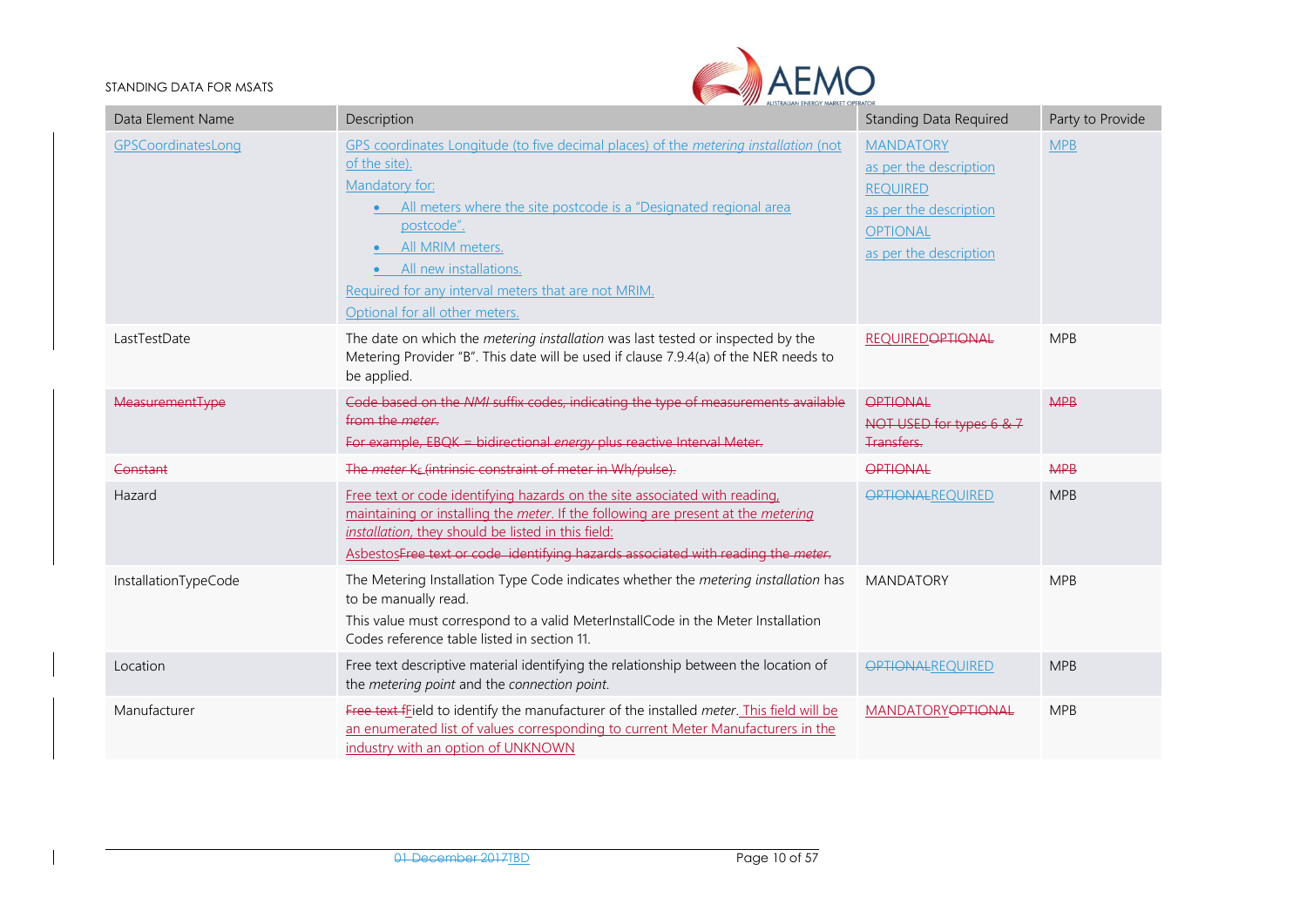| Data Element Name | Description | Standing Data Required | Party to Provide |
| --- | --- | --- | --- |
| GPSCoordinatesLong | GPS coordinates Longitude (to five decimal places) of the *metering installation* (not of the site).<br>Mandatory for:<br>• All meters where the site postcode is a "Designated regional area postcode".<br>• All MRIM meters.<br>• All new installations.<br>Required for any interval meters that are not MRIM.<br>Optional for all other meters. | MANDATORY<br>as per the description<br>REQUIRED<br>as per the description<br>OPTIONAL<br>as per the description | MPB |
| LastTestDate | The date on which the *metering installation* was last tested or inspected by the Metering Provider "B". This date will be used if clause 7.9.4(a) of the NER needs to be applied. | REQUIREDOPTIONAL | MPB |
| MeasurementType | Code based on the *NMI* suffix codes, indicating the type of measurements available from the *meter*.<br>For example, EBQK = bidirectional *energy* plus reactive Interval Meter. | OPTIONAL<br>NOT USED for types 6 & 7 Transfers. | MPB |
| Constant | The *meter* $K_L$ (intrinsic constraint of meter in Wh/pulse). | OPTIONAL | MPB |
| Hazard | Free text or code identifying hazards on the site associated with reading, maintaining or installing the *meter*. If the following are present at the *metering installation*, they should be listed in this field:<br>AsbestosFree text or code identifying hazards associated with reading the *meter*. | OPTIONALREQUIRED | MPB |
| InstallationTypeCode | The Metering Installation Type Code indicates whether the *metering installation* has to be manually read.<br>This value must correspond to a valid MeterInstallCode in the Meter Installation Codes reference table listed in section 11. | MANDATORY | MPB |
| Location | Free text descriptive material identifying the relationship between the location of the *metering point* and the *connection point*. | OPTIONALREQUIRED | MPB |
| Manufacturer | Free text fField to identify the manufacturer of the installed *meter*. This field will be an enumerated list of values corresponding to current Meter Manufacturers in the industry with an option of UNKNOWN | MANDATORYOPTIONAL | MPB |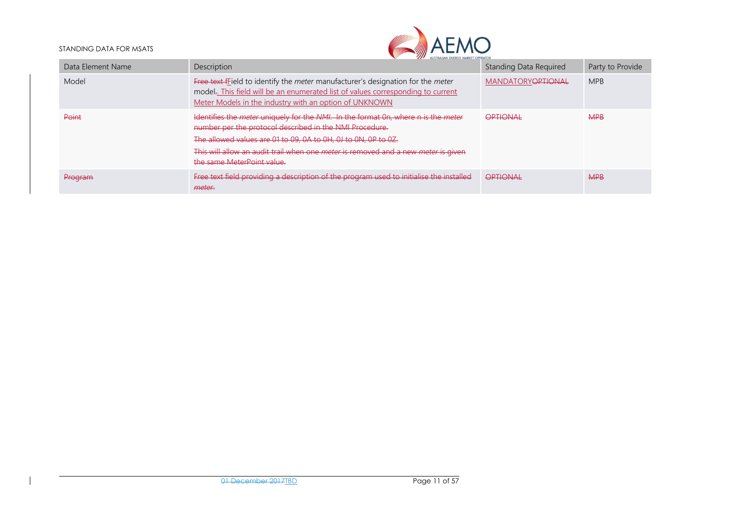| Data Element Name | Description | Standing Data Required | Party to Provide |
|---|---|---|---|
| Model | ~~Free text f~~Field to identify the *meter* manufacturer's designation for the *meter* model~~.~~. This field will be an enumerated list of values corresponding to current Meter Models in the industry with an option of UNKNOWN | MANDATORY~~OPTIONAL~~ | MPB |
| ~~Point~~ | ~~Identifies the *meter* uniquely for the *NMI*. In the format 0n, where n is the *meter* number per the protocol described in the NMI Procedure.~~<br>~~The allowed values are 01 to 09, 0A to 0H, 0J to 0N, 0P to 0Z.~~<br>~~This will allow an audit trail when one *meter* is removed and a new *meter* is given the same MeterPoint value.~~ | ~~OPTIONAL~~ | ~~MPB~~ |
| ~~Program~~ | ~~Free text field providing a description of the program used to initialise the installed *meter*.~~ | ~~OPTIONAL~~ | ~~MPB~~ |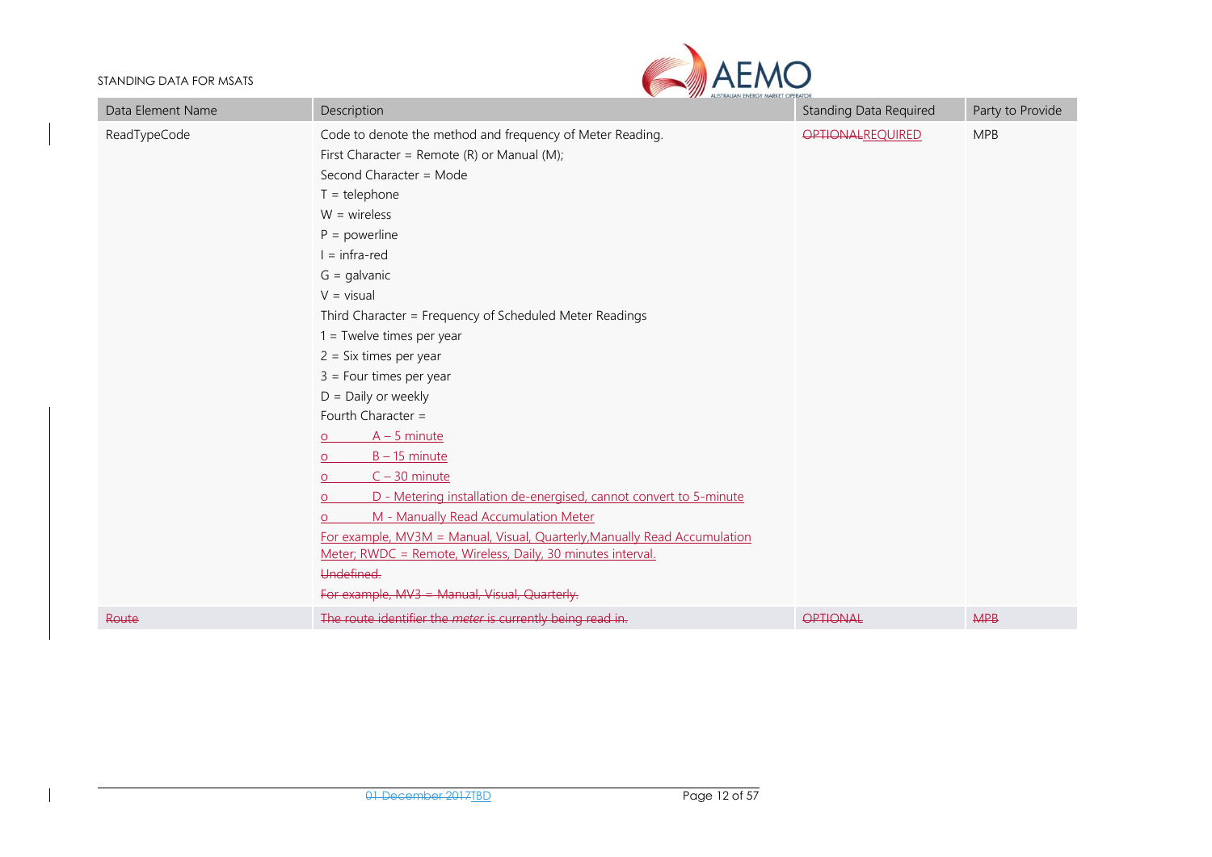| Data Element Name | Description | Standing Data Required | Party to Provide |
|---|---|---|---|
| ReadTypeCode | Code to denote the method and frequency of Meter Reading.<br>First Character = Remote (R) or Manual (M);<br>Second Character = Mode<br>T = telephone<br>W = wireless<br>P = powerline<br>I = infra-red<br>G = galvanic<br>V = visual<br>Third Character = Frequency of Scheduled Meter Readings<br>1 = Twelve times per year<br>2 = Six times per year<br>3 = Four times per year<br>D = Daily or weekly<br>Fourth Character =<br>o A – 5 minute<br>o B – 15 minute<br>o C – 30 minute<br>o D - Metering installation de-energised, cannot convert to 5-minute<br>o M - Manually Read Accumulation Meter<br>For example, MV3M = Manual, Visual, Quarterly,Manually Read Accumulation Meter; RWDC = Remote, Wireless, Daily, 30 minutes interval.<br>~~Undefined.~~<br>~~For example, MV3 = Manual, Visual, Quarterly.~~ | ~~OPTIONAL~~REQUIRED | MPB |
| ~~Route~~ | ~~The route identifier the *meter* is currently being read in.~~ | ~~OPTIONAL~~ | ~~MPB~~ |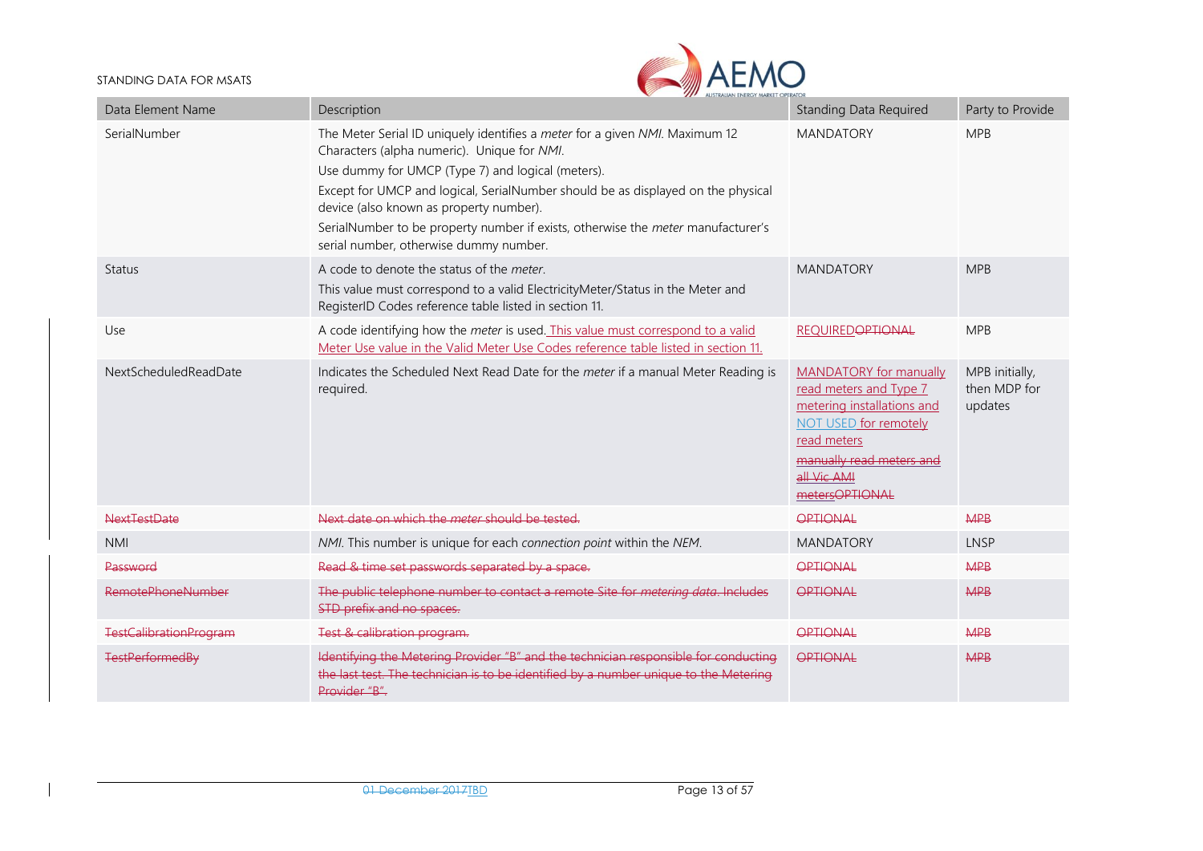| Data Element Name | Description | Standing Data Required | Party to Provide |
|---|---|---|---|
| SerialNumber | The Meter Serial ID uniquely identifies a *meter* for a given *NMI*. Maximum 12 Characters (alpha numeric). Unique for *NMI*.<br>Use dummy for UMCP (Type 7) and logical (meters).<br>Except for UMCP and logical, SerialNumber should be as displayed on the physical device (also known as property number).<br>SerialNumber to be property number if exists, otherwise the *meter* manufacturer's serial number, otherwise dummy number. | MANDATORY | MPB |
| Status | A code to denote the status of the *meter*.<br>This value must correspond to a valid ElectricityMeter/Status in the Meter and RegisterID Codes reference table listed in section 11. | MANDATORY | MPB |
| Use | A code identifying how the *meter* is used. This value must correspond to a valid Meter Use value in the Valid Meter Use Codes reference table listed in section 11. | REQUIRED~~OPTIONAL~~ | MPB |
| NextScheduledReadDate | Indicates the Scheduled Next Read Date for the *meter* if a manual Meter Reading is required. | MANDATORY for manually read meters and Type 7 metering installations and NOT USED for remotely read meters<br>~~manually read meters and all Vic AMI metersOPTIONAL~~ | MPB initially, then MDP for updates |
| ~~NextTestDate~~ | ~~Next date on which the *meter* should be tested.~~ | ~~OPTIONAL~~ | ~~MPB~~ |
| NMI | *NMI*. This number is unique for each *connection point* within the *NEM*. | MANDATORY | LNSP |
| ~~Password~~ | ~~Read & time set passwords separated by a space.~~ | ~~OPTIONAL~~ | ~~MPB~~ |
| ~~RemotePhoneNumber~~ | ~~The public telephone number to contact a remote Site for *metering data*. Includes STD prefix and no spaces.~~ | ~~OPTIONAL~~ | ~~MPB~~ |
| ~~TestCalibrationProgram~~ | ~~Test & calibration program.~~ | ~~OPTIONAL~~ | ~~MPB~~ |
| ~~TestPerformedBy~~ | ~~Identifying the Metering Provider "B" and the technician responsible for conducting the last test. The technician is to be identified by a number unique to the Metering Provider "B".~~ | ~~OPTIONAL~~ | ~~MPB~~ |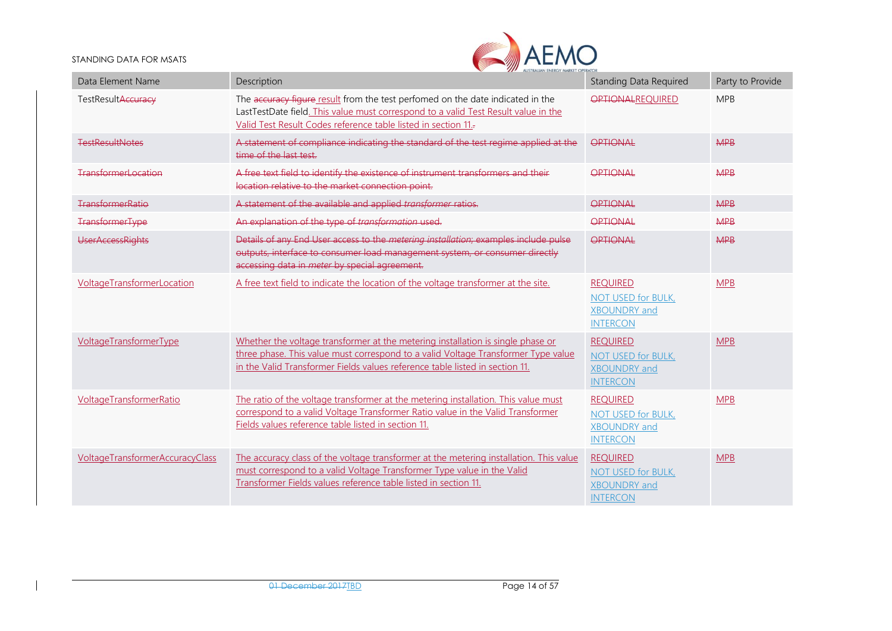| Data Element Name | Description | Standing Data Required | Party to Provide |
|---|---|---|---|
| TestResultAccuracy | The accuracy figure result from the test perfomed on the date indicated in the LastTestDate field. This value must correspond to a valid Test Result value in the Valid Test Result Codes reference table listed in section 11.. | OPTIONALREQUIRED | MPB |
| TestResultNotes | A statement of compliance indicating the standard of the test regime applied at the time of the last test. | OPTIONAL | MPB |
| TransformerLocation | A free text field to identify the existence of instrument transformers and their location relative to the market connection point. | OPTIONAL | MPB |
| TransformerRatio | A statement of the available and applied *transformer* ratios. | OPTIONAL | MPB |
| TransformerType | An explanation of the type of *transformation* used. | OPTIONAL | MPB |
| UserAccessRights | Details of any End User access to the *metering installation*; examples include pulse outputs, interface to consumer load management system, or consumer directly accessing data in *meter* by special agreement. | OPTIONAL | MPB |
| VoltageTransformerLocation | A free text field to indicate the location of the voltage transformer at the site. | REQUIRED<br>NOT USED for BULK, XBOUNDRY and INTERCON | MPB |
| VoltageTransformerType | Whether the voltage transformer at the metering installation is single phase or three phase. This value must correspond to a valid Voltage Transformer Type value in the Valid Transformer Fields values reference table listed in section 11. | REQUIRED<br>NOT USED for BULK, XBOUNDRY and INTERCON | MPB |
| VoltageTransformerRatio | The ratio of the voltage transformer at the metering installation. This value must correspond to a valid Voltage Transformer Ratio value in the Valid Transformer Fields values reference table listed in section 11. | REQUIRED<br>NOT USED for BULK, XBOUNDRY and INTERCON | MPB |
| VoltageTransformerAccuracyClass | The accuracy class of the voltage transformer at the metering installation. This value must correspond to a valid Voltage Transformer Type value in the Valid Transformer Fields values reference table listed in section 11. | REQUIRED<br>NOT USED for BULK, XBOUNDRY and INTERCON | MPB |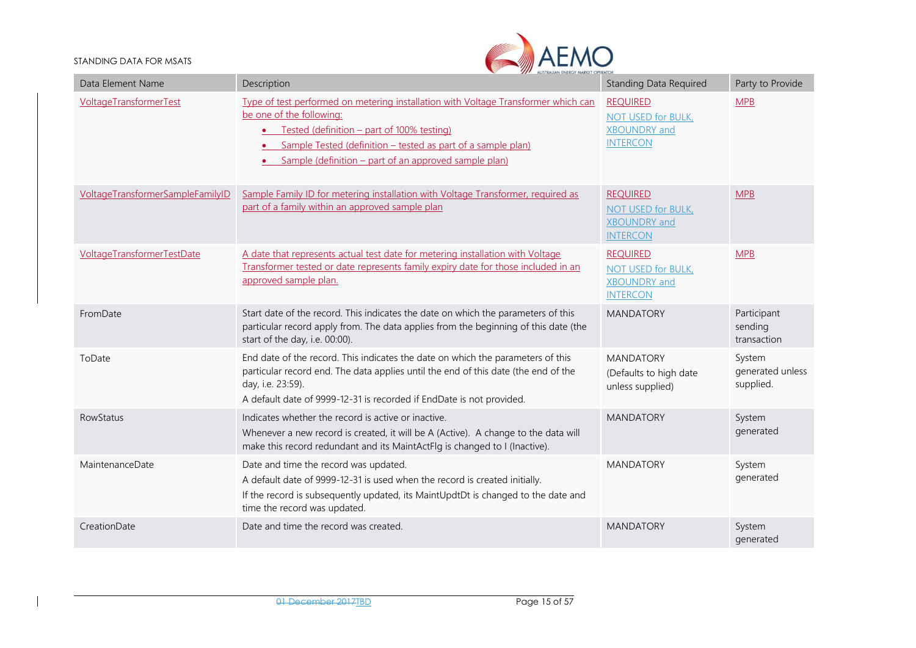| Data Element Name | Description | Standing Data Required | Party to Provide |
|---|---|---|---|
| VoltageTransformerTest | Type of test performed on metering installation with Voltage Transformer which can be one of the following:<br>• Tested (definition – part of 100% testing)<br>• Sample Tested (definition – tested as part of a sample plan)<br>• Sample (definition – part of an approved sample plan) | REQUIRED<br>NOT USED for BULK, XBOUNDRY and INTERCON | MPB |
| VoltageTransformerSampleFamilyID | Sample Family ID for metering installation with Voltage Transformer, required as part of a family within an approved sample plan | REQUIRED<br>NOT USED for BULK, XBOUNDRY and INTERCON | MPB |
| VoltageTransformerTestDate | A date that represents actual test date for metering installation with Voltage Transformer tested or date represents family expiry date for those included in an approved sample plan. | REQUIRED<br>NOT USED for BULK, XBOUNDRY and INTERCON | MPB |
| FromDate | Start date of the record. This indicates the date on which the parameters of this particular record apply from. The data applies from the beginning of this date (the start of the day, i.e. 00:00). | MANDATORY | Participant sending transaction |
| ToDate | End date of the record. This indicates the date on which the parameters of this particular record end. The data applies until the end of this date (the end of the day, i.e. 23:59).<br>A default date of 9999-12-31 is recorded if EndDate is not provided. | MANDATORY<br>(Defaults to high date unless supplied) | System generated unless supplied. |
| RowStatus | Indicates whether the record is active or inactive.<br>Whenever a new record is created, it will be A (Active). A change to the data will make this record redundant and its MaintActFlg is changed to I (Inactive). | MANDATORY | System generated |
| MaintenanceDate | Date and time the record was updated.<br>A default date of 9999-12-31 is used when the record is created initially.<br>If the record is subsequently updated, its MaintUpdtDt is changed to the date and time the record was updated. | MANDATORY | System generated |
| CreationDate | Date and time the record was created. | MANDATORY | System generated |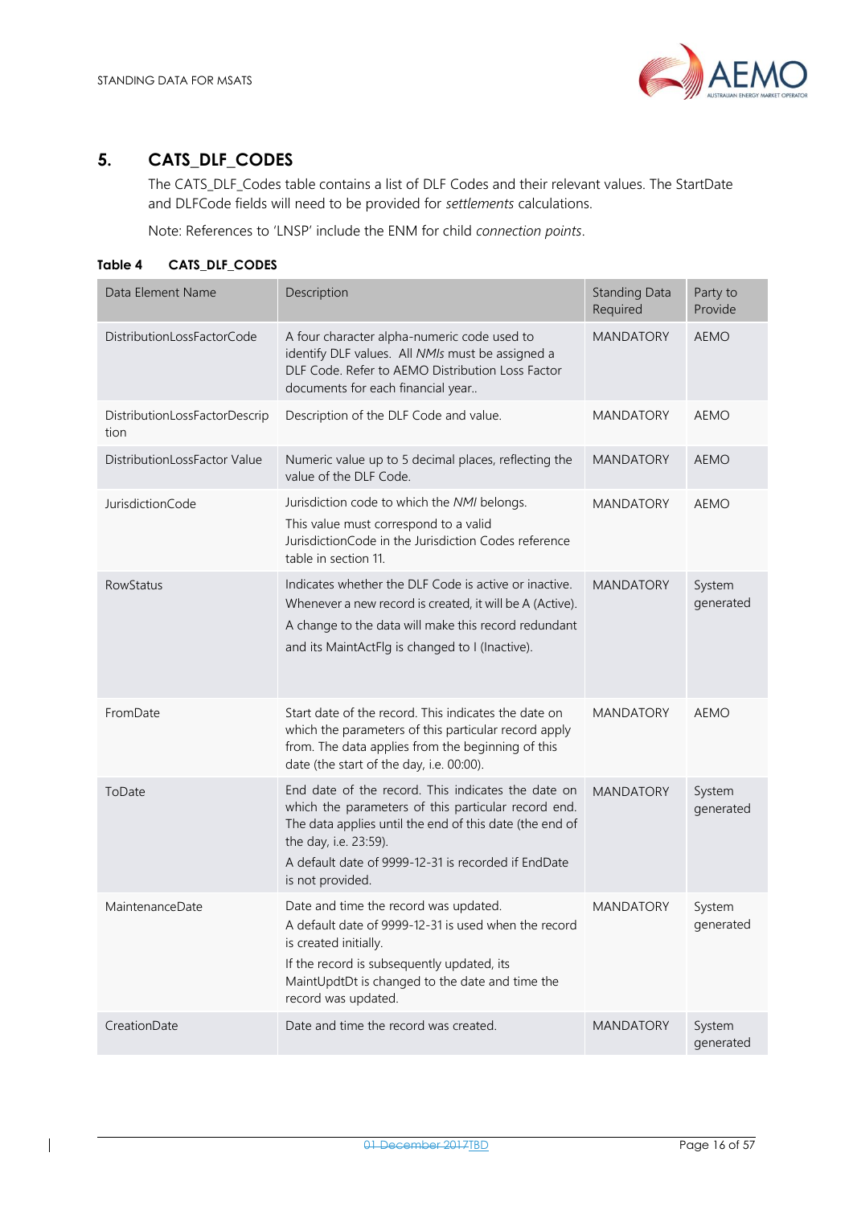## 5. CATS_DLF_CODES

The CATS_DLF_Codes table contains a list of DLF Codes and their relevant values. The StartDate and DLFCode fields will need to be provided for *settlements* calculations.

Note: References to 'LNSP' include the ENM for child *connection points*.

**Table 4 CATS_DLF_CODES**

| Data Element Name | Description | Standing Data Required | Party to Provide |
|---|---|---|---|
| DistributionLossFactorCode | A four character alpha-numeric code used to identify DLF values. All *NMIs* must be assigned a DLF Code. Refer to AEMO Distribution Loss Factor documents for each financial year.. | MANDATORY | AEMO |
| DistributionLossFactorDescription | Description of the DLF Code and value. | MANDATORY | AEMO |
| DistributionLossFactor Value | Numeric value up to 5 decimal places, reflecting the value of the DLF Code. | MANDATORY | AEMO |
| JurisdictionCode | Jurisdiction code to which the *NMI* belongs.<br>This value must correspond to a valid JurisdictionCode in the Jurisdiction Codes reference table in section 11. | MANDATORY | AEMO |
| RowStatus | Indicates whether the DLF Code is active or inactive.<br>Whenever a new record is created, it will be A (Active).<br>A change to the data will make this record redundant and its MaintActFlg is changed to I (Inactive). | MANDATORY | System generated |
| FromDate | Start date of the record. This indicates the date on which the parameters of this particular record apply from. The data applies from the beginning of this date (the start of the day, i.e. 00:00). | MANDATORY | AEMO |
| ToDate | End date of the record. This indicates the date on which the parameters of this particular record end. The data applies until the end of this date (the end of the day, i.e. 23:59).<br>A default date of 9999-12-31 is recorded if EndDate is not provided. | MANDATORY | System generated |
| MaintenanceDate | Date and time the record was updated.<br>A default date of 9999-12-31 is used when the record is created initially.<br>If the record is subsequently updated, its MaintUpdtDt is changed to the date and time the record was updated. | MANDATORY | System generated |
| CreationDate | Date and time the record was created. | MANDATORY | System generated |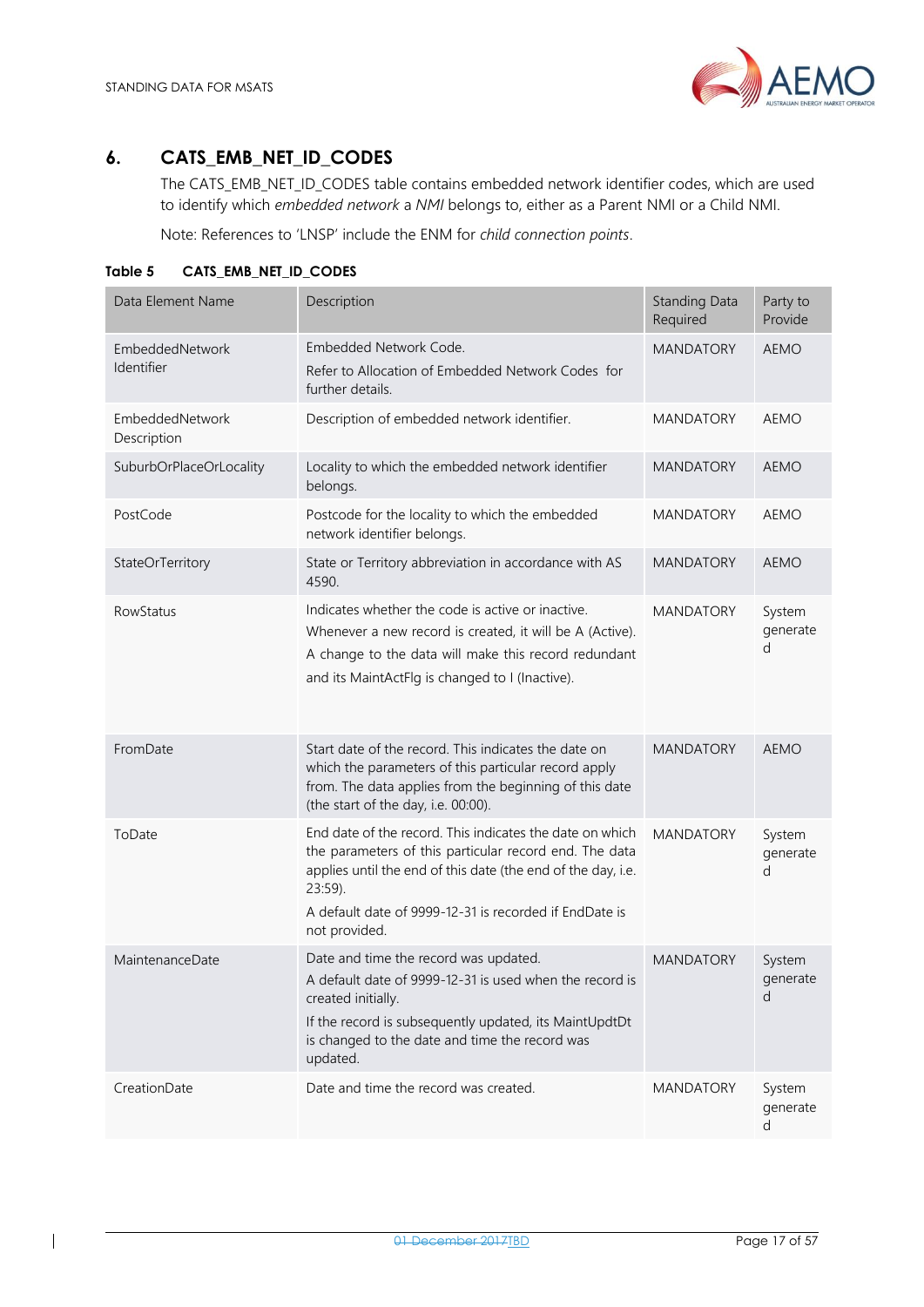# 6. CATS_EMB_NET_ID_CODES

The CATS_EMB_NET_ID_CODES table contains embedded network identifier codes, which are used to identify which *embedded network* a *NMI* belongs to, either as a Parent NMI or a Child NMI.

Note: References to 'LNSP' include the ENM for *child connection points*.

**Table 5 CATS_EMB_NET_ID_CODES**

| Data Element Name | Description | Standing Data Required | Party to Provide |
|---|---|---|---|
| EmbeddedNetwork Identifier | Embedded Network Code.<br>Refer to Allocation of Embedded Network Codes for further details. | MANDATORY | AEMO |
| EmbeddedNetwork Description | Description of embedded network identifier. | MANDATORY | AEMO |
| SuburbOrPlaceOrLocality | Locality to which the embedded network identifier belongs. | MANDATORY | AEMO |
| PostCode | Postcode for the locality to which the embedded network identifier belongs. | MANDATORY | AEMO |
| StateOrTerritory | State or Territory abbreviation in accordance with AS 4590. | MANDATORY | AEMO |
| RowStatus | Indicates whether the code is active or inactive.<br>Whenever a new record is created, it will be A (Active).<br>A change to the data will make this record redundant and its MaintActFlg is changed to I (Inactive). | MANDATORY | System generated |
| FromDate | Start date of the record. This indicates the date on which the parameters of this particular record apply from. The data applies from the beginning of this date (the start of the day, i.e. 00:00). | MANDATORY | AEMO |
| ToDate | End date of the record. This indicates the date on which the parameters of this particular record end. The data applies until the end of this date (the end of the day, i.e. 23:59).<br>A default date of 9999-12-31 is recorded if EndDate is not provided. | MANDATORY | System generated |
| MaintenanceDate | Date and time the record was updated.<br>A default date of 9999-12-31 is used when the record is created initially.<br>If the record is subsequently updated, its MaintUpdtDt is changed to the date and time the record was updated. | MANDATORY | System generated |
| CreationDate | Date and time the record was created. | MANDATORY | System generated |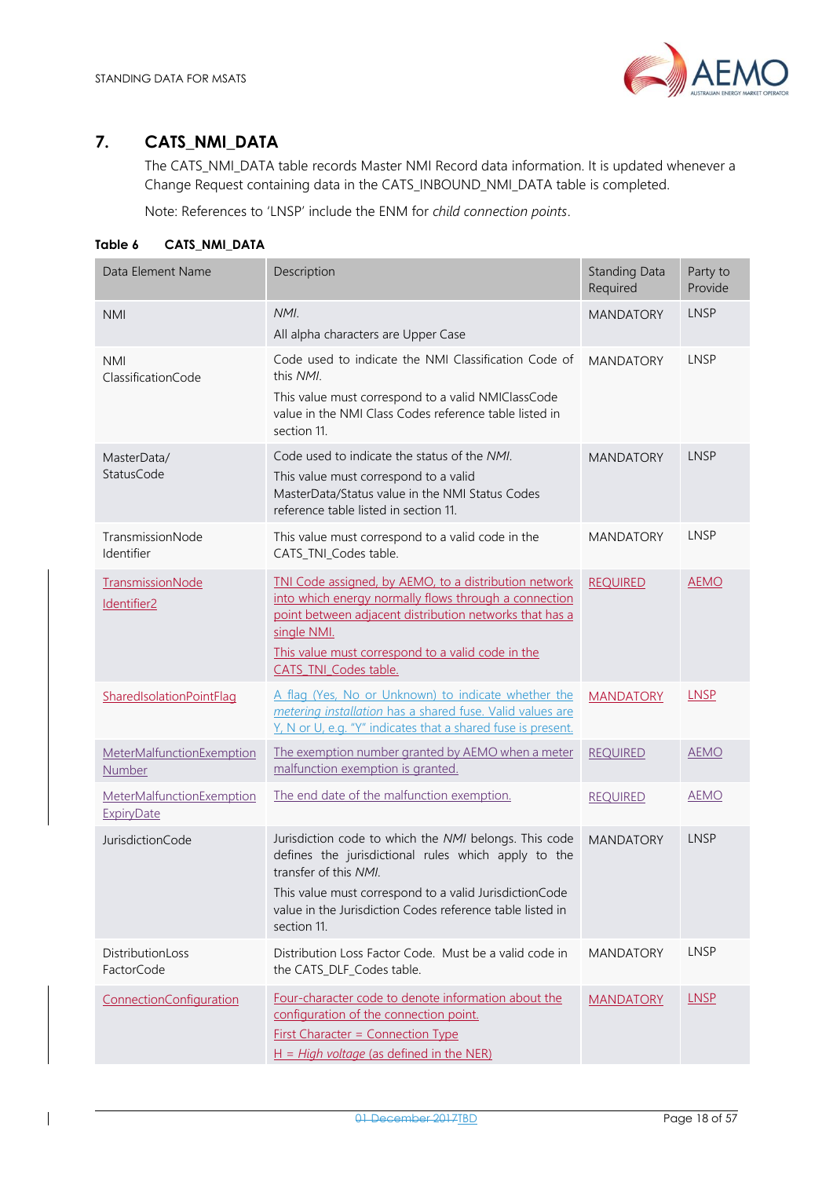## 7. CATS_NMI_DATA

The CATS_NMI_DATA table records Master NMI Record data information. It is updated whenever a Change Request containing data in the CATS_INBOUND_NMI_DATA table is completed.

Note: References to 'LNSP' include the ENM for *child connection points*.

**Table 6 CATS_NMI_DATA**

| Data Element Name | Description | Standing Data Required | Party to Provide |
|---|---|---|---|
| NMI | *NMI*.<br>All alpha characters are Upper Case | MANDATORY | LNSP |
| NMI ClassificationCode | Code used to indicate the NMI Classification Code of this *NMI*.<br>This value must correspond to a valid NMIClassCode value in the NMI Class Codes reference table listed in section 11. | MANDATORY | LNSP |
| MasterData/ StatusCode | Code used to indicate the status of the *NMI*.<br>This value must correspond to a valid MasterData/Status value in the NMI Status Codes reference table listed in section 11. | MANDATORY | LNSP |
| TransmissionNode Identifier | This value must correspond to a valid code in the CATS_TNI_Codes table. | MANDATORY | LNSP |
| TransmissionNode Identifier2 | TNI Code assigned, by AEMO, to a distribution network into which energy normally flows through a connection point between adjacent distribution networks that has a single NMI.<br>This value must correspond to a valid code in the CATS_TNI_Codes table. | REQUIRED | AEMO |
| SharedIsolationPointFlag | A flag (Yes, No or Unknown) to indicate whether the *metering installation* has a shared fuse. Valid values are Y, N or U, e.g. "Y" indicates that a shared fuse is present. | MANDATORY | LNSP |
| MeterMalfunctionExemption Number | The exemption number granted by AEMO when a meter malfunction exemption is granted. | REQUIRED | AEMO |
| MeterMalfunctionExemption ExpiryDate | The end date of the malfunction exemption. | REQUIRED | AEMO |
| JurisdictionCode | Jurisdiction code to which the *NMI* belongs. This code defines the jurisdictional rules which apply to the transfer of this *NMI*.<br>This value must correspond to a valid JurisdictionCode value in the Jurisdiction Codes reference table listed in section 11. | MANDATORY | LNSP |
| DistributionLoss FactorCode | Distribution Loss Factor Code. Must be a valid code in the CATS_DLF_Codes table. | MANDATORY | LNSP |
| ConnectionConfiguration | Four-character code to denote information about the configuration of the connection point.<br>First Character = Connection Type<br>H = *High voltage* (as defined in the NER) | MANDATORY | LNSP |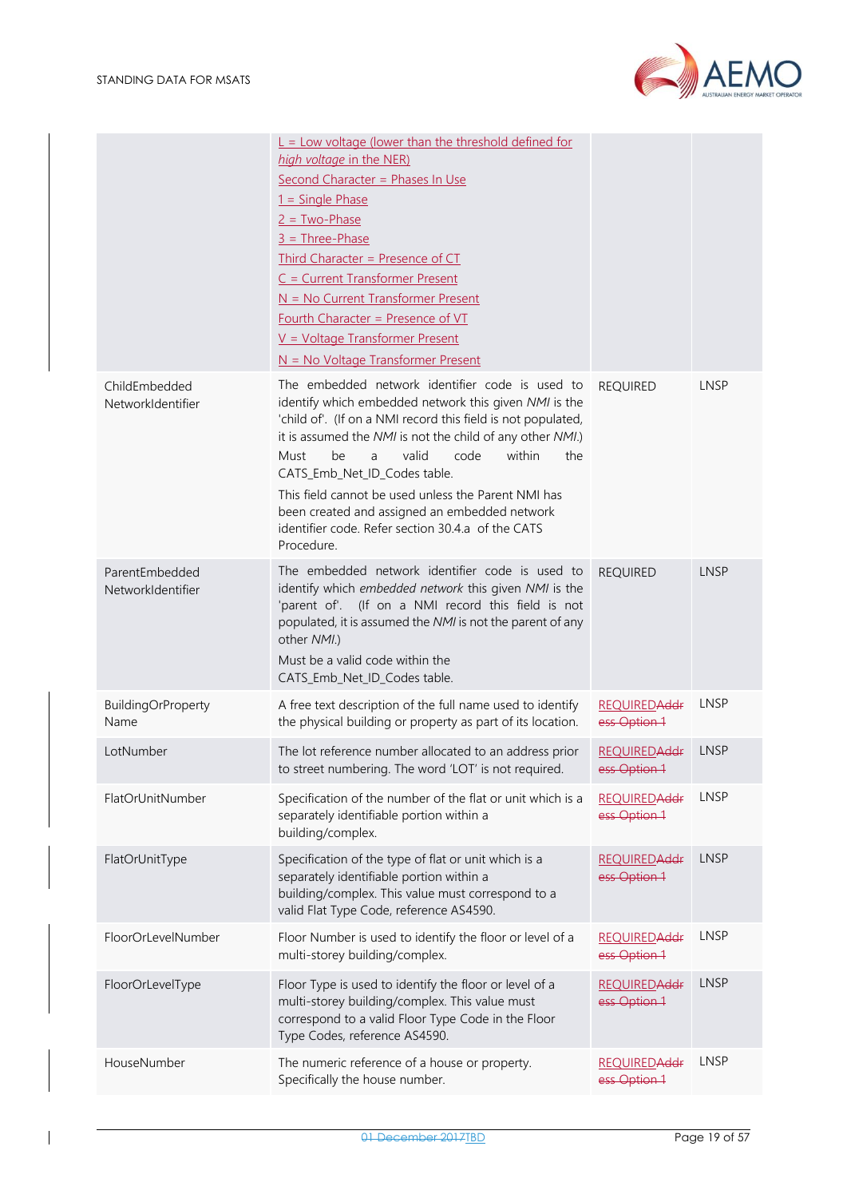| | | | |
|---|---|---|---|
| | L = Low voltage (lower than the threshold defined for *high voltage* in the NER)<br>Second Character = Phases In Use<br>1 = Single Phase<br>2 = Two-Phase<br>3 = Three-Phase<br>Third Character = Presence of CT<br>C = Current Transformer Present<br>N = No Current Transformer Present<br>Fourth Character = Presence of VT<br>V = Voltage Transformer Present<br>N = No Voltage Transformer Present | | |
| ChildEmbedded NetworkIdentifier | The embedded network identifier code is used to identify which embedded network this given *NMI* is the 'child of'. (If on a NMI record this field is not populated, it is assumed the *NMI* is not the child of any other *NMI*.)<br>Must be a valid code within the CATS_Emb_Net_ID_Codes table.<br>This field cannot be used unless the Parent NMI has been created and assigned an embedded network identifier code. Refer section 30.4.a of the CATS Procedure. | REQUIRED | LNSP |
| ParentEmbedded NetworkIdentifier | The embedded network identifier code is used to identify which *embedded network* this given *NMI* is the 'parent of'. (If on a NMI record this field is not populated, it is assumed the *NMI* is not the parent of any other *NMI*.)<br>Must be a valid code within the CATS_Emb_Net_ID_Codes table. | REQUIRED | LNSP |
| BuildingOrProperty Name | A free text description of the full name used to identify the physical building or property as part of its location. | REQUIRED~~Address Option 1~~ | LNSP |
| LotNumber | The lot reference number allocated to an address prior to street numbering. The word 'LOT' is not required. | REQUIRED~~Address Option 1~~ | LNSP |
| FlatOrUnitNumber | Specification of the number of the flat or unit which is a separately identifiable portion within a building/complex. | REQUIRED~~Address Option 1~~ | LNSP |
| FlatOrUnitType | Specification of the type of flat or unit which is a separately identifiable portion within a building/complex. This value must correspond to a valid Flat Type Code, reference AS4590. | REQUIRED~~Address Option 1~~ | LNSP |
| FloorOrLevelNumber | Floor Number is used to identify the floor or level of a multi-storey building/complex. | REQUIRED~~Address Option 1~~ | LNSP |
| FloorOrLevelType | Floor Type is used to identify the floor or level of a multi-storey building/complex. This value must correspond to a valid Floor Type Code in the Floor Type Codes, reference AS4590. | REQUIRED~~Address Option 1~~ | LNSP |
| HouseNumber | The numeric reference of a house or property. Specifically the house number. | REQUIRED~~Address Option 1~~ | LNSP |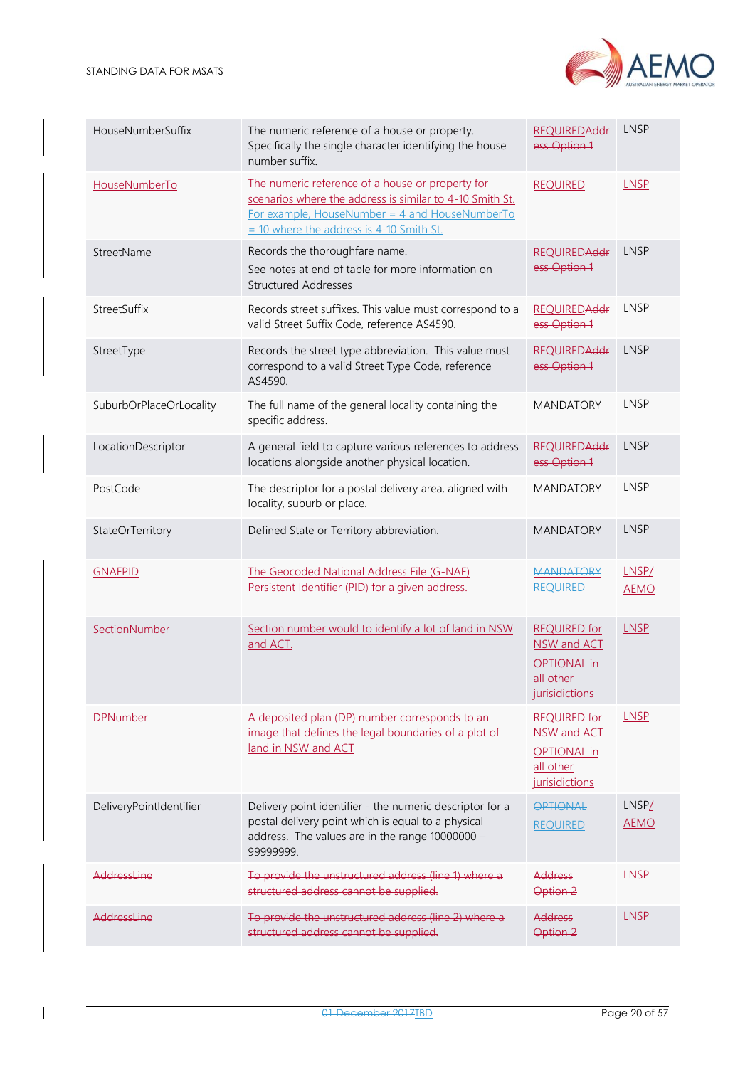| HouseNumberSuffix | The numeric reference of a house or property. Specifically the single character identifying the house number suffix. | REQUIREDAddress Option 1 | LNSP |
|---|---|---|---|
| HouseNumberTo | The numeric reference of a house or property for scenarios where the address is similar to 4-10 Smith St. For example, HouseNumber = 4 and HouseNumberTo = 10 where the address is 4-10 Smith St. | REQUIRED | LNSP |
| StreetName | Records the thoroughfare name.<br>See notes at end of table for more information on Structured Addresses | REQUIREDAddress Option 1 | LNSP |
| StreetSuffix | Records street suffixes. This value must correspond to a valid Street Suffix Code, reference AS4590. | REQUIREDAddress Option 1 | LNSP |
| StreetType | Records the street type abbreviation. This value must correspond to a valid Street Type Code, reference AS4590. | REQUIREDAddress Option 1 | LNSP |
| SuburbOrPlaceOrLocality | The full name of the general locality containing the specific address. | MANDATORY | LNSP |
| LocationDescriptor | A general field to capture various references to address locations alongside another physical location. | REQUIREDAddress Option 1 | LNSP |
| PostCode | The descriptor for a postal delivery area, aligned with locality, suburb or place. | MANDATORY | LNSP |
| StateOrTerritory | Defined State or Territory abbreviation. | MANDATORY | LNSP |
| GNAFPID | The Geocoded National Address File (G-NAF) Persistent Identifier (PID) for a given address. | MANDATORY REQUIRED | LNSP/ AEMO |
| SectionNumber | Section number would to identify a lot of land in NSW and ACT. | REQUIRED for NSW and ACT<br>OPTIONAL in all other jurisidictions | LNSP |
| DPNumber | A deposited plan (DP) number corresponds to an image that defines the legal boundaries of a plot of land in NSW and ACT | REQUIRED for NSW and ACT<br>OPTIONAL in all other jurisidictions | LNSP |
| DeliveryPointIdentifier | Delivery point identifier - the numeric descriptor for a postal delivery point which is equal to a physical address. The values are in the range 10000000 – 99999999. | OPTIONAL REQUIRED | LNSP/ AEMO |
| AddressLine | To provide the unstructured address (line 1) where a structured address cannot be supplied. | Address Option 2 | LNSP |
| AddressLine | To provide the unstructured address (line 2) where a structured address cannot be supplied. | Address Option 2 | LNSP |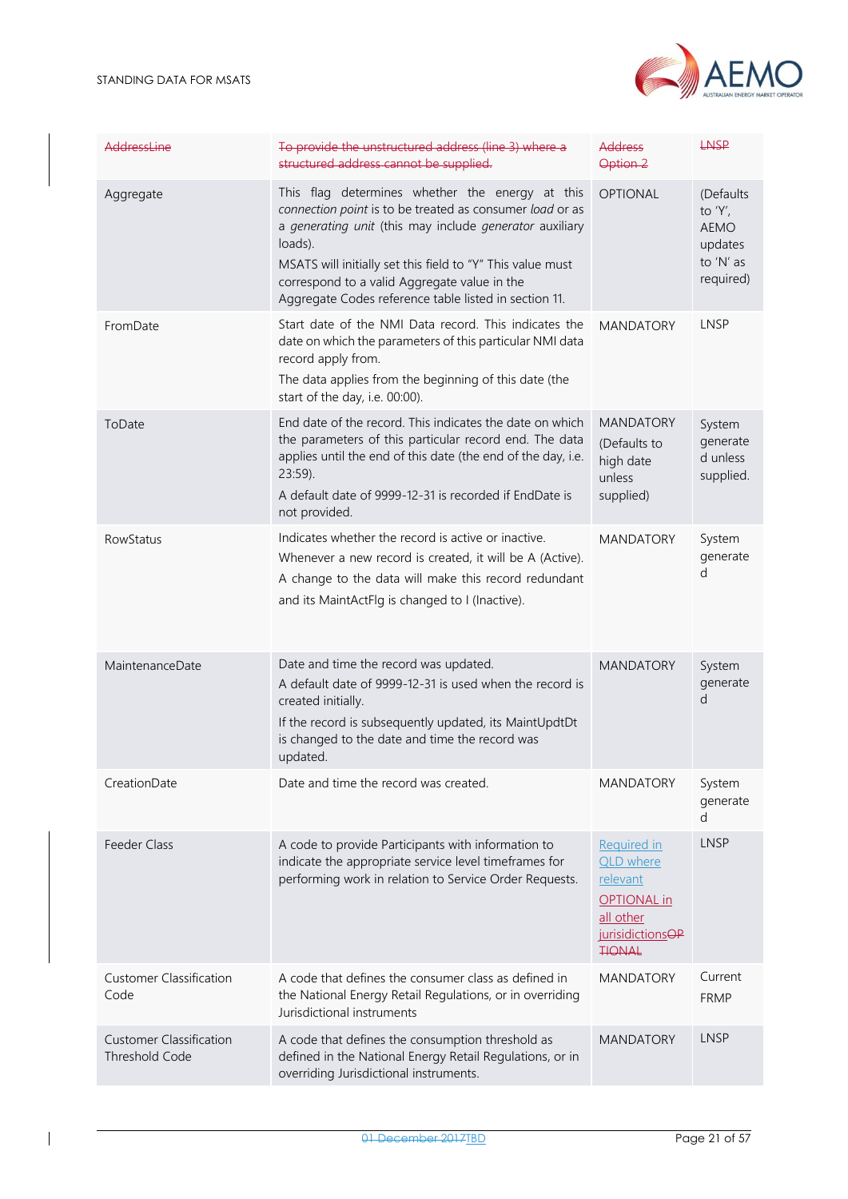| ~~AddressLine~~ | ~~To provide the unstructured address (line 3) where a structured address cannot be supplied.~~ | ~~Address Option 2~~ | ~~LNSP~~ |
|---|---|---|---|
| Aggregate | This flag determines whether the energy at this *connection point* is to be treated as consumer *load* or as a *generating unit* (this may include *generator* auxiliary loads).<br>MSATS will initially set this field to "Y" This value must correspond to a valid Aggregate value in the Aggregate Codes reference table listed in section 11. | OPTIONAL | (Defaults to 'Y', AEMO updates to 'N' as required) |
| FromDate | Start date of the NMI Data record. This indicates the date on which the parameters of this particular NMI data record apply from.<br>The data applies from the beginning of this date (the start of the day, i.e. 00:00). | MANDATORY | LNSP |
| ToDate | End date of the record. This indicates the date on which the parameters of this particular record end. The data applies until the end of this date (the end of the day, i.e. 23:59).<br>A default date of 9999-12-31 is recorded if EndDate is not provided. | MANDATORY (Defaults to high date unless supplied) | System generated unless supplied. |
| RowStatus | Indicates whether the record is active or inactive.<br>Whenever a new record is created, it will be A (Active).<br>A change to the data will make this record redundant and its MaintActFlg is changed to I (Inactive). | MANDATORY | System generated |
| MaintenanceDate | Date and time the record was updated.<br>A default date of 9999-12-31 is used when the record is created initially.<br>If the record is subsequently updated, its MaintUpdtDt is changed to the date and time the record was updated. | MANDATORY | System generated |
| CreationDate | Date and time the record was created. | MANDATORY | System generated |
| Feeder Class | A code to provide Participants with information to indicate the appropriate service level timeframes for performing work in relation to Service Order Requests. | Required in QLD where relevant<br>OPTIONAL in all other jurisdictions~~OPTIONAL~~ | LNSP |
| Customer Classification Code | A code that defines the consumer class as defined in the National Energy Retail Regulations, or in overriding Jurisdictional instruments | MANDATORY | Current FRMP |
| Customer Classification Threshold Code | A code that defines the consumption threshold as defined in the National Energy Retail Regulations, or in overriding Jurisdictional instruments. | MANDATORY | LNSP |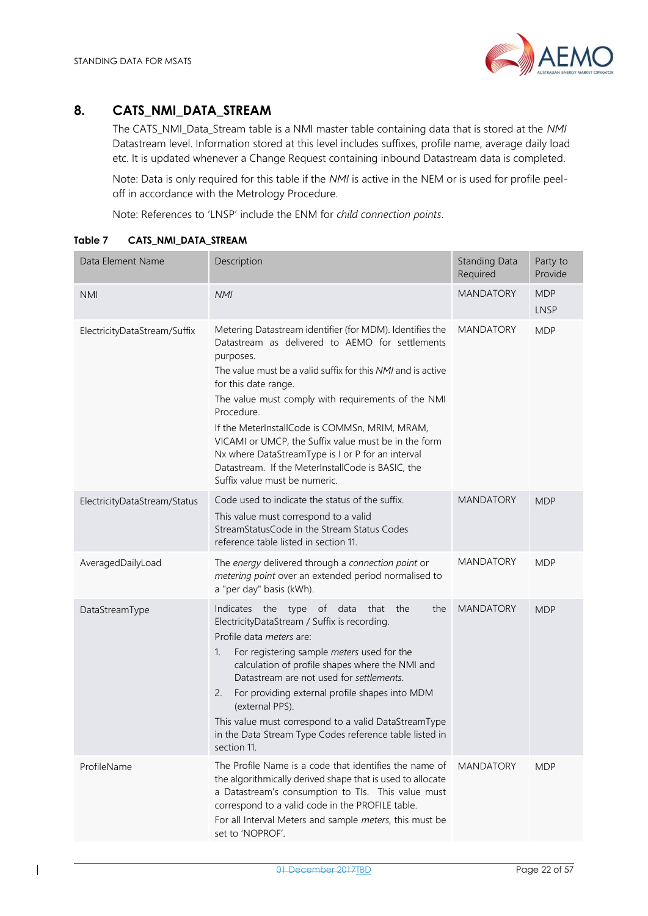## 8. CATS_NMI_DATA_STREAM

The CATS_NMI_Data_Stream table is a NMI master table containing data that is stored at the *NMI* Datastream level. Information stored at this level includes suffixes, profile name, average daily load etc. It is updated whenever a Change Request containing inbound Datastream data is completed.

Note: Data is only required for this table if the *NMI* is active in the NEM or is used for profile peel-off in accordance with the Metrology Procedure.

Note: References to 'LNSP' include the ENM for *child connection points*.

**Table 7 CATS_NMI_DATA_STREAM**

| Data Element Name | Description | Standing Data Required | Party to Provide |
|---|---|---|---|
| NMI | *NMI* | MANDATORY | MDP<br>LNSP |
| ElectricityDataStream/Suffix | Metering Datastream identifier (for MDM). Identifies the Datastream as delivered to AEMO for settlements purposes.<br>The value must be a valid suffix for this *NMI* and is active for this date range.<br>The value must comply with requirements of the NMI Procedure.<br>If the MeterInstallCode is COMMSn, MRIM, MRAM, VICAMI or UMCP, the Suffix value must be in the form Nx where DataStreamType is I or P for an interval Datastream. If the MeterInstallCode is BASIC, the Suffix value must be numeric. | MANDATORY | MDP |
| ElectricityDataStream/Status | Code used to indicate the status of the suffix.<br>This value must correspond to a valid StreamStatusCode in the Stream Status Codes reference table listed in section 11. | MANDATORY | MDP |
| AveragedDailyLoad | The *energy* delivered through a *connection point* or *metering point* over an extended period normalised to a "per day" basis (kWh). | MANDATORY | MDP |
| DataStreamType | Indicates the type of data that the the ElectricityDataStream / Suffix is recording.<br>Profile data *meters* are:<br>1. For registering sample *meters* used for the calculation of profile shapes where the NMI and Datastream are not used for *settlements*.<br>2. For providing external profile shapes into MDM (external PPS).<br>This value must correspond to a valid DataStreamType in the Data Stream Type Codes reference table listed in section 11. | MANDATORY | MDP |
| ProfileName | The Profile Name is a code that identifies the name of the algorithmically derived shape that is used to allocate a Datastream's consumption to TIs. This value must correspond to a valid code in the PROFILE table.<br>For all Interval Meters and sample *meters*, this must be set to 'NOPROF'. | MANDATORY | MDP |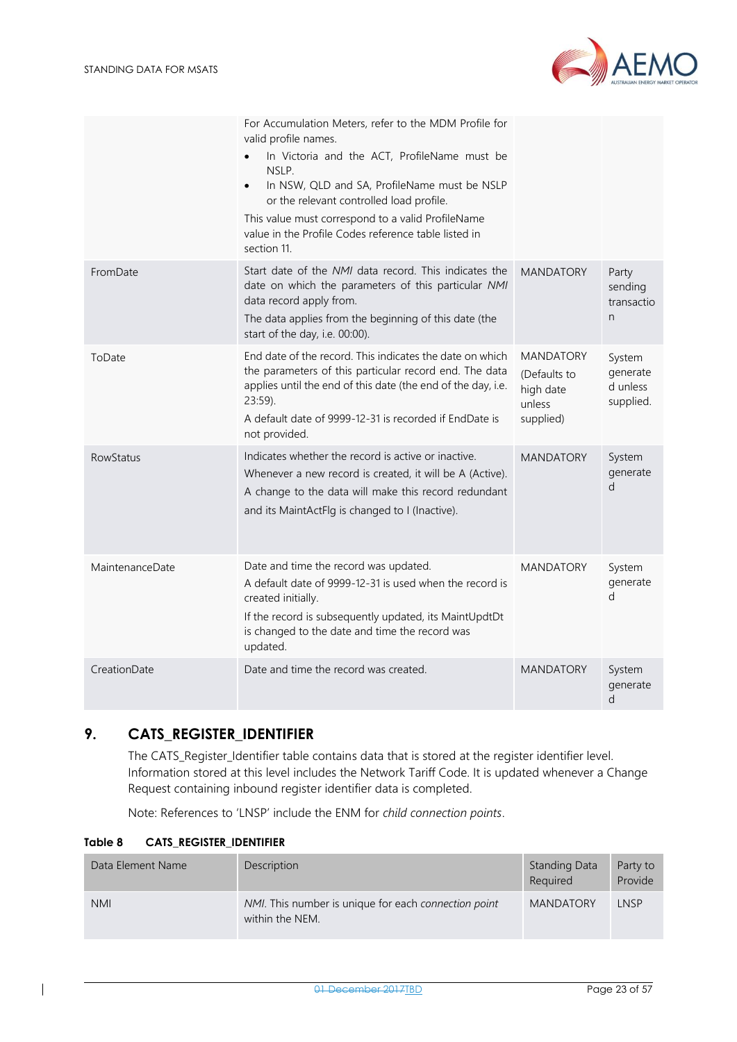| | | | |
|---|---|---|---|
| | For Accumulation Meters, refer to the MDM Profile for valid profile names.<br>• In Victoria and the ACT, ProfileName must be NSLP.<br>• In NSW, QLD and SA, ProfileName must be NSLP or the relevant controlled load profile.<br>This value must correspond to a valid ProfileName value in the Profile Codes reference table listed in section 11. | | |
| FromDate | Start date of the *NMI* data record. This indicates the date on which the parameters of this particular *NMI* data record apply from.<br>The data applies from the beginning of this date (the start of the day, i.e. 00:00). | MANDATORY | Party sending transaction |
| ToDate | End date of the record. This indicates the date on which the parameters of this particular record end. The data applies until the end of this date (the end of the day, i.e. 23:59).<br>A default date of 9999-12-31 is recorded if EndDate is not provided. | MANDATORY (Defaults to high date unless supplied) | System generated unless supplied. |
| RowStatus | Indicates whether the record is active or inactive.<br>Whenever a new record is created, it will be A (Active).<br>A change to the data will make this record redundant and its MaintActFlg is changed to I (Inactive). | MANDATORY | System generated |
| MaintenanceDate | Date and time the record was updated.<br>A default date of 9999-12-31 is used when the record is created initially.<br>If the record is subsequently updated, its MaintUpdtDt is changed to the date and time the record was updated. | MANDATORY | System generated |
| CreationDate | Date and time the record was created. | MANDATORY | System generated |

# 9. CATS_REGISTER_IDENTIFIER

The CATS_Register_Identifier table contains data that is stored at the register identifier level. Information stored at this level includes the Network Tariff Code. It is updated whenever a Change Request containing inbound register identifier data is completed.

Note: References to 'LNSP' include the ENM for *child connection points*.

**Table 8 CATS_REGISTER_IDENTIFIER**

| Data Element Name | Description | Standing Data Required | Party to Provide |
|---|---|---|---|
| NMI | *NMI*. This number is unique for each *connection point* within the NEM. | MANDATORY | LNSP |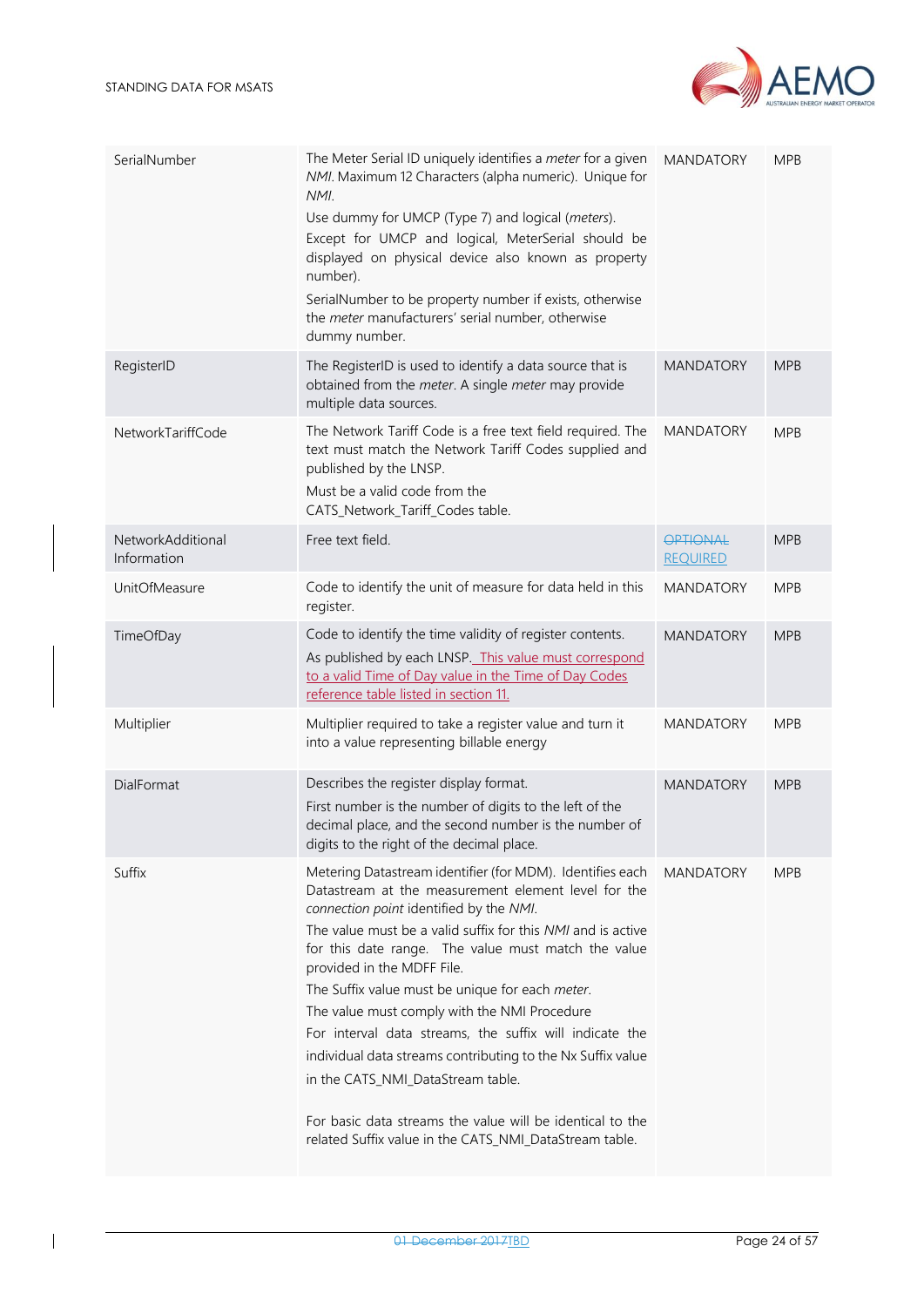| SerialNumber | The Meter Serial ID uniquely identifies a *meter* for a given *NMI*. Maximum 12 Characters (alpha numeric). Unique for *NMI*.<br>Use dummy for UMCP (Type 7) and logical (*meters*). Except for UMCP and logical, MeterSerial should be displayed on physical device also known as property number).<br>SerialNumber to be property number if exists, otherwise the *meter* manufacturers' serial number, otherwise dummy number. | MANDATORY | MPB |
|---|---|---|---|
| RegisterID | The RegisterID is used to identify a data source that is obtained from the *meter*. A single *meter* may provide multiple data sources. | MANDATORY | MPB |
| NetworkTariffCode | The Network Tariff Code is a free text field required. The text must match the Network Tariff Codes supplied and published by the LNSP.<br>Must be a valid code from the CATS_Network_Tariff_Codes table. | MANDATORY | MPB |
| NetworkAdditional Information | Free text field. | ~~OPTIONAL~~ REQUIRED | MPB |
| UnitOfMeasure | Code to identify the unit of measure for data held in this register. | MANDATORY | MPB |
| TimeOfDay | Code to identify the time validity of register contents.<br>As published by each LNSP. This value must correspond to a valid Time of Day value in the Time of Day Codes reference table listed in section 11. | MANDATORY | MPB |
| Multiplier | Multiplier required to take a register value and turn it into a value representing billable energy | MANDATORY | MPB |
| DialFormat | Describes the register display format.<br>First number is the number of digits to the left of the decimal place, and the second number is the number of digits to the right of the decimal place. | MANDATORY | MPB |
| Suffix | Metering Datastream identifier (for MDM). Identifies each Datastream at the measurement element level for the *connection point* identified by the *NMI*.<br>The value must be a valid suffix for this *NMI* and is active for this date range. The value must match the value provided in the MDFF File.<br>The Suffix value must be unique for each *meter*.<br>The value must comply with the NMI Procedure<br>For interval data streams, the suffix will indicate the individual data streams contributing to the Nx Suffix value in the CATS_NMI_DataStream table.<br><br>For basic data streams the value will be identical to the related Suffix value in the CATS_NMI_DataStream table. | MANDATORY | MPB |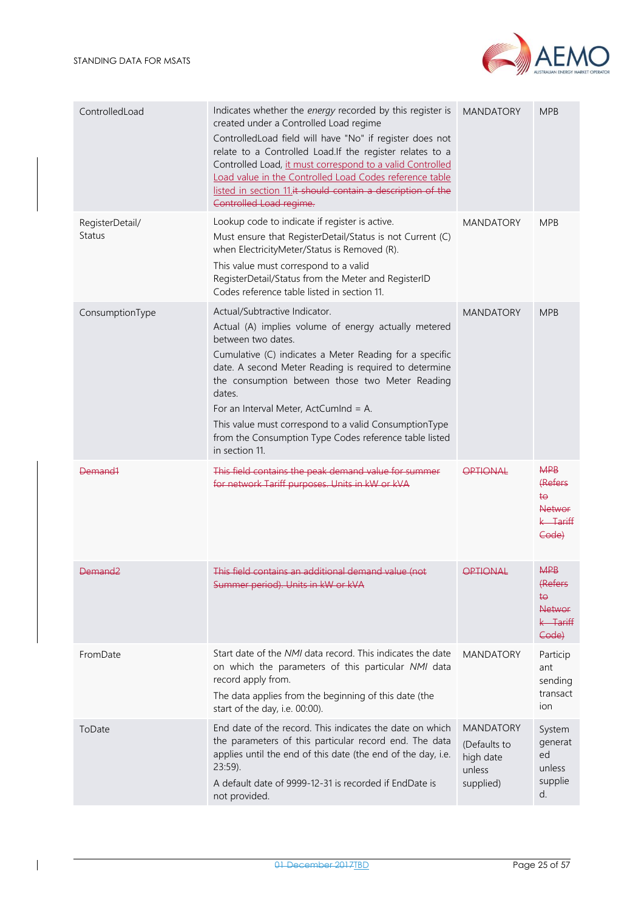| ControlledLoad | Indicates whether the *energy* recorded by this register is created under a Controlled Load regime<br>ControlledLoad field will have "No" if register does not relate to a Controlled Load.If the register relates to a Controlled Load, it must correspond to a valid Controlled Load value in the Controlled Load Codes reference table listed in section 11.~~it should contain a description of the Controlled Load regime.~~ | MANDATORY | MPB |
|---|---|---|---|
| RegisterDetail/ Status | Lookup code to indicate if register is active.<br>Must ensure that RegisterDetail/Status is not Current (C) when ElectricityMeter/Status is Removed (R).<br>This value must correspond to a valid RegisterDetail/Status from the Meter and RegisterID Codes reference table listed in section 11. | MANDATORY | MPB |
| ConsumptionType | Actual/Subtractive Indicator.<br>Actual (A) implies volume of energy actually metered between two dates.<br>Cumulative (C) indicates a Meter Reading for a specific date. A second Meter Reading is required to determine the consumption between those two Meter Reading dates.<br>For an Interval Meter, ActCumInd = A.<br>This value must correspond to a valid ConsumptionType from the Consumption Type Codes reference table listed in section 11. | MANDATORY | MPB |
| ~~Demand1~~ | ~~This field contains the peak demand value for summer for network Tariff purposes. Units in kW or kVA~~ | ~~OPTIONAL~~ | ~~MPB (Refers to Network Tariff Code)~~ |
| ~~Demand2~~ | ~~This field contains an additional demand value (not Summer period). Units in kW or kVA~~ | ~~OPTIONAL~~ | ~~MPB (Refers to Network Tariff Code)~~ |
| FromDate | Start date of the *NMI* data record. This indicates the date on which the parameters of this particular *NMI* data record apply from.<br>The data applies from the beginning of this date (the start of the day, i.e. 00:00). | MANDATORY | Participant sending transaction |
| ToDate | End date of the record. This indicates the date on which the parameters of this particular record end. The data applies until the end of this date (the end of the day, i.e. 23:59).<br>A default date of 9999-12-31 is recorded if EndDate is not provided. | MANDATORY (Defaults to high date unless supplied) | System generated unless supplied. |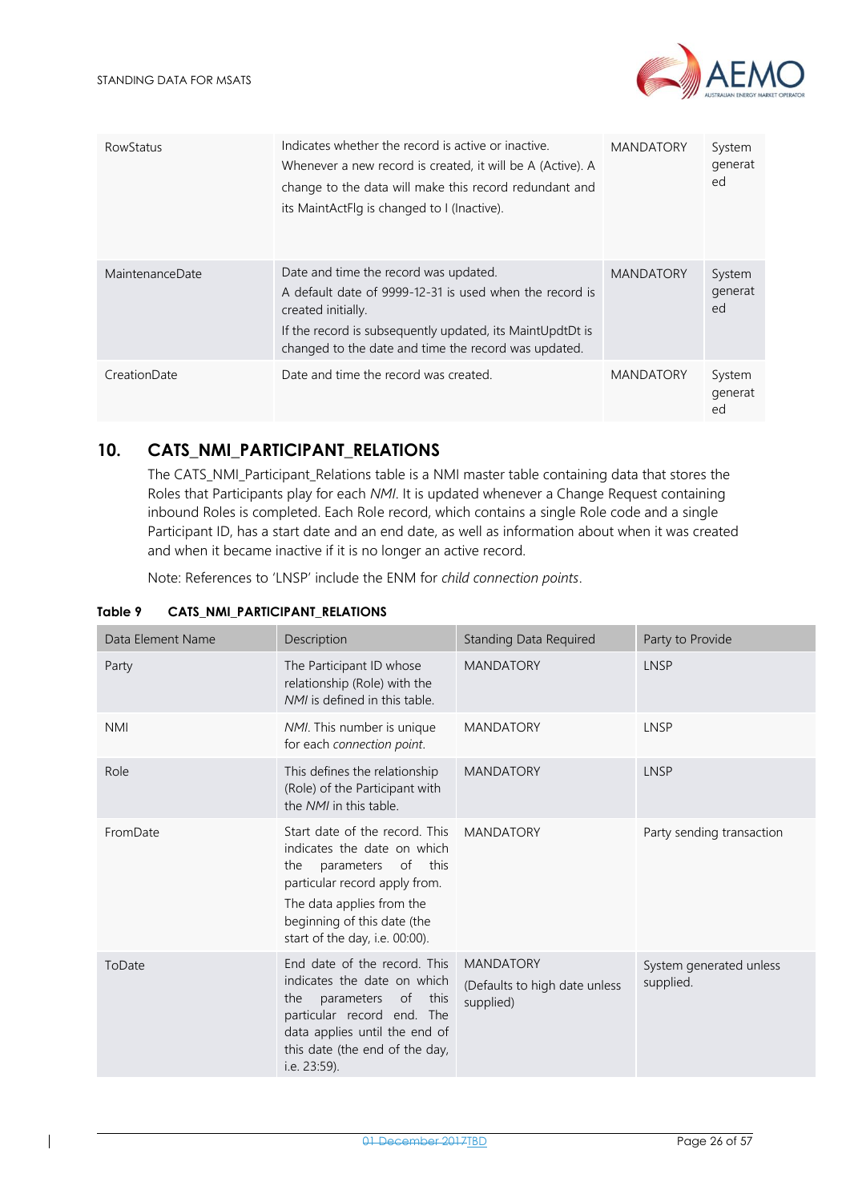| RowStatus | Indicates whether the record is active or inactive. Whenever a new record is created, it will be A (Active). A change to the data will make this record redundant and its MaintActFlg is changed to I (Inactive). | MANDATORY | System generated |
|---|---|---|---|
| MaintenanceDate | Date and time the record was updated.<br>A default date of 9999-12-31 is used when the record is created initially.<br>If the record is subsequently updated, its MaintUpdtDt is changed to the date and time the record was updated. | MANDATORY | System generated |
| CreationDate | Date and time the record was created. | MANDATORY | System generated |

## 10. CATS_NMI_PARTICIPANT_RELATIONS

The CATS_NMI_Participant_Relations table is a NMI master table containing data that stores the Roles that Participants play for each *NMI*. It is updated whenever a Change Request containing inbound Roles is completed. Each Role record, which contains a single Role code and a single Participant ID, has a start date and an end date, as well as information about when it was created and when it became inactive if it is no longer an active record.

Note: References to 'LNSP' include the ENM for *child connection points*.

**Table 9 CATS_NMI_PARTICIPANT_RELATIONS**

| Data Element Name | Description | Standing Data Required | Party to Provide |
|---|---|---|---|
| Party | The Participant ID whose relationship (Role) with the *NMI* is defined in this table. | MANDATORY | LNSP |
| NMI | *NMI*. This number is unique for each *connection point*. | MANDATORY | LNSP |
| Role | This defines the relationship (Role) of the Participant with the *NMI* in this table. | MANDATORY | LNSP |
| FromDate | Start date of the record. This indicates the date on which the parameters of this particular record apply from.<br>The data applies from the beginning of this date (the start of the day, i.e. 00:00). | MANDATORY | Party sending transaction |
| ToDate | End date of the record. This indicates the date on which the parameters of this particular record end. The data applies until the end of this date (the end of the day, i.e. 23:59). | MANDATORY<br>(Defaults to high date unless supplied) | System generated unless supplied. |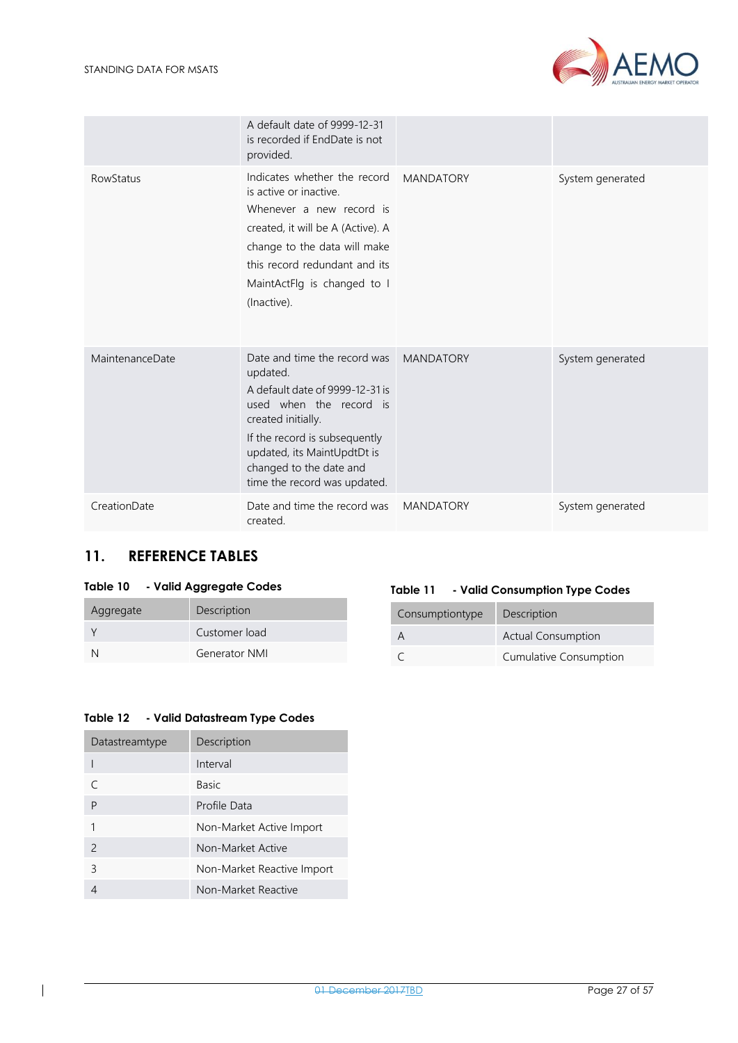| | A default date of 9999-12-31 is recorded if EndDate is not provided. | | |
|---|---|---|---|
| RowStatus | Indicates whether the record is active or inactive.<br>Whenever a new record is created, it will be A (Active). A change to the data will make this record redundant and its MaintActFlg is changed to I (Inactive). | MANDATORY | System generated |
| MaintenanceDate | Date and time the record was updated.<br>A default date of 9999-12-31 is used when the record is created initially.<br>If the record is subsequently updated, its MaintUpdtDt is changed to the date and time the record was updated. | MANDATORY | System generated |
| CreationDate | Date and time the record was created. | MANDATORY | System generated |

## 11. REFERENCE TABLES

**Table 10 - Valid Aggregate Codes**

| Aggregate | Description |
|---|---|
| Y | Customer load |
| N | Generator NMI |

**Table 11 - Valid Consumption Type Codes**

| Consumptiontype | Description |
|---|---|
| A | Actual Consumption |
| C | Cumulative Consumption |

**Table 12 - Valid Datastream Type Codes**

| Datastreamtype | Description |
|---|---|
| I | Interval |
| C | Basic |
| P | Profile Data |
| 1 | Non-Market Active Import |
| 2 | Non-Market Active |
| 3 | Non-Market Reactive Import |
| 4 | Non-Market Reactive |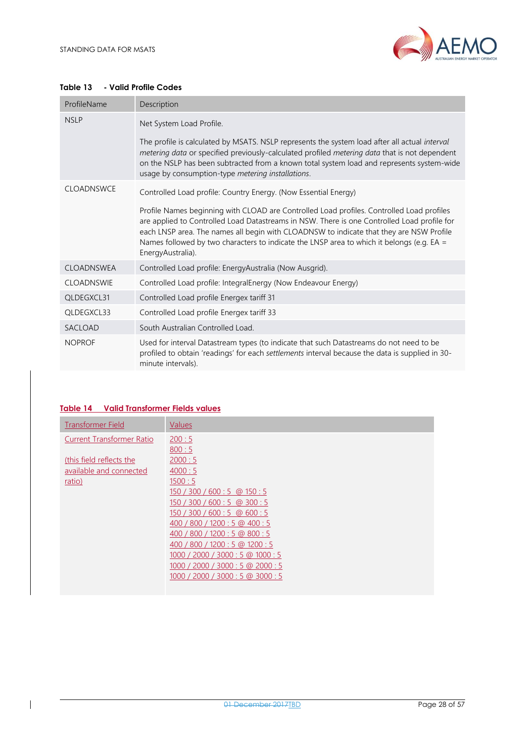**Table 13 - Valid Profile Codes**

| ProfileName | Description |
| --- | --- |
| NSLP | Net System Load Profile.<br><br>The profile is calculated by MSATS. NSLP represents the system load after all actual *interval metering data* or specified previously-calculated profiled *metering data* that is not dependent on the NSLP has been subtracted from a known total system load and represents system-wide usage by consumption-type *metering installations*. |
| CLOADNSWCE | Controlled Load profile: Country Energy. (Now Essential Energy)<br><br>Profile Names beginning with CLOAD are Controlled Load profiles. Controlled Load profiles are applied to Controlled Load Datastreams in NSW. There is one Controlled Load profile for each LNSP area. The names all begin with CLOADNSW to indicate that they are NSW Profile Names followed by two characters to indicate the LNSP area to which it belongs (e.g. EA = EnergyAustralia). |
| CLOADNSWEA | Controlled Load profile: EnergyAustralia (Now Ausgrid). |
| CLOADNSWIE | Controlled Load profile: IntegralEnergy (Now Endeavour Energy) |
| QLDEGXCL31 | Controlled Load profile Energex tariff 31 |
| QLDEGXCL33 | Controlled Load profile Energex tariff 33 |
| SACLOAD | South Australian Controlled Load. |
| NOPROF | Used for interval Datastream types (to indicate that such Datastreams do not need to be profiled to obtain 'readings' for each *settlements* interval because the data is supplied in 30-minute intervals). |

**Table 14 Valid Transformer Fields values**

| Transformer Field | Values |
| --- | --- |
| Current Transformer Ratio<br><br>(this field reflects the available and connected ratio) | 200 : 5<br>800 : 5<br>2000 : 5<br>4000 : 5<br>1500 : 5<br>150 / 300 / 600 : 5 @ 150 : 5<br>150 / 300 / 600 : 5 @ 300 : 5<br>150 / 300 / 600 : 5 @ 600 : 5<br>400 / 800 / 1200 : 5 @ 400 : 5<br>400 / 800 / 1200 : 5 @ 800 : 5<br>400 / 800 / 1200 : 5 @ 1200 : 5<br>1000 / 2000 / 3000 : 5 @ 1000 : 5<br>1000 / 2000 / 3000 : 5 @ 2000 : 5<br>1000 / 2000 / 3000 : 5 @ 3000 : 5 |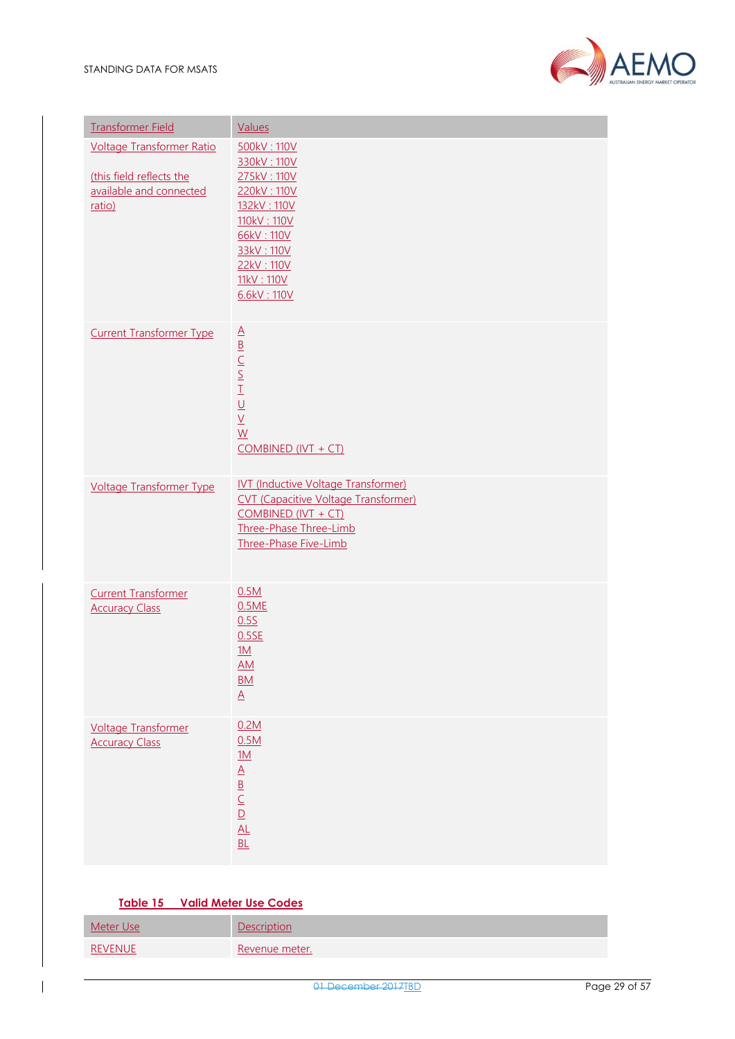| Transformer Field | Values |
|---|---|
| Voltage Transformer Ratio<br><br>(this field reflects the available and connected ratio) | 500kV : 110V<br>330kV : 110V<br>275kV : 110V<br>220kV : 110V<br>132kV : 110V<br>110kV : 110V<br>66kV : 110V<br>33kV : 110V<br>22kV : 110V<br>11kV : 110V<br>6.6kV : 110V |
| Current Transformer Type | A<br>B<br>C<br>S<br>T<br>U<br>V<br>W<br>COMBINED (IVT + CT) |
| Voltage Transformer Type | IVT (Inductive Voltage Transformer)<br>CVT (Capacitive Voltage Transformer)<br>COMBINED (IVT + CT)<br>Three-Phase Three-Limb<br>Three-Phase Five-Limb |
| Current Transformer Accuracy Class | 0.5M<br>0.5ME<br>0.5S<br>0.5SE<br>1M<br>AM<br>BM<br>A |
| Voltage Transformer Accuracy Class | 0.2M<br>0.5M<br>1M<br>A<br>B<br>C<br>D<br>AL<br>BL |

**Table 15 Valid Meter Use Codes**

| Meter Use | Description |
|---|---|
| REVENUE | Revenue meter. |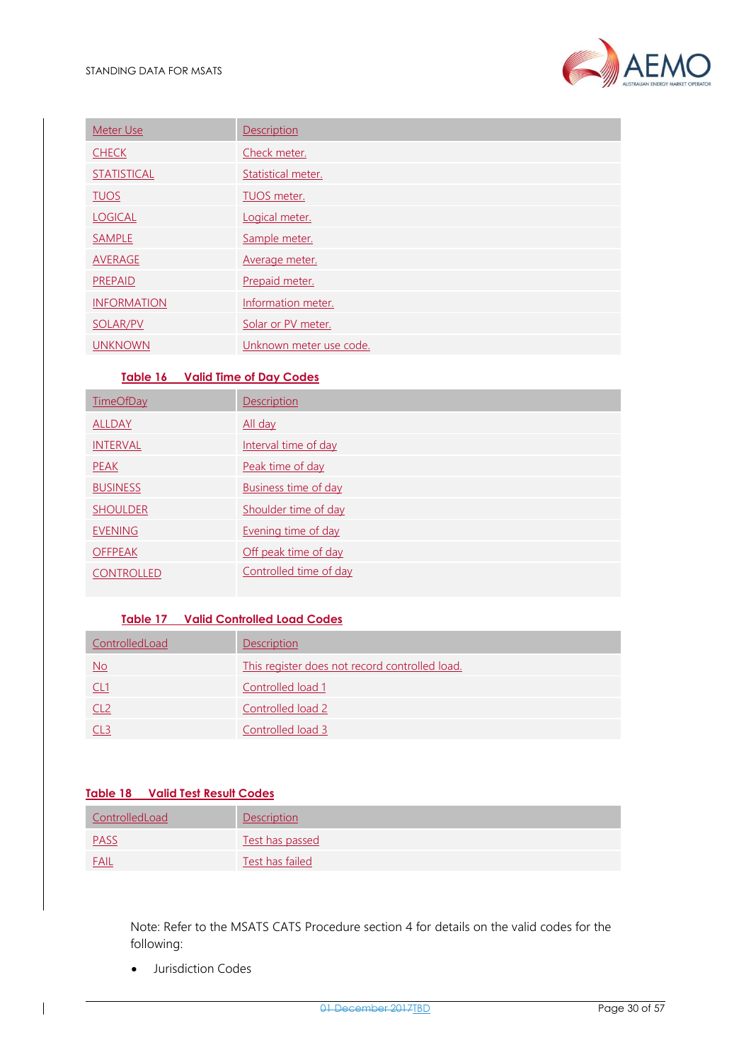| Meter Use | Description |
| --- | --- |
| CHECK | Check meter. |
| STATISTICAL | Statistical meter. |
| TUOS | TUOS meter. |
| LOGICAL | Logical meter. |
| SAMPLE | Sample meter. |
| AVERAGE | Average meter. |
| PREPAID | Prepaid meter. |
| INFORMATION | Information meter. |
| SOLAR/PV | Solar or PV meter. |
| UNKNOWN | Unknown meter use code. |

**Table 16 Valid Time of Day Codes**

| TimeOfDay | Description |
| --- | --- |
| ALLDAY | All day |
| INTERVAL | Interval time of day |
| PEAK | Peak time of day |
| BUSINESS | Business time of day |
| SHOULDER | Shoulder time of day |
| EVENING | Evening time of day |
| OFFPEAK | Off peak time of day |
| CONTROLLED | Controlled time of day |

**Table 17 Valid Controlled Load Codes**

| ControlledLoad | Description |
| --- | --- |
| No | This register does not record controlled load. |
| CL1 | Controlled load 1 |
| CL2 | Controlled load 2 |
| CL3 | Controlled load 3 |

**Table 18 Valid Test Result Codes**

| ControlledLoad | Description |
| --- | --- |
| PASS | Test has passed |
| FAIL | Test has failed |

Note: Refer to the MSATS CATS Procedure section 4 for details on the valid codes for the following:

- Jurisdiction Codes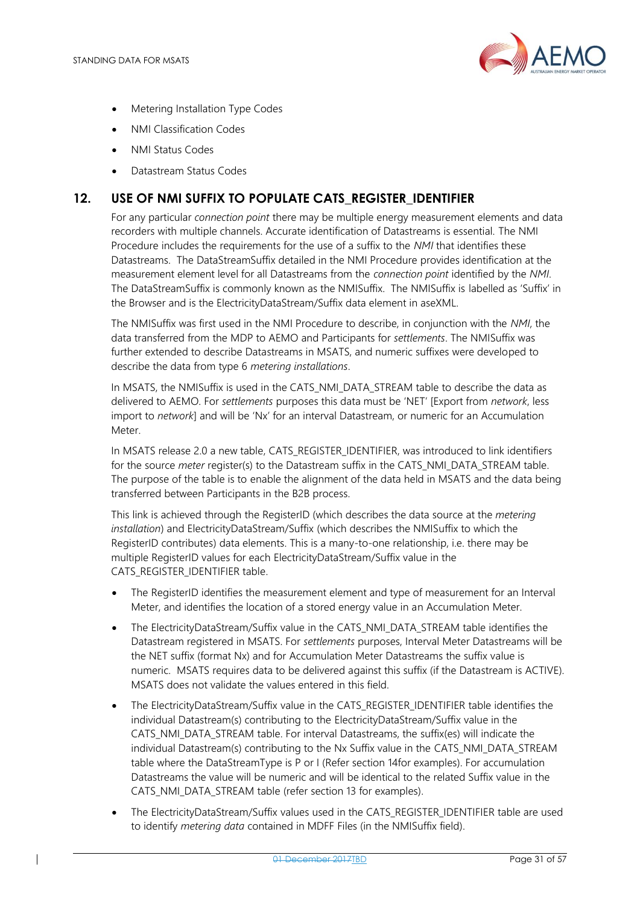- Metering Installation Type Codes
- NMI Classification Codes
- NMI Status Codes
- Datastream Status Codes

## 12. USE OF NMI SUFFIX TO POPULATE CATS_REGISTER_IDENTIFIER

For any particular *connection point* there may be multiple energy measurement elements and data recorders with multiple channels. Accurate identification of Datastreams is essential. The NMI Procedure includes the requirements for the use of a suffix to the *NMI* that identifies these Datastreams. The DataStreamSuffix detailed in the NMI Procedure provides identification at the measurement element level for all Datastreams from the *connection point* identified by the *NMI*. The DataStreamSuffix is commonly known as the NMISuffix. The NMISuffix is labelled as 'Suffix' in the Browser and is the ElectricityDataStream/Suffix data element in aseXML.

The NMISuffix was first used in the NMI Procedure to describe, in conjunction with the *NMI*, the data transferred from the MDP to AEMO and Participants for *settlements*. The NMISuffix was further extended to describe Datastreams in MSATS, and numeric suffixes were developed to describe the data from type 6 *metering installations*.

In MSATS, the NMISuffix is used in the CATS_NMI_DATA_STREAM table to describe the data as delivered to AEMO. For *settlements* purposes this data must be 'NET' [Export from *network*, less import to *network*] and will be 'Nx' for an interval Datastream, or numeric for an Accumulation Meter.

In MSATS release 2.0 a new table, CATS_REGISTER_IDENTIFIER, was introduced to link identifiers for the source *meter* register(s) to the Datastream suffix in the CATS_NMI_DATA_STREAM table. The purpose of the table is to enable the alignment of the data held in MSATS and the data being transferred between Participants in the B2B process.

This link is achieved through the RegisterID (which describes the data source at the *metering installation*) and ElectricityDataStream/Suffix (which describes the NMISuffix to which the RegisterID contributes) data elements. This is a many-to-one relationship, i.e. there may be multiple RegisterID values for each ElectricityDataStream/Suffix value in the CATS_REGISTER_IDENTIFIER table.

- The RegisterID identifies the measurement element and type of measurement for an Interval Meter, and identifies the location of a stored energy value in an Accumulation Meter.
- The ElectricityDataStream/Suffix value in the CATS_NMI_DATA_STREAM table identifies the Datastream registered in MSATS. For *settlements* purposes, Interval Meter Datastreams will be the NET suffix (format Nx) and for Accumulation Meter Datastreams the suffix value is numeric. MSATS requires data to be delivered against this suffix (if the Datastream is ACTIVE). MSATS does not validate the values entered in this field.
- The ElectricityDataStream/Suffix value in the CATS_REGISTER_IDENTIFIER table identifies the individual Datastream(s) contributing to the ElectricityDataStream/Suffix value in the CATS_NMI_DATA_STREAM table. For interval Datastreams, the suffix(es) will indicate the individual Datastream(s) contributing to the Nx Suffix value in the CATS_NMI_DATA_STREAM table where the DataStreamType is P or I (Refer section 14for examples). For accumulation Datastreams the value will be numeric and will be identical to the related Suffix value in the CATS_NMI_DATA_STREAM table (refer section 13 for examples).
- The ElectricityDataStream/Suffix values used in the CATS_REGISTER_IDENTIFIER table are used to identify *metering data* contained in MDFF Files (in the NMISuffix field).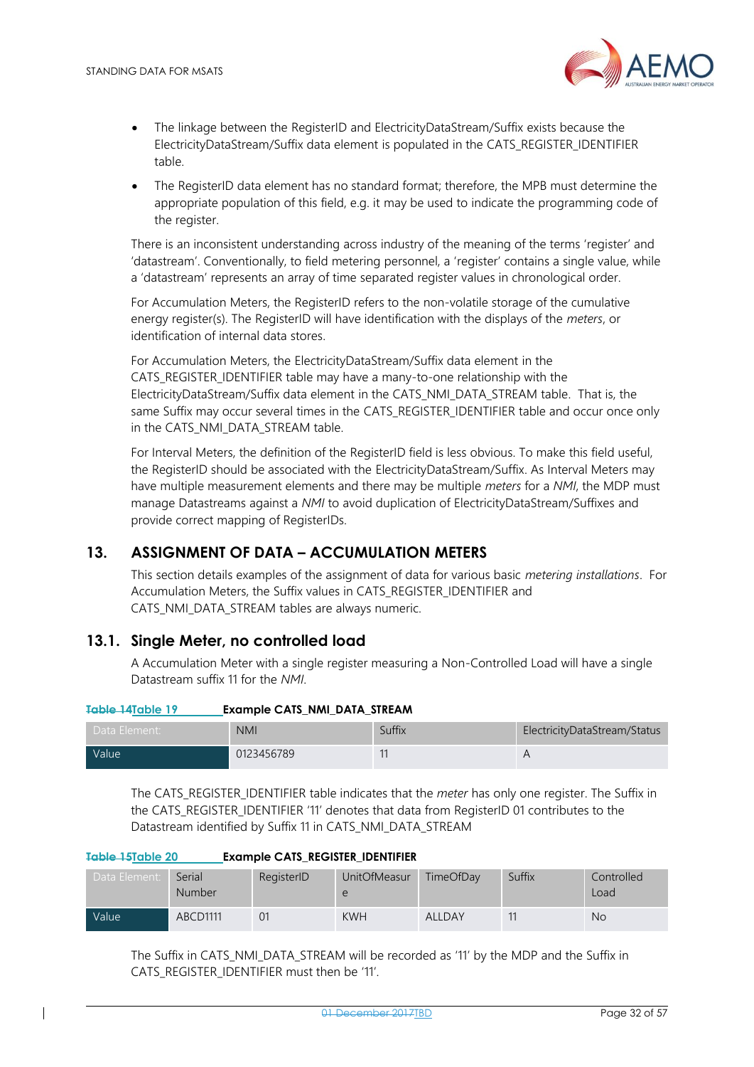- The linkage between the RegisterID and ElectricityDataStream/Suffix exists because the ElectricityDataStream/Suffix data element is populated in the CATS_REGISTER_IDENTIFIER table.
- The RegisterID data element has no standard format; therefore, the MPB must determine the appropriate population of this field, e.g. it may be used to indicate the programming code of the register.

There is an inconsistent understanding across industry of the meaning of the terms 'register' and 'datastream'. Conventionally, to field metering personnel, a 'register' contains a single value, while a 'datastream' represents an array of time separated register values in chronological order.

For Accumulation Meters, the RegisterID refers to the non-volatile storage of the cumulative energy register(s). The RegisterID will have identification with the displays of the *meters*, or identification of internal data stores.

For Accumulation Meters, the ElectricityDataStream/Suffix data element in the CATS_REGISTER_IDENTIFIER table may have a many-to-one relationship with the ElectricityDataStream/Suffix data element in the CATS_NMI_DATA_STREAM table. That is, the same Suffix may occur several times in the CATS_REGISTER_IDENTIFIER table and occur once only in the CATS_NMI_DATA_STREAM table.

For Interval Meters, the definition of the RegisterID field is less obvious. To make this field useful, the RegisterID should be associated with the ElectricityDataStream/Suffix. As Interval Meters may have multiple measurement elements and there may be multiple *meters* for a *NMI*, the MDP must manage Datastreams against a *NMI* to avoid duplication of ElectricityDataStream/Suffixes and provide correct mapping of RegisterIDs.

## 13. ASSIGNMENT OF DATA – ACCUMULATION METERS

This section details examples of the assignment of data for various basic *metering installations*. For Accumulation Meters, the Suffix values in CATS_REGISTER_IDENTIFIER and CATS_NMI_DATA_STREAM tables are always numeric.

### 13.1. Single Meter, no controlled load

A Accumulation Meter with a single register measuring a Non-Controlled Load will have a single Datastream suffix 11 for the *NMI*.

**~~Table 14~~Table 19 Example CATS_NMI_DATA_STREAM**

| Data Element: | NMI | Suffix | ElectricityDataStream/Status |
|---|---|---|---|
| Value | 0123456789 | 11 | A |

The CATS_REGISTER_IDENTIFIER table indicates that the *meter* has only one register. The Suffix in the CATS_REGISTER_IDENTIFIER '11' denotes that data from RegisterID 01 contributes to the Datastream identified by Suffix 11 in CATS_NMI_DATA_STREAM

**~~Table 15~~Table 20 Example CATS_REGISTER_IDENTIFIER**

| Data Element: | Serial Number | RegisterID | UnitOfMeasure | TimeOfDay | Suffix | Controlled Load |
|---|---|---|---|---|---|---|
| Value | ABCD1111 | 01 | KWH | ALLDAY | 11 | No |

The Suffix in CATS_NMI_DATA_STREAM will be recorded as '11' by the MDP and the Suffix in CATS_REGISTER_IDENTIFIER must then be '11'.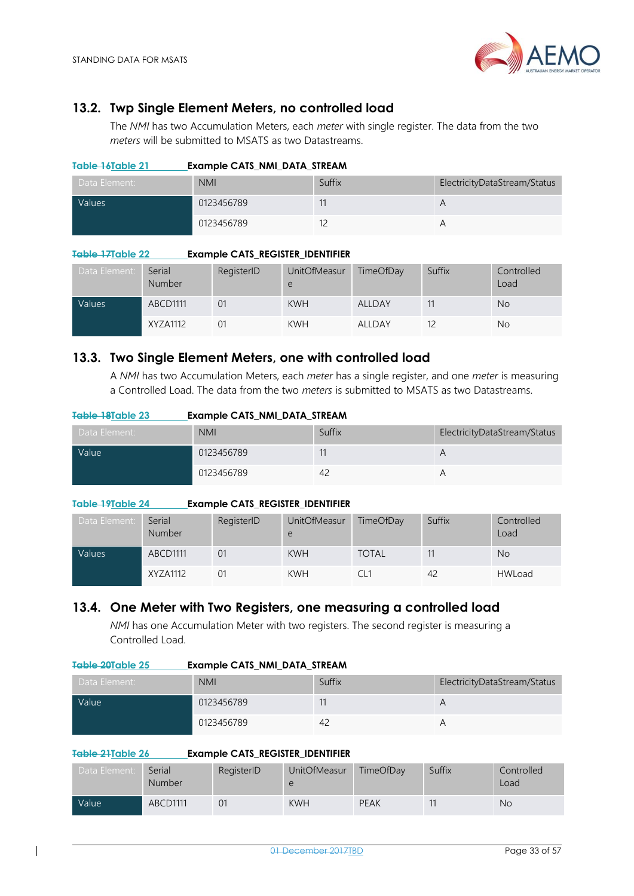## 13.2. Twp Single Element Meters, no controlled load

The *NMI* has two Accumulation Meters, each *meter* with single register. The data from the two *meters* will be submitted to MSATS as two Datastreams.

~~Table 16~~Table 21 **Example CATS_NMI_DATA_STREAM**

| Data Element: | NMI | Suffix | ElectricityDataStream/Status |
|---|---|---|---|
| Values | 0123456789 | 11 | A |
| | 0123456789 | 12 | A |

~~Table 17~~Table 22 **Example CATS_REGISTER_IDENTIFIER**

| Data Element: | Serial Number | RegisterID | UnitOfMeasure | TimeOfDay | Suffix | Controlled Load |
|---|---|---|---|---|---|---|
| Values | ABCD1111 | 01 | KWH | ALLDAY | 11 | No |
| | XYZA1112 | 01 | KWH | ALLDAY | 12 | No |

## 13.3. Two Single Element Meters, one with controlled load

A *NMI* has two Accumulation Meters, each *meter* has a single register, and one *meter* is measuring a Controlled Load. The data from the two *meters* is submitted to MSATS as two Datastreams.

~~Table 18~~Table 23 **Example CATS_NMI_DATA_STREAM**

| Data Element: | NMI | Suffix | ElectricityDataStream/Status |
|---|---|---|---|
| Value | 0123456789 | 11 | A |
| | 0123456789 | 42 | A |

~~Table 19~~Table 24 **Example CATS_REGISTER_IDENTIFIER**

| Data Element: | Serial Number | RegisterID | UnitOfMeasure | TimeOfDay | Suffix | Controlled Load |
|---|---|---|---|---|---|---|
| Values | ABCD1111 | 01 | KWH | TOTAL | 11 | No |
| | XYZA1112 | 01 | KWH | CL1 | 42 | HWLoad |

## 13.4. One Meter with Two Registers, one measuring a controlled load

*NMI* has one Accumulation Meter with two registers. The second register is measuring a Controlled Load.

~~Table 20~~Table 25 **Example CATS_NMI_DATA_STREAM**

| Data Element: | NMI | Suffix | ElectricityDataStream/Status |
|---|---|---|---|
| Value | 0123456789 | 11 | A |
| | 0123456789 | 42 | A |

~~Table 21~~Table 26 **Example CATS_REGISTER_IDENTIFIER**

| Data Element: | Serial Number | RegisterID | UnitOfMeasure | TimeOfDay | Suffix | Controlled Load |
|---|---|---|---|---|---|---|
| Value | ABCD1111 | 01 | KWH | PEAK | 11 | No |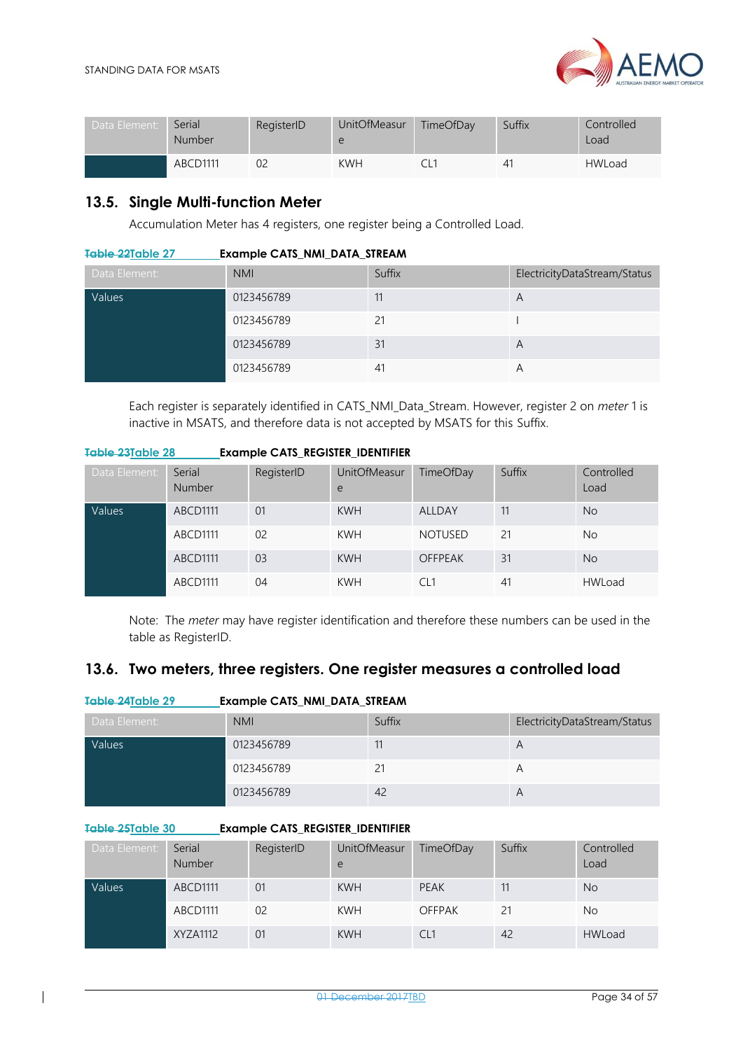| Data Element: | Serial Number | RegisterID | UnitOfMeasure | TimeOfDay | Suffix | Controlled Load |
|---|---|---|---|---|---|---|
| | ABCD1111 | 02 | KWH | CL1 | 41 | HWLoad |

## 13.5. Single Multi-function Meter

Accumulation Meter has 4 registers, one register being a Controlled Load.

**~~Table 22~~Table 27 Example CATS_NMI_DATA_STREAM**

| Data Element: | NMI | Suffix | ElectricityDataStream/Status |
|---|---|---|---|
| Values | 0123456789 | 11 | A |
| | 0123456789 | 21 | I |
| | 0123456789 | 31 | A |
| | 0123456789 | 41 | A |

Each register is separately identified in CATS_NMI_Data_Stream. However, register 2 on *meter* 1 is inactive in MSATS, and therefore data is not accepted by MSATS for this Suffix.

**~~Table 23~~Table 28 Example CATS_REGISTER_IDENTIFIER**

| Data Element: | Serial Number | RegisterID | UnitOfMeasure | TimeOfDay | Suffix | Controlled Load |
|---|---|---|---|---|---|---|
| Values | ABCD1111 | 01 | KWH | ALLDAY | 11 | No |
| | ABCD1111 | 02 | KWH | NOTUSED | 21 | No |
| | ABCD1111 | 03 | KWH | OFFPEAK | 31 | No |
| | ABCD1111 | 04 | KWH | CL1 | 41 | HWLoad |

Note: The *meter* may have register identification and therefore these numbers can be used in the table as RegisterID.

## 13.6. Two meters, three registers. One register measures a controlled load

**~~Table 24~~Table 29 Example CATS_NMI_DATA_STREAM**

| Data Element: | NMI | Suffix | ElectricityDataStream/Status |
|---|---|---|---|
| Values | 0123456789 | 11 | A |
| | 0123456789 | 21 | A |
| | 0123456789 | 42 | A |

**~~Table 25~~Table 30 Example CATS_REGISTER_IDENTIFIER**

| Data Element: | Serial Number | RegisterID | UnitOfMeasure | TimeOfDay | Suffix | Controlled Load |
|---|---|---|---|---|---|---|
| Values | ABCD1111 | 01 | KWH | PEAK | 11 | No |
| | ABCD1111 | 02 | KWH | OFFPAK | 21 | No |
| | XYZA1112 | 01 | KWH | CL1 | 42 | HWLoad |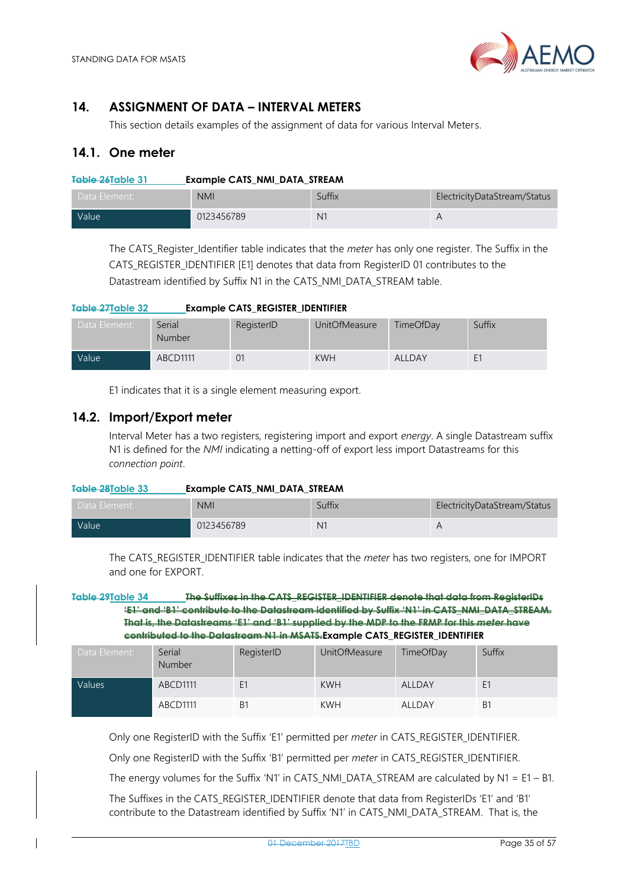## 14. ASSIGNMENT OF DATA – INTERVAL METERS

This section details examples of the assignment of data for various Interval Meters.

### 14.1. One meter

**~~Table 26~~Table 31 Example CATS_NMI_DATA_STREAM**

| Data Element: | NMI | Suffix | ElectricityDataStream/Status |
|---|---|---|---|
| Value | 0123456789 | N1 | A |

The CATS_Register_Identifier table indicates that the *meter* has only one register. The Suffix in the CATS_REGISTER_IDENTIFIER [E1] denotes that data from RegisterID 01 contributes to the Datastream identified by Suffix N1 in the CATS_NMI_DATA_STREAM table.

**~~Table 27~~Table 32 Example CATS_REGISTER_IDENTIFIER**

| Data Element: | Serial Number | RegisterID | UnitOfMeasure | TimeOfDay | Suffix |
|---|---|---|---|---|---|
| Value | ABCD1111 | 01 | KWH | ALLDAY | E1 |

E1 indicates that it is a single element measuring export.

### 14.2. Import/Export meter

Interval Meter has a two registers, registering import and export *energy*. A single Datastream suffix N1 is defined for the *NMI* indicating a netting-off of export less import Datastreams for this *connection point*.

**~~Table 28~~Table 33 Example CATS_NMI_DATA_STREAM**

| Data Element: | NMI | Suffix | ElectricityDataStream/Status |
|---|---|---|---|
| Value | 0123456789 | N1 | A |

The CATS_REGISTER_IDENTIFIER table indicates that the *meter* has two registers, one for IMPORT and one for EXPORT.

**~~Table 29~~Table 34 ~~The Suffixes in the CATS_REGISTER_IDENTIFIER denote that data from RegisterIDs 'E1' and 'B1' contribute to the Datastream identified by Suffix 'N1' in CATS_NMI_DATA_STREAM. That is, the Datastreams 'E1' and 'B1' supplied by the MDP to the FRMP for this meter have contributed to the Datastream N1 in MSATS.~~Example CATS_REGISTER_IDENTIFIER**

| Data Element: | Serial Number | RegisterID | UnitOfMeasure | TimeOfDay | Suffix |
|---|---|---|---|---|---|
| Values | ABCD1111 | E1 | KWH | ALLDAY | E1 |
| | ABCD1111 | B1 | KWH | ALLDAY | B1 |

Only one RegisterID with the Suffix 'E1' permitted per *meter* in CATS_REGISTER_IDENTIFIER.

Only one RegisterID with the Suffix 'B1' permitted per *meter* in CATS_REGISTER_IDENTIFIER.

The energy volumes for the Suffix 'N1' in CATS_NMI_DATA_STREAM are calculated by N1 = E1 – B1.

The Suffixes in the CATS_REGISTER_IDENTIFIER denote that data from RegisterIDs 'E1' and 'B1' contribute to the Datastream identified by Suffix 'N1' in CATS_NMI_DATA_STREAM. That is, the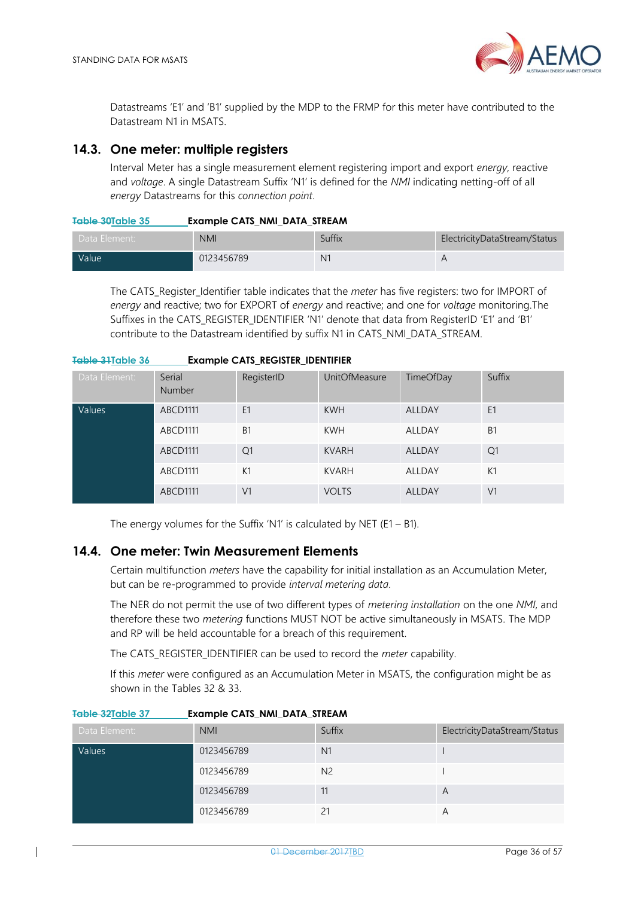Datastreams 'E1' and 'B1' supplied by the MDP to the FRMP for this meter have contributed to the Datastream N1 in MSATS.

## 14.3. One meter: multiple registers

Interval Meter has a single measurement element registering import and export *energy*, reactive and *voltage*. A single Datastream Suffix 'N1' is defined for the *NMI* indicating netting-off of all *energy* Datastreams for this *connection point*.

~~Table 30~~Table 35 **Example CATS_NMI_DATA_STREAM**

| Data Element: | NMI | Suffix | ElectricityDataStream/Status |
|---|---|---|---|
| Value | 0123456789 | N1 | A |

The CATS_Register_Identifier table indicates that the *meter* has five registers: two for IMPORT of *energy* and reactive; two for EXPORT of *energy* and reactive; and one for *voltage* monitoring.The Suffixes in the CATS_REGISTER_IDENTIFIER 'N1' denote that data from RegisterID 'E1' and 'B1' contribute to the Datastream identified by suffix N1 in CATS_NMI_DATA_STREAM.

~~Table 31~~Table 36 **Example CATS_REGISTER_IDENTIFIER**

| Data Element: | Serial Number | RegisterID | UnitOfMeasure | TimeOfDay | Suffix |
|---|---|---|---|---|---|
| Values | ABCD1111 | E1 | KWH | ALLDAY | E1 |
| | ABCD1111 | B1 | KWH | ALLDAY | B1 |
| | ABCD1111 | Q1 | KVARH | ALLDAY | Q1 |
| | ABCD1111 | K1 | KVARH | ALLDAY | K1 |
| | ABCD1111 | V1 | VOLTS | ALLDAY | V1 |

The energy volumes for the Suffix 'N1' is calculated by NET (E1 – B1).

## 14.4. One meter: Twin Measurement Elements

Certain multifunction *meters* have the capability for initial installation as an Accumulation Meter, but can be re-programmed to provide *interval metering data*.

The NER do not permit the use of two different types of *metering installation* on the one *NMI*, and therefore these two *metering* functions MUST NOT be active simultaneously in MSATS. The MDP and RP will be held accountable for a breach of this requirement.

The CATS_REGISTER_IDENTIFIER can be used to record the *meter* capability.

If this *meter* were configured as an Accumulation Meter in MSATS, the configuration might be as shown in the Tables 32 & 33.

~~Table 32~~Table 37 **Example CATS_NMI_DATA_STREAM**

| Data Element: | NMI | Suffix | ElectricityDataStream/Status |
|---|---|---|---|
| Values | 0123456789 | N1 | I |
| | 0123456789 | N2 | I |
| | 0123456789 | 11 | A |
| | 0123456789 | 21 | A |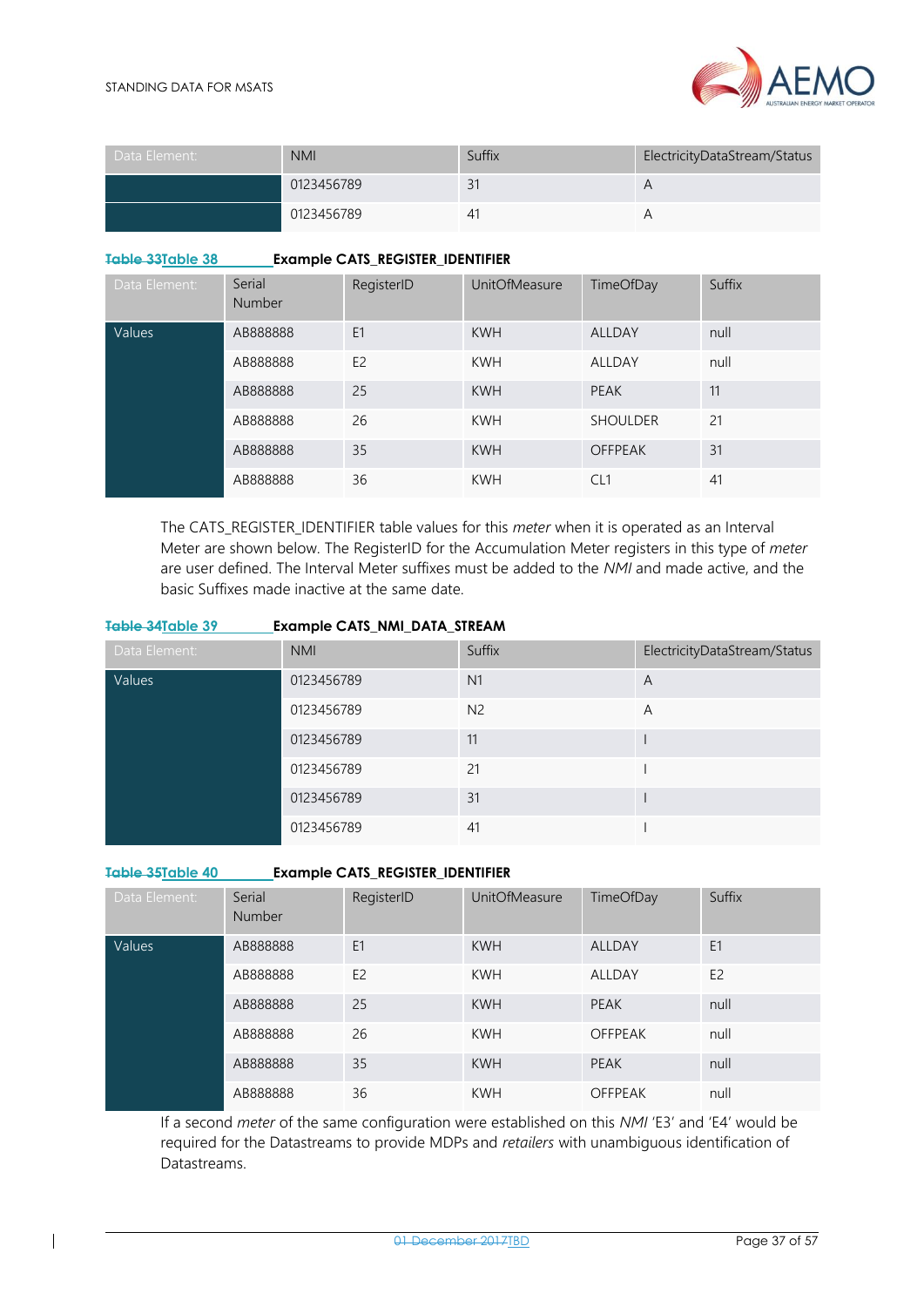| Data Element: | NMI | Suffix | ElectricityDataStream/Status |
|---|---|---|---|
| | 0123456789 | 31 | A |
| | 0123456789 | 41 | A |

**~~Table 33~~Table 38 Example CATS_REGISTER_IDENTIFIER**

| Data Element: | Serial Number | RegisterID | UnitOfMeasure | TimeOfDay | Suffix |
|---|---|---|---|---|---|
| Values | AB888888 | E1 | KWH | ALLDAY | null |
| | AB888888 | E2 | KWH | ALLDAY | null |
| | AB888888 | 25 | KWH | PEAK | 11 |
| | AB888888 | 26 | KWH | SHOULDER | 21 |
| | AB888888 | 35 | KWH | OFFPEAK | 31 |
| | AB888888 | 36 | KWH | CL1 | 41 |

The CATS_REGISTER_IDENTIFIER table values for this *meter* when it is operated as an Interval Meter are shown below. The RegisterID for the Accumulation Meter registers in this type of *meter* are user defined. The Interval Meter suffixes must be added to the *NMI* and made active, and the basic Suffixes made inactive at the same date.

**~~Table 34~~Table 39 Example CATS_NMI_DATA_STREAM**

| Data Element: | NMI | Suffix | ElectricityDataStream/Status |
|---|---|---|---|
| Values | 0123456789 | N1 | A |
| | 0123456789 | N2 | A |
| | 0123456789 | 11 | I |
| | 0123456789 | 21 | I |
| | 0123456789 | 31 | I |
| | 0123456789 | 41 | I |

**~~Table 35~~Table 40 Example CATS_REGISTER_IDENTIFIER**

| Data Element: | Serial Number | RegisterID | UnitOfMeasure | TimeOfDay | Suffix |
|---|---|---|---|---|---|
| Values | AB888888 | E1 | KWH | ALLDAY | E1 |
| | AB888888 | E2 | KWH | ALLDAY | E2 |
| | AB888888 | 25 | KWH | PEAK | null |
| | AB888888 | 26 | KWH | OFFPEAK | null |
| | AB888888 | 35 | KWH | PEAK | null |
| | AB888888 | 36 | KWH | OFFPEAK | null |

If a second *meter* of the same configuration were established on this *NMI* 'E3' and 'E4' would be required for the Datastreams to provide MDPs and *retailers* with unambiguous identification of Datastreams.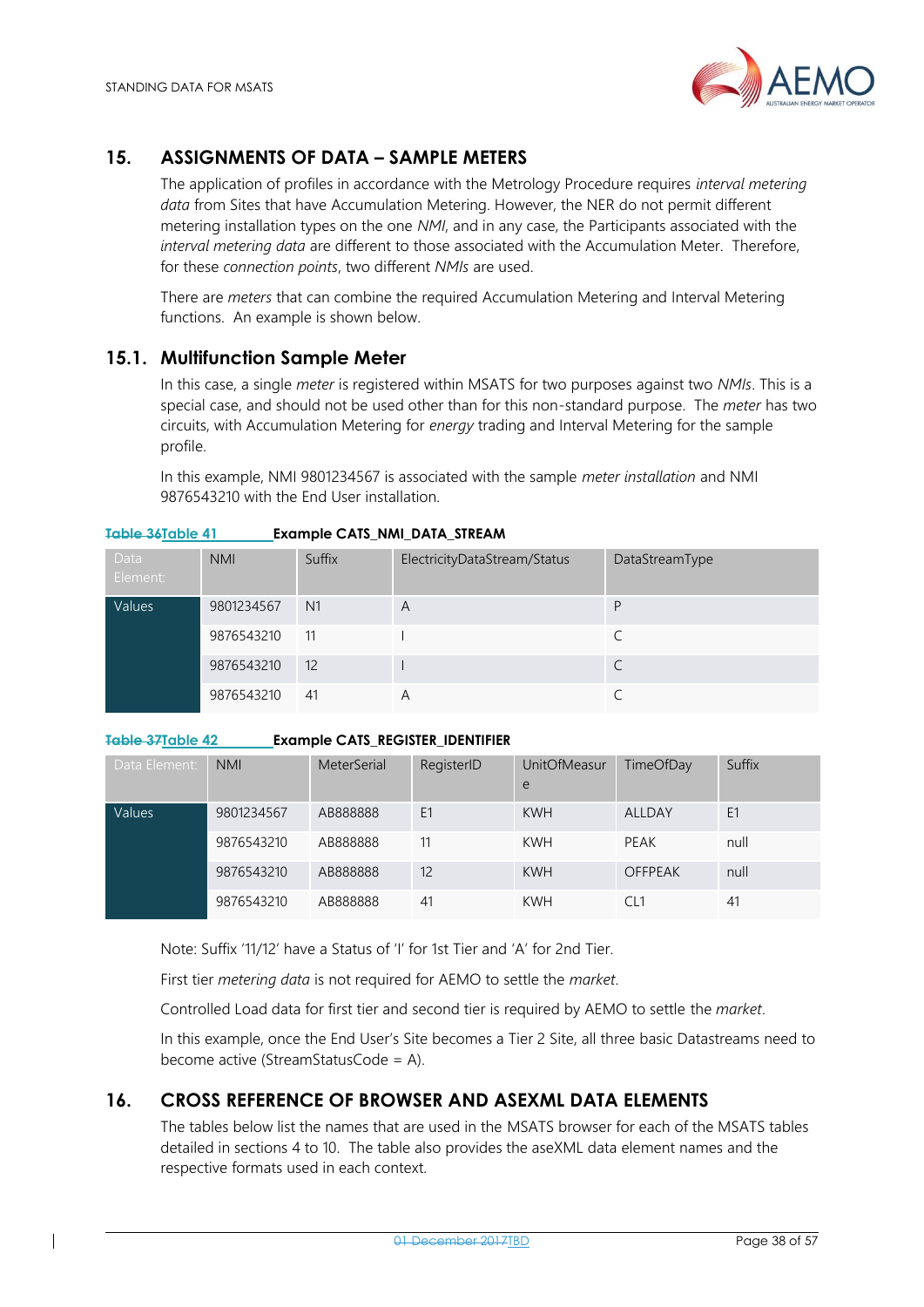## 15. ASSIGNMENTS OF DATA – SAMPLE METERS

The application of profiles in accordance with the Metrology Procedure requires *interval metering data* from Sites that have Accumulation Metering. However, the NER do not permit different metering installation types on the one *NMI*, and in any case, the Participants associated with the *interval metering data* are different to those associated with the Accumulation Meter. Therefore, for these *connection points*, two different *NMIs* are used.

There are *meters* that can combine the required Accumulation Metering and Interval Metering functions. An example is shown below.

### 15.1. Multifunction Sample Meter

In this case, a single *meter* is registered within MSATS for two purposes against two *NMIs*. This is a special case, and should not be used other than for this non-standard purpose. The *meter* has two circuits, with Accumulation Metering for *energy* trading and Interval Metering for the sample profile.

In this example, NMI 9801234567 is associated with the sample *meter installation* and NMI 9876543210 with the End User installation.

~~Table 36~~Table 41 **Example CATS_NMI_DATA_STREAM**

| Data Element: | NMI | Suffix | ElectricityDataStream/Status | DataStreamType |
|---|---|---|---|---|
| Values | 9801234567 | N1 | A | P |
| | 9876543210 | 11 | I | C |
| | 9876543210 | 12 | I | C |
| | 9876543210 | 41 | A | C |

~~Table 37~~Table 42 **Example CATS_REGISTER_IDENTIFIER**

| Data Element: | NMI | MeterSerial | RegisterID | UnitOfMeasure | TimeOfDay | Suffix |
|---|---|---|---|---|---|---|
| Values | 9801234567 | AB888888 | E1 | KWH | ALLDAY | E1 |
| | 9876543210 | AB888888 | 11 | KWH | PEAK | null |
| | 9876543210 | AB888888 | 12 | KWH | OFFPEAK | null |
| | 9876543210 | AB888888 | 41 | KWH | CL1 | 41 |

Note: Suffix '11/12' have a Status of 'I' for 1st Tier and 'A' for 2nd Tier.

First tier *metering data* is not required for AEMO to settle the *market*.

Controlled Load data for first tier and second tier is required by AEMO to settle the *market*.

In this example, once the End User's Site becomes a Tier 2 Site, all three basic Datastreams need to become active (StreamStatusCode = A).

## 16. CROSS REFERENCE OF BROWSER AND ASEXML DATA ELEMENTS

The tables below list the names that are used in the MSATS browser for each of the MSATS tables detailed in sections 4 to 10. The table also provides the aseXML data element names and the respective formats used in each context.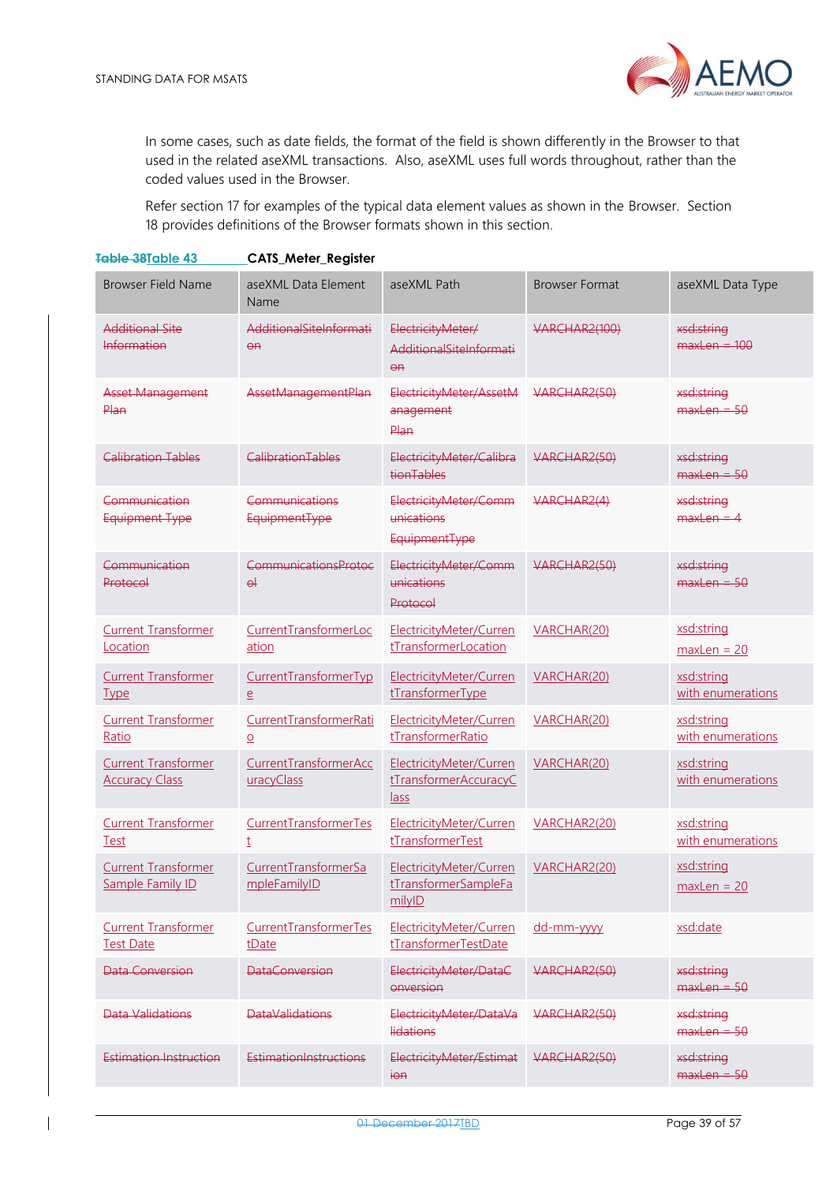In some cases, such as date fields, the format of the field is shown differently in the Browser to that used in the related aseXML transactions. Also, aseXML uses full words throughout, rather than the coded values used in the Browser.

Refer section 17 for examples of the typical data element values as shown in the Browser. Section 18 provides definitions of the Browser formats shown in this section.

~~Table 38~~Table 43 CATS_Meter_Register

| Browser Field Name | aseXML Data Element Name | aseXML Path | Browser Format | aseXML Data Type |
|---|---|---|---|---|
| ~~Additional Site Information~~ | ~~AdditionalSiteInformation~~ | ~~ElectricityMeter/ AdditionalSiteInformation~~ | ~~VARCHAR2(100)~~ | ~~xsd:string maxLen = 100~~ |
| ~~Asset Management Plan~~ | ~~AssetManagementPlan~~ | ~~ElectricityMeter/AssetManagement Plan~~ | ~~VARCHAR2(50)~~ | ~~xsd:string maxLen = 50~~ |
| ~~Calibration Tables~~ | ~~CalibrationTables~~ | ~~ElectricityMeter/CalibrationTables~~ | ~~VARCHAR2(50)~~ | ~~xsd:string maxLen = 50~~ |
| ~~Communication Equipment Type~~ | ~~Communications EquipmentType~~ | ~~ElectricityMeter/Communications EquipmentType~~ | ~~VARCHAR2(4)~~ | ~~xsd:string maxLen = 4~~ |
| ~~Communication Protocol~~ | ~~CommunicationsProtocol~~ | ~~ElectricityMeter/Communications Protocol~~ | ~~VARCHAR2(50)~~ | ~~xsd:string maxLen = 50~~ |
| Current Transformer Location | CurrentTransformerLocation | ElectricityMeter/CurrentTransformerLocation | VARCHAR(20) | xsd:string maxLen = 20 |
| Current Transformer Type | CurrentTransformerType | ElectricityMeter/CurrentTransformerType | VARCHAR(20) | xsd:string with enumerations |
| Current Transformer Ratio | CurrentTransformerRatio | ElectricityMeter/CurrentTransformerRatio | VARCHAR(20) | xsd:string with enumerations |
| Current Transformer Accuracy Class | CurrentTransformerAccuracyClass | ElectricityMeter/CurrentTransformerAccuracyClass | VARCHAR(20) | xsd:string with enumerations |
| Current Transformer Test | CurrentTransformerTest | ElectricityMeter/CurrentTransformerTest | VARCHAR2(20) | xsd:string with enumerations |
| Current Transformer Sample Family ID | CurrentTransformerSampleFamilyID | ElectricityMeter/CurrentTransformerSampleFamilyID | VARCHAR2(20) | xsd:string maxLen = 20 |
| Current Transformer Test Date | CurrentTransformerTestDate | ElectricityMeter/CurrentTransformerTestDate | dd-mm-yyyy | xsd:date |
| ~~Data Conversion~~ | ~~DataConversion~~ | ~~ElectricityMeter/DataConversion~~ | ~~VARCHAR2(50)~~ | ~~xsd:string maxLen = 50~~ |
| ~~Data Validations~~ | ~~DataValidations~~ | ~~ElectricityMeter/DataValidations~~ | ~~VARCHAR2(50)~~ | ~~xsd:string maxLen = 50~~ |
| ~~Estimation Instruction~~ | ~~EstimationInstructions~~ | ~~ElectricityMeter/Estimation~~ | ~~VARCHAR2(50)~~ | ~~xsd:string maxLen = 50~~ |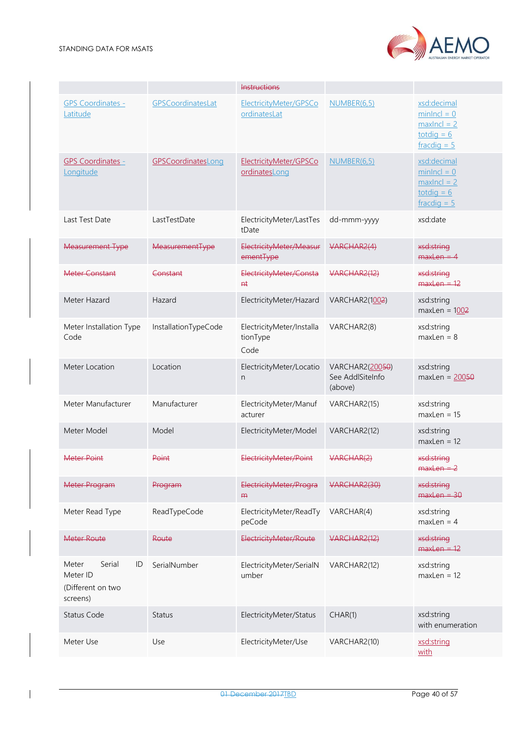| | | ~~Instructions~~ | | |
|---|---|---|---|---|
| GPS Coordinates - Latitude | GPSCoordinatesLat | ElectricityMeter/GPSCoordinatesLat | NUMBER(6,5) | xsd:decimal minIncl = 0 maxIncl = 2 totdig = 6 fracdig = 5 |
| ~~GPS Coordinates~~ - Longitude | ~~GPSCoordinates~~Long | ~~ElectricityMeter/GPSCoordinates~~Long | NUMBER(6,5) | xsd:decimal minIncl = 0 maxIncl = 2 totdig = 6 fracdig = 5 |
| Last Test Date | LastTestDate | ElectricityMeter/LastTestDate | dd-mmm-yyyy | xsd:date |
| ~~Measurement Type~~ | ~~MeasurementType~~ | ~~ElectricityMeter/MeasurementType~~ | ~~VARCHAR2(4)~~ | ~~xsd:string maxLen = 4~~ |
| ~~Meter Constant~~ | ~~Constant~~ | ~~ElectricityMeter/Constant~~ | ~~VARCHAR2(12)~~ | ~~xsd:string maxLen = 12~~ |
| Meter Hazard | Hazard | ElectricityMeter/Hazard | VARCHAR2(10~~0~~2) | xsd:string maxLen = 10~~0~~2 |
| Meter Installation Type Code | InstallationTypeCode | ElectricityMeter/InstallationType Code | VARCHAR2(8) | xsd:string maxLen = 8 |
| Meter Location | Location | ElectricityMeter/Location | VARCHAR2(200~~5~~0) See AddlSiteInfo (above) | xsd:string maxLen = 200~~5~~0 |
| Meter Manufacturer | Manufacturer | ElectricityMeter/Manufacturer | VARCHAR2(15) | xsd:string maxLen = 15 |
| Meter Model | Model | ElectricityMeter/Model | VARCHAR2(12) | xsd:string maxLen = 12 |
| ~~Meter Point~~ | ~~Point~~ | ~~ElectricityMeter/Point~~ | ~~VARCHAR(2)~~ | ~~xsd:string maxLen = 2~~ |
| ~~Meter Program~~ | ~~Program~~ | ~~ElectricityMeter/Program~~ | ~~VARCHAR2(30)~~ | ~~xsd:string maxLen = 30~~ |
| Meter Read Type | ReadTypeCode | ElectricityMeter/ReadTypeCode | VARCHAR(4) | xsd:string maxLen = 4 |
| ~~Meter Route~~ | ~~Route~~ | ~~ElectricityMeter/Route~~ | ~~VARCHAR2(12)~~ | ~~xsd:string maxLen = 12~~ |
| Meter Serial ID Meter ID (Different on two screens) | SerialNumber | ElectricityMeter/SerialNumber | VARCHAR2(12) | xsd:string maxLen = 12 |
| Status Code | Status | ElectricityMeter/Status | CHAR(1) | xsd:string with enumeration |
| Meter Use | Use | ElectricityMeter/Use | VARCHAR2(10) | xsd:string with |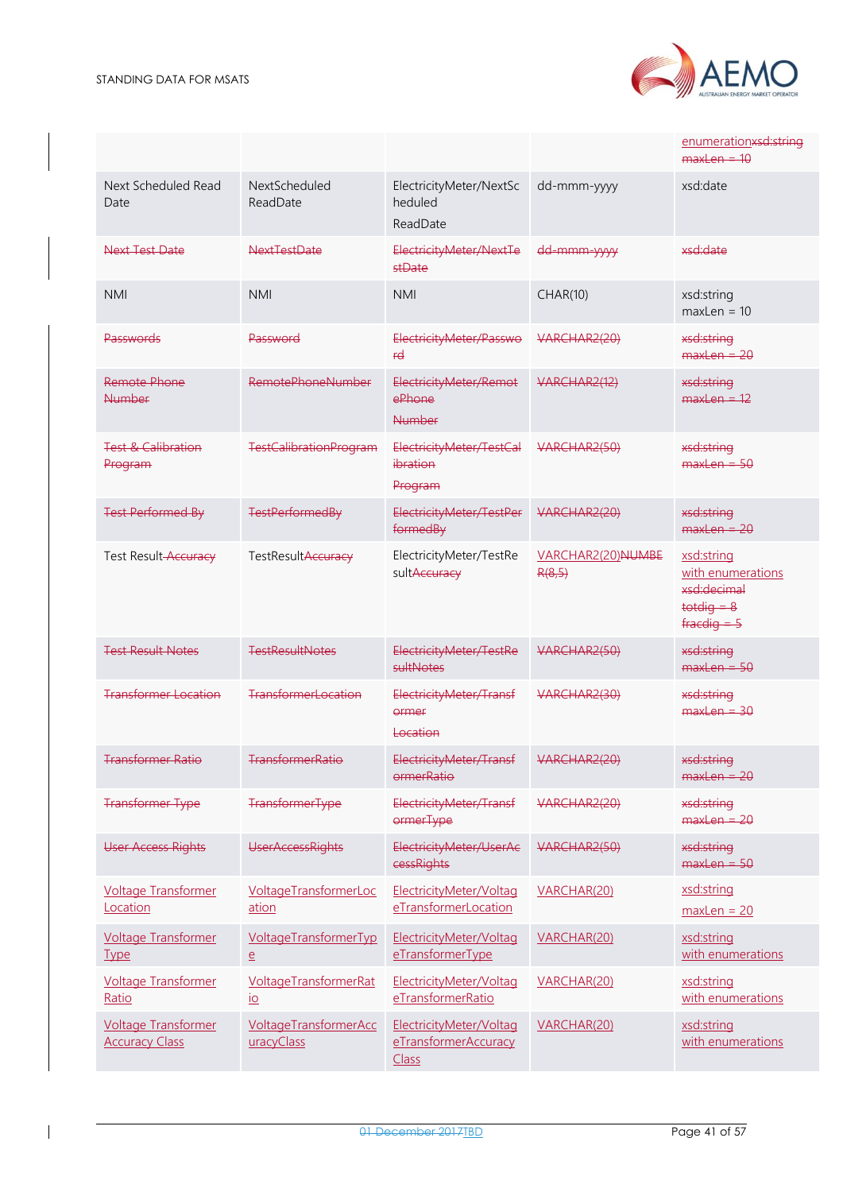| | | | | ~~enumeration~~~~xsd:string~~ ~~maxLen = 10~~ |
|---|---|---|---|---|
| Next Scheduled Read Date | NextScheduled ReadDate | ElectricityMeter/NextScheduled ReadDate | dd-mmm-yyyy | xsd:date |
| ~~Next Test Date~~ | ~~NextTestDate~~ | ~~ElectricityMeter/NextTestDate~~ | ~~dd-mmm-yyyy~~ | ~~xsd:date~~ |
| NMI | NMI | NMI | CHAR(10) | xsd:string maxLen = 10 |
| ~~Passwords~~ | ~~Password~~ | ~~ElectricityMeter/Password~~ | ~~VARCHAR2(20)~~ | ~~xsd:string maxLen = 20~~ |
| ~~Remote Phone Number~~ | ~~RemotePhoneNumber~~ | ~~ElectricityMeter/RemotePhone Number~~ | ~~VARCHAR2(12)~~ | ~~xsd:string maxLen = 12~~ |
| ~~Test & Calibration Program~~ | ~~TestCalibrationProgram~~ | ~~ElectricityMeter/TestCalibration Program~~ | ~~VARCHAR2(50)~~ | ~~xsd:string maxLen = 50~~ |
| ~~Test Performed By~~ | ~~TestPerformedBy~~ | ~~ElectricityMeter/TestPerformedBy~~ | ~~VARCHAR2(20)~~ | ~~xsd:string maxLen = 20~~ |
| Test Result ~~Accuracy~~ | TestResult~~Accuracy~~ | ElectricityMeter/TestResult~~Accuracy~~ | VARCHAR2(20)~~NUMBER(8,5)~~ | xsd:string with enumerations ~~xsd:decimal totdig = 8 fracdig = 5~~ |
| ~~Test Result Notes~~ | ~~TestResultNotes~~ | ~~ElectricityMeter/TestResultNotes~~ | ~~VARCHAR2(50)~~ | ~~xsd:string maxLen = 50~~ |
| ~~Transformer Location~~ | ~~TransformerLocation~~ | ~~ElectricityMeter/Transformer Location~~ | ~~VARCHAR2(30)~~ | ~~xsd:string maxLen = 30~~ |
| ~~Transformer Ratio~~ | ~~TransformerRatio~~ | ~~ElectricityMeter/TransformerRatio~~ | ~~VARCHAR2(20)~~ | ~~xsd:string maxLen = 20~~ |
| ~~Transformer Type~~ | ~~TransformerType~~ | ~~ElectricityMeter/TransformerType~~ | ~~VARCHAR2(20)~~ | ~~xsd:string maxLen = 20~~ |
| ~~User Access Rights~~ | ~~UserAccessRights~~ | ~~ElectricityMeter/UserAccessRights~~ | ~~VARCHAR2(50)~~ | ~~xsd:string maxLen = 50~~ |
| Voltage Transformer Location | VoltageTransformerLocation | ElectricityMeter/VoltageTransformerLocation | VARCHAR(20) | xsd:string maxLen = 20 |
| Voltage Transformer Type | VoltageTransformerType | ElectricityMeter/VoltageTransformerType | VARCHAR(20) | xsd:string with enumerations |
| Voltage Transformer Ratio | VoltageTransformerRatio | ElectricityMeter/VoltageTransformerRatio | VARCHAR(20) | xsd:string with enumerations |
| Voltage Transformer Accuracy Class | VoltageTransformerAccuracyClass | ElectricityMeter/VoltageTransformerAccuracy Class | VARCHAR(20) | xsd:string with enumerations |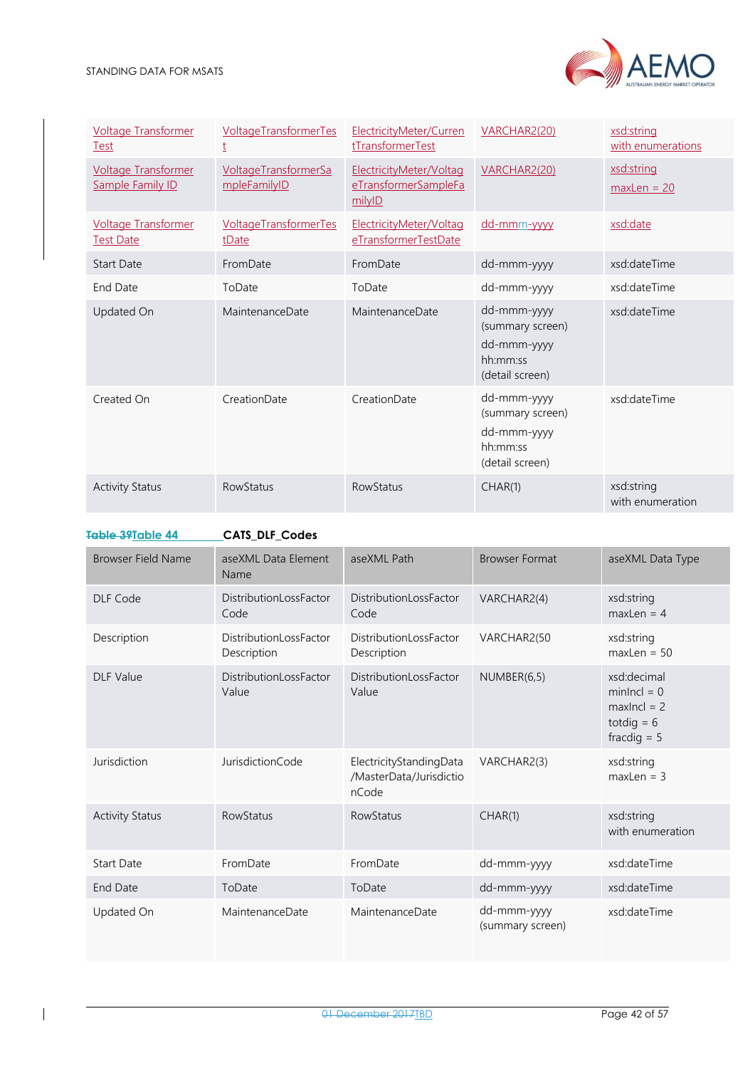| Voltage Transformer Test | VoltageTransformerTest | ElectricityMeter/CurrentTransformerTest | VARCHAR2(20) | xsd:string with enumerations |
|---|---|---|---|---|
| Voltage Transformer Sample Family ID | VoltageTransformerSampleFamilyID | ElectricityMeter/VoltageTransformerSampleFamilyID | VARCHAR2(20) | xsd:string maxLen = 20 |
| Voltage Transformer Test Date | VoltageTransformerTestDate | ElectricityMeter/VoltageTransformerTestDate | dd-mmm-yyyy | xsd:date |
| Start Date | FromDate | FromDate | dd-mmm-yyyy | xsd:dateTime |
| End Date | ToDate | ToDate | dd-mmm-yyyy | xsd:dateTime |
| Updated On | MaintenanceDate | MaintenanceDate | dd-mmm-yyyy (summary screen) dd-mmm-yyyy hh:mm:ss (detail screen) | xsd:dateTime |
| Created On | CreationDate | CreationDate | dd-mmm-yyyy (summary screen) dd-mmm-yyyy hh:mm:ss (detail screen) | xsd:dateTime |
| Activity Status | RowStatus | RowStatus | CHAR(1) | xsd:string with enumeration |

~~Table 39~~Table 44 **CATS_DLF_Codes**

| Browser Field Name | aseXML Data Element Name | aseXML Path | Browser Format | aseXML Data Type |
|---|---|---|---|---|
| DLF Code | DistributionLossFactorCode | DistributionLossFactorCode | VARCHAR2(4) | xsd:string maxLen = 4 |
| Description | DistributionLossFactorDescription | DistributionLossFactorDescription | VARCHAR2(50 | xsd:string maxLen = 50 |
| DLF Value | DistributionLossFactorValue | DistributionLossFactorValue | NUMBER(6,5) | xsd:decimal minIncl = 0 maxIncl = 2 totdig = 6 fracdig = 5 |
| Jurisdiction | JurisdictionCode | ElectricityStandingData/MasterData/JurisdictionCode | VARCHAR2(3) | xsd:string maxLen = 3 |
| Activity Status | RowStatus | RowStatus | CHAR(1) | xsd:string with enumeration |
| Start Date | FromDate | FromDate | dd-mmm-yyyy | xsd:dateTime |
| End Date | ToDate | ToDate | dd-mmm-yyyy | xsd:dateTime |
| Updated On | MaintenanceDate | MaintenanceDate | dd-mmm-yyyy (summary screen) | xsd:dateTime |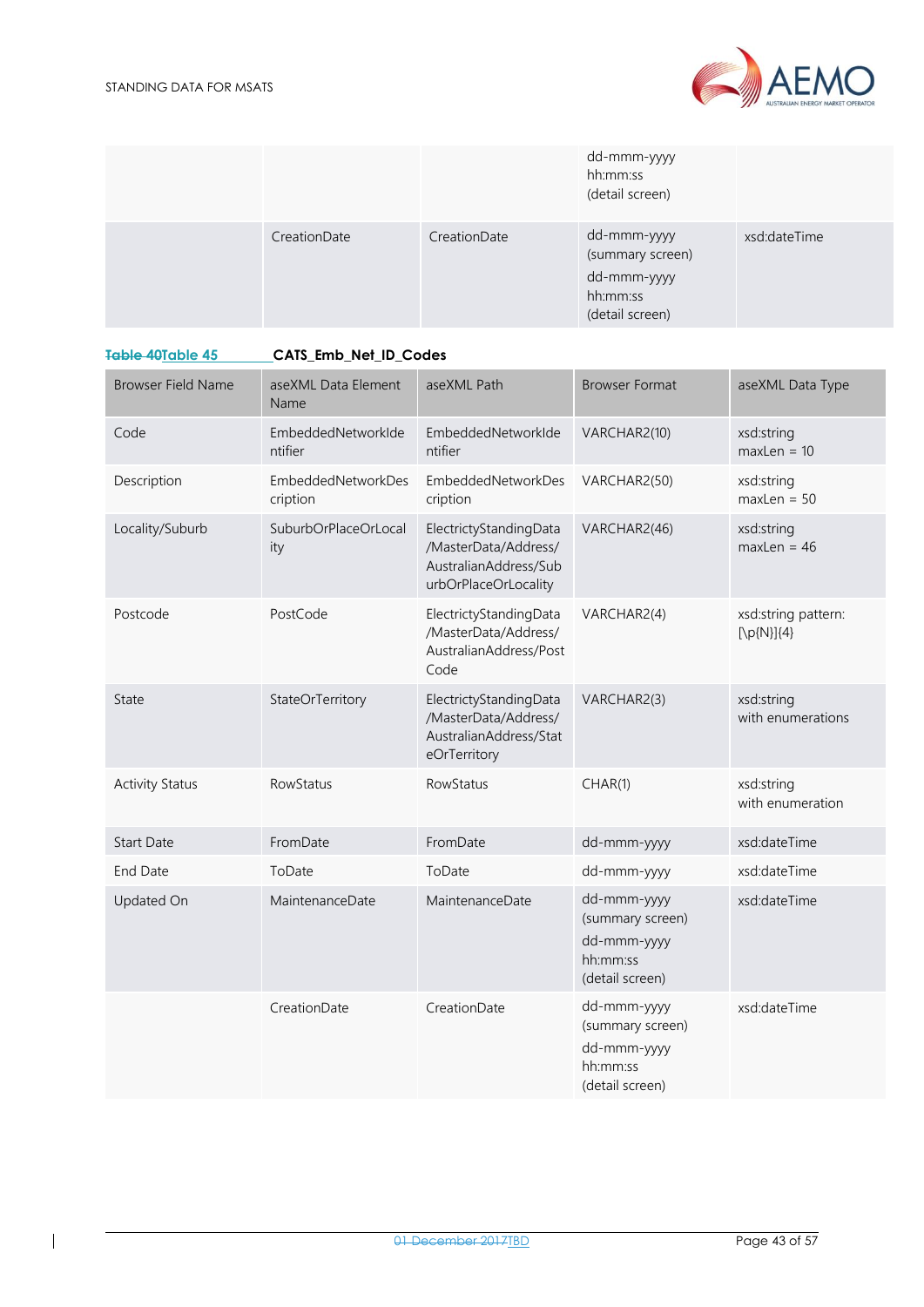| | | | dd-mmm-yyyy hh:mm:ss (detail screen) | |
|---|---|---|---|---|
| | CreationDate | CreationDate | dd-mmm-yyyy (summary screen) dd-mmm-yyyy hh:mm:ss (detail screen) | xsd:dateTime |

**Table 40Table 45 CATS_Emb_Net_ID_Codes**

| Browser Field Name | aseXML Data Element Name | aseXML Path | Browser Format | aseXML Data Type |
|---|---|---|---|---|
| Code | EmbeddedNetworkIdentifier | EmbeddedNetworkIdentifier | VARCHAR2(10) | xsd:string maxLen = 10 |
| Description | EmbeddedNetworkDescription | EmbeddedNetworkDescription | VARCHAR2(50) | xsd:string maxLen = 50 |
| Locality/Suburb | SuburbOrPlaceOrLocality | ElectrictyStandingData/MasterData/Address/AustralianAddress/SuburbOrPlaceOrLocality | VARCHAR2(46) | xsd:string maxLen = 46 |
| Postcode | PostCode | ElectrictyStandingData/MasterData/Address/AustralianAddress/PostCode | VARCHAR2(4) | xsd:string pattern: [\p{N}]{4} |
| State | StateOrTerritory | ElectrictyStandingData/MasterData/Address/AustralianAddress/StateOrTerritory | VARCHAR2(3) | xsd:string with enumerations |
| Activity Status | RowStatus | RowStatus | CHAR(1) | xsd:string with enumeration |
| Start Date | FromDate | FromDate | dd-mmm-yyyy | xsd:dateTime |
| End Date | ToDate | ToDate | dd-mmm-yyyy | xsd:dateTime |
| Updated On | MaintenanceDate | MaintenanceDate | dd-mmm-yyyy (summary screen) dd-mmm-yyyy hh:mm:ss (detail screen) | xsd:dateTime |
| | CreationDate | CreationDate | dd-mmm-yyyy (summary screen) dd-mmm-yyyy hh:mm:ss (detail screen) | xsd:dateTime |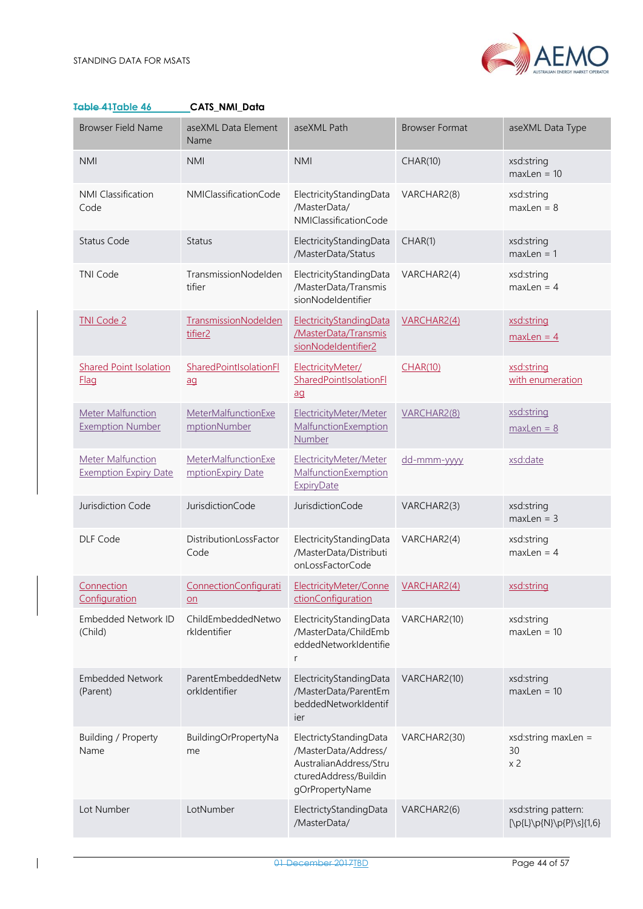**Table 41Table 46 CATS_NMI_Data**

| Browser Field Name | aseXML Data Element Name | aseXML Path | Browser Format | aseXML Data Type |
|---|---|---|---|---|
| NMI | NMI | NMI | CHAR(10) | xsd:string maxLen = 10 |
| NMI Classification Code | NMIClassificationCode | ElectricityStandingData /MasterData/ NMIClassificationCode | VARCHAR2(8) | xsd:string maxLen = 8 |
| Status Code | Status | ElectricityStandingData /MasterData/Status | CHAR(1) | xsd:string maxLen = 1 |
| TNI Code | TransmissionNodeIdentifier | ElectricityStandingData /MasterData/TransmissionNodeIdentifier | VARCHAR2(4) | xsd:string maxLen = 4 |
| TNI Code 2 | TransmissionNodeIdentifier2 | ElectricityStandingData /MasterData/TransmissionNodeIdentifier2 | VARCHAR2(4) | xsd:string maxLen = 4 |
| Shared Point Isolation Flag | SharedPointIsolationFlag | ElectricityMeter/ SharedPointIsolationFlag | CHAR(10) | xsd:string with enumeration |
| Meter Malfunction Exemption Number | MeterMalfunctionExemptionNumber | ElectricityMeter/MeterMalfunctionExemptionNumber | VARCHAR2(8) | xsd:string maxLen = 8 |
| Meter Malfunction Exemption Expiry Date | MeterMalfunctionExemptionExpiry Date | ElectricityMeter/MeterMalfunctionExemptionExpiryDate | dd-mmm-yyyy | xsd:date |
| Jurisdiction Code | JurisdictionCode | JurisdictionCode | VARCHAR2(3) | xsd:string maxLen = 3 |
| DLF Code | DistributionLossFactorCode | ElectricityStandingData /MasterData/DistributionLossFactorCode | VARCHAR2(4) | xsd:string maxLen = 4 |
| Connection Configuration | ConnectionConfiguration | ElectricityMeter/ConnectionConfiguration | VARCHAR2(4) | xsd:string |
| Embedded Network ID (Child) | ChildEmbeddedNetworkIdentifier | ElectricityStandingData /MasterData/ChildEmbeddedNetworkIdentifier | VARCHAR2(10) | xsd:string maxLen = 10 |
| Embedded Network (Parent) | ParentEmbeddedNetworkIdentifier | ElectricityStandingData /MasterData/ParentEmbeddedNetworkIdentifier | VARCHAR2(10) | xsd:string maxLen = 10 |
| Building / Property Name | BuildingOrPropertyName | ElectrictyStandingData /MasterData/ AustralianAddress/StructuredAddress/BuildingOrPropertyName | VARCHAR2(30) | xsd:string maxLen = 30 x 2 |
| Lot Number | LotNumber | ElectrictyStandingData /MasterData/ | VARCHAR2(6) | xsd:string pattern: [\p{L}\p{N}\p{P}\s]{1,6} |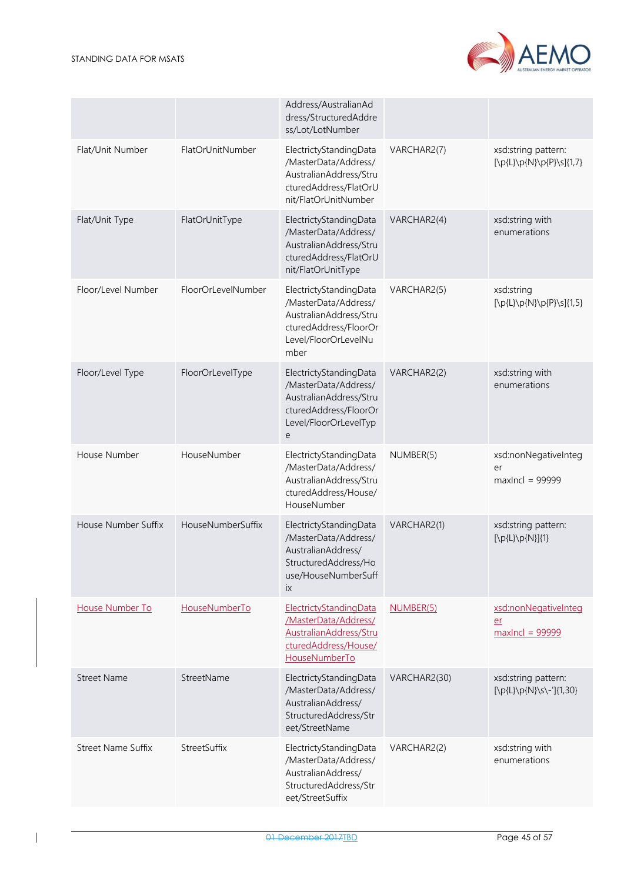| | | Address/AustralianAddress/StructuredAddress/Lot/LotNumber | | |
|---|---|---|---|---|
| Flat/Unit Number | FlatOrUnitNumber | ElectrictyStandingData/MasterData/Address/AustralianAddress/StructuredAddress/FlatOrUnit/FlatOrUnitNumber | VARCHAR2(7) | xsd:string pattern: [\p{L}\p{N}\p{P}\s]{1,7} |
| Flat/Unit Type | FlatOrUnitType | ElectrictyStandingData/MasterData/Address/AustralianAddress/StructuredAddress/FlatOrUnit/FlatOrUnitType | VARCHAR2(4) | xsd:string with enumerations |
| Floor/Level Number | FloorOrLevelNumber | ElectrictyStandingData/MasterData/Address/AustralianAddress/StructuredAddress/FloorOrLevel/FloorOrLevelNumber | VARCHAR2(5) | xsd:string [\p{L}\p{N}\p{P}\s]{1,5} |
| Floor/Level Type | FloorOrLevelType | ElectrictyStandingData/MasterData/Address/AustralianAddress/StructuredAddress/FloorOrLevel/FloorOrLevelType | VARCHAR2(2) | xsd:string with enumerations |
| House Number | HouseNumber | ElectrictyStandingData/MasterData/Address/AustralianAddress/StructuredAddress/House/HouseNumber | NUMBER(5) | xsd:nonNegativeInteger maxIncl = 99999 |
| House Number Suffix | HouseNumberSuffix | ElectrictyStandingData/MasterData/Address/AustralianAddress/StructuredAddress/House/HouseNumberSuffix | VARCHAR2(1) | xsd:string pattern: [\p{L}\p{N}]{1} |
| House Number To | HouseNumberTo | ElectrictyStandingData/MasterData/Address/AustralianAddress/StructuredAddress/House/HouseNumberTo | NUMBER(5) | xsd:nonNegativeInteger maxIncl = 99999 |
| Street Name | StreetName | ElectrictyStandingData/MasterData/Address/AustralianAddress/StructuredAddress/Street/StreetName | VARCHAR2(30) | xsd:string pattern: [\p{L}\p{N}\s\-']{1,30} |
| Street Name Suffix | StreetSuffix | ElectrictyStandingData/MasterData/Address/AustralianAddress/StructuredAddress/Street/StreetSuffix | VARCHAR2(2) | xsd:string with enumerations |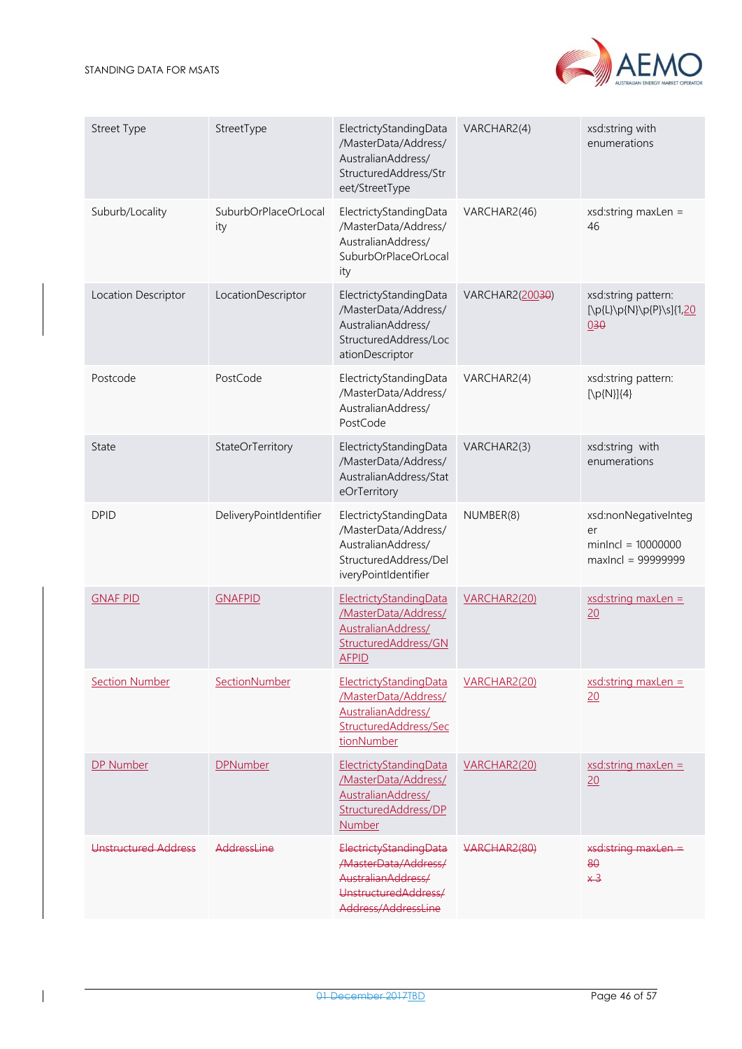| Street Type | StreetType | ElectrictyStandingData/MasterData/Address/AustralianAddress/StructuredAddress/Street/StreetType | VARCHAR2(4) | xsd:string with enumerations |
|---|---|---|---|---|
| Suburb/Locality | SuburbOrPlaceOrLocality | ElectrictyStandingData/MasterData/Address/AustralianAddress/SuburbOrPlaceOrLocality | VARCHAR2(46) | xsd:string maxLen = 46 |
| Location Descriptor | LocationDescriptor | ElectrictyStandingData/MasterData/Address/AustralianAddress/StructuredAddress/LocationDescriptor | VARCHAR2(~~30~~200) | xsd:string pattern: [\p{L}\p{N}\p{P}\s]{1,~~30~~200} |
| Postcode | PostCode | ElectrictyStandingData/MasterData/Address/AustralianAddress/PostCode | VARCHAR2(4) | xsd:string pattern: [\p{N}]{4} |
| State | StateOrTerritory | ElectrictyStandingData/MasterData/Address/AustralianAddress/StateOrTerritory | VARCHAR2(3) | xsd:string with enumerations |
| DPID | DeliveryPointIdentifier | ElectrictyStandingData/MasterData/Address/AustralianAddress/StructuredAddress/DeliveryPointIdentifier | NUMBER(8) | xsd:nonNegativeInteger minIncl = 10000000 maxIncl = 99999999 |
| GNAF PID | GNAFPID | ElectrictyStandingData/MasterData/Address/AustralianAddress/StructuredAddress/GNAFPID | VARCHAR2(20) | xsd:string maxLen = 20 |
| Section Number | SectionNumber | ElectrictyStandingData/MasterData/Address/AustralianAddress/StructuredAddress/SectionNumber | VARCHAR2(20) | xsd:string maxLen = 20 |
| DP Number | DPNumber | ElectrictyStandingData/MasterData/Address/AustralianAddress/StructuredAddress/DPNumber | VARCHAR2(20) | xsd:string maxLen = 20 |
| ~~Unstructured Address~~ | ~~AddressLine~~ | ~~ElectrictyStandingData/MasterData/Address/AustralianAddress/UnstructuredAddress/Address/AddressLine~~ | ~~VARCHAR2(80)~~ | ~~xsd:string maxLen = 80 x 3~~ |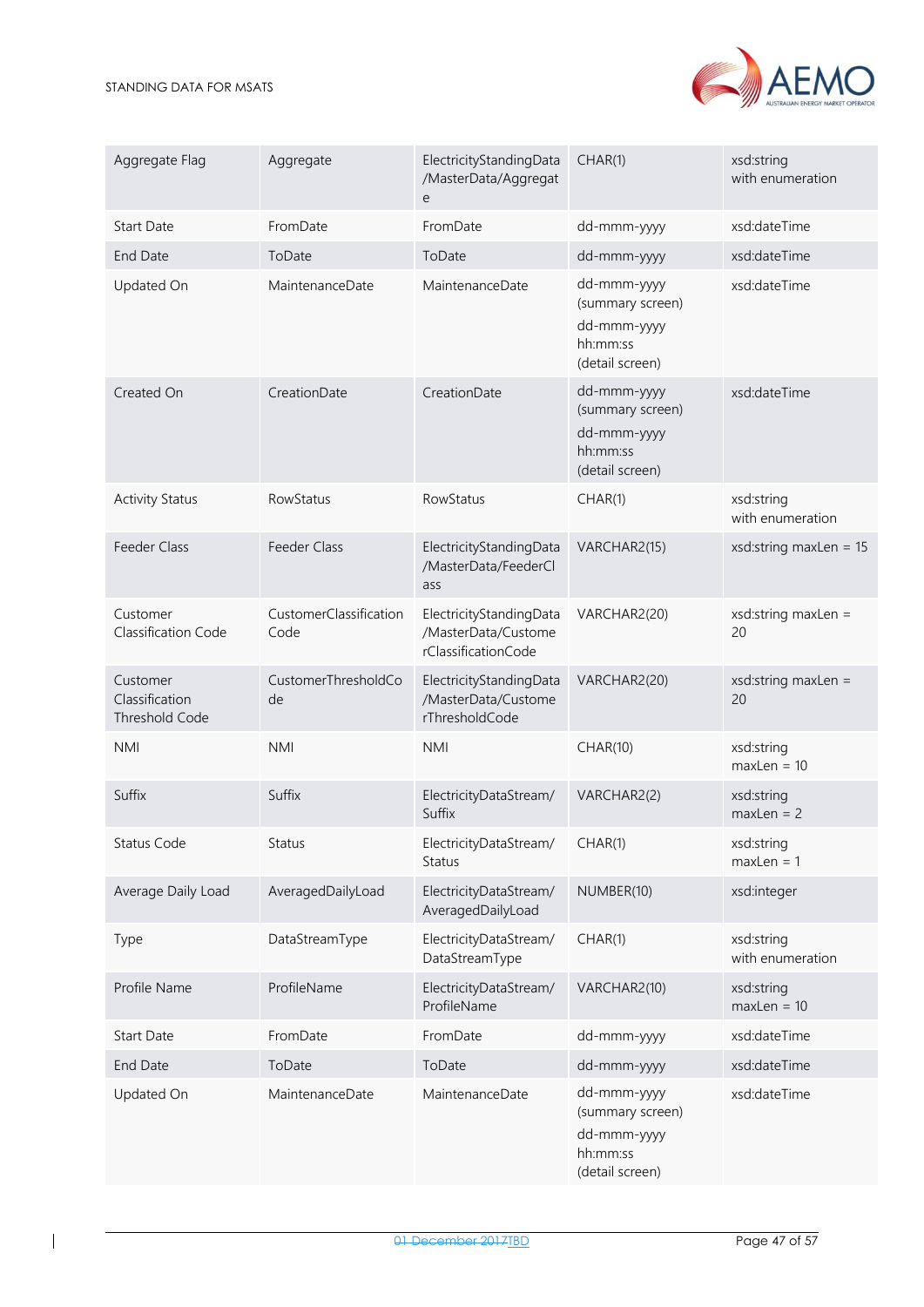| Aggregate Flag | Aggregate | ElectricityStandingData/MasterData/Aggregate | CHAR(1) | xsd:string with enumeration |
|---|---|---|---|---|
| Start Date | FromDate | FromDate | dd-mmm-yyyy | xsd:dateTime |
| End Date | ToDate | ToDate | dd-mmm-yyyy | xsd:dateTime |
| Updated On | MaintenanceDate | MaintenanceDate | dd-mmm-yyyy (summary screen) dd-mmm-yyyy hh:mm:ss (detail screen) | xsd:dateTime |
| Created On | CreationDate | CreationDate | dd-mmm-yyyy (summary screen) dd-mmm-yyyy hh:mm:ss (detail screen) | xsd:dateTime |
| Activity Status | RowStatus | RowStatus | CHAR(1) | xsd:string with enumeration |
| Feeder Class | Feeder Class | ElectricityStandingData/MasterData/FeederClass | VARCHAR2(15) | xsd:string maxLen = 15 |
| Customer Classification Code | CustomerClassificationCode | ElectricityStandingData/MasterData/CustomerClassificationCode | VARCHAR2(20) | xsd:string maxLen = 20 |
| Customer Classification Threshold Code | CustomerThresholdCode | ElectricityStandingData/MasterData/CustomerThresholdCode | VARCHAR2(20) | xsd:string maxLen = 20 |
| NMI | NMI | NMI | CHAR(10) | xsd:string maxLen = 10 |
| Suffix | Suffix | ElectricityDataStream/Suffix | VARCHAR2(2) | xsd:string maxLen = 2 |
| Status Code | Status | ElectricityDataStream/Status | CHAR(1) | xsd:string maxLen = 1 |
| Average Daily Load | AveragedDailyLoad | ElectricityDataStream/AveragedDailyLoad | NUMBER(10) | xsd:integer |
| Type | DataStreamType | ElectricityDataStream/DataStreamType | CHAR(1) | xsd:string with enumeration |
| Profile Name | ProfileName | ElectricityDataStream/ProfileName | VARCHAR2(10) | xsd:string maxLen = 10 |
| Start Date | FromDate | FromDate | dd-mmm-yyyy | xsd:dateTime |
| End Date | ToDate | ToDate | dd-mmm-yyyy | xsd:dateTime |
| Updated On | MaintenanceDate | MaintenanceDate | dd-mmm-yyyy (summary screen) dd-mmm-yyyy hh:mm:ss (detail screen) | xsd:dateTime |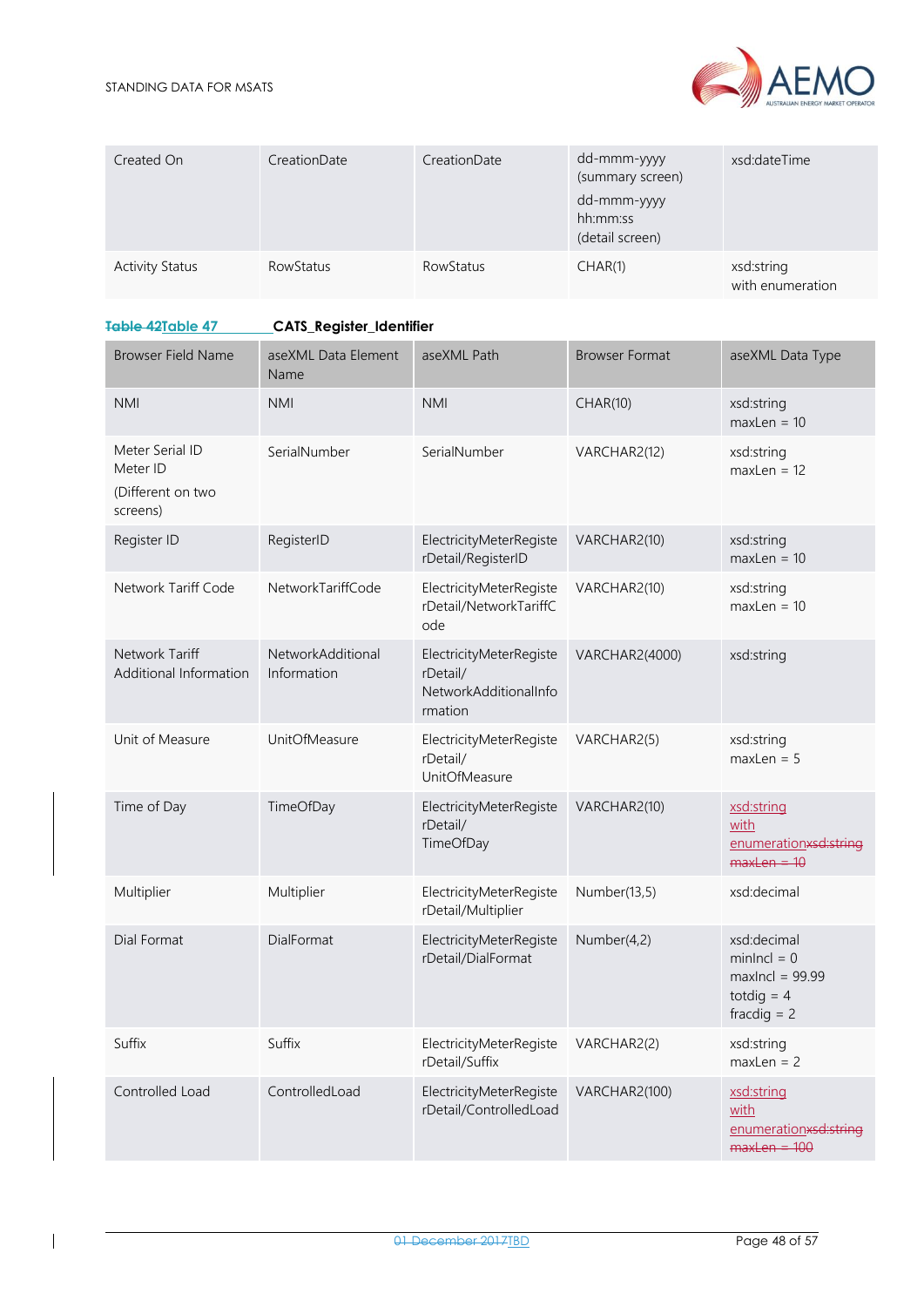| Created On | CreationDate | CreationDate | dd-mmm-yyyy (summary screen) dd-mmm-yyyy hh:mm:ss (detail screen) | xsd:dateTime |
|---|---|---|---|---|
| Activity Status | RowStatus | RowStatus | CHAR(1) | xsd:string with enumeration |

~~Table 42~~Table 47 **CATS_Register_Identifier**

| Browser Field Name | aseXML Data Element Name | aseXML Path | Browser Format | aseXML Data Type |
|---|---|---|---|---|
| NMI | NMI | NMI | CHAR(10) | xsd:string maxLen = 10 |
| Meter Serial ID Meter ID (Different on two screens) | SerialNumber | SerialNumber | VARCHAR2(12) | xsd:string maxLen = 12 |
| Register ID | RegisterID | ElectricityMeterRegisterDetail/RegisterID | VARCHAR2(10) | xsd:string maxLen = 10 |
| Network Tariff Code | NetworkTariffCode | ElectricityMeterRegisterDetail/NetworkTariffCode | VARCHAR2(10) | xsd:string maxLen = 10 |
| Network Tariff Additional Information | NetworkAdditionalInformation | ElectricityMeterRegisterDetail/ NetworkAdditionalInformation | VARCHAR2(4000) | xsd:string |
| Unit of Measure | UnitOfMeasure | ElectricityMeterRegisterDetail/ UnitOfMeasure | VARCHAR2(5) | xsd:string maxLen = 5 |
| Time of Day | TimeOfDay | ElectricityMeterRegisterDetail/ TimeOfDay | VARCHAR2(10) | xsd:string with enumeration~~xsd:string maxLen = 10~~ |
| Multiplier | Multiplier | ElectricityMeterRegisterDetail/Multiplier | Number(13,5) | xsd:decimal |
| Dial Format | DialFormat | ElectricityMeterRegisterDetail/DialFormat | Number(4,2) | xsd:decimal minIncl = 0 maxIncl = 99.99 totdig = 4 fracdig = 2 |
| Suffix | Suffix | ElectricityMeterRegisterDetail/Suffix | VARCHAR2(2) | xsd:string maxLen = 2 |
| Controlled Load | ControlledLoad | ElectricityMeterRegisterDetail/ControlledLoad | VARCHAR2(100) | xsd:string with enumeration~~xsd:string maxLen = 100~~ |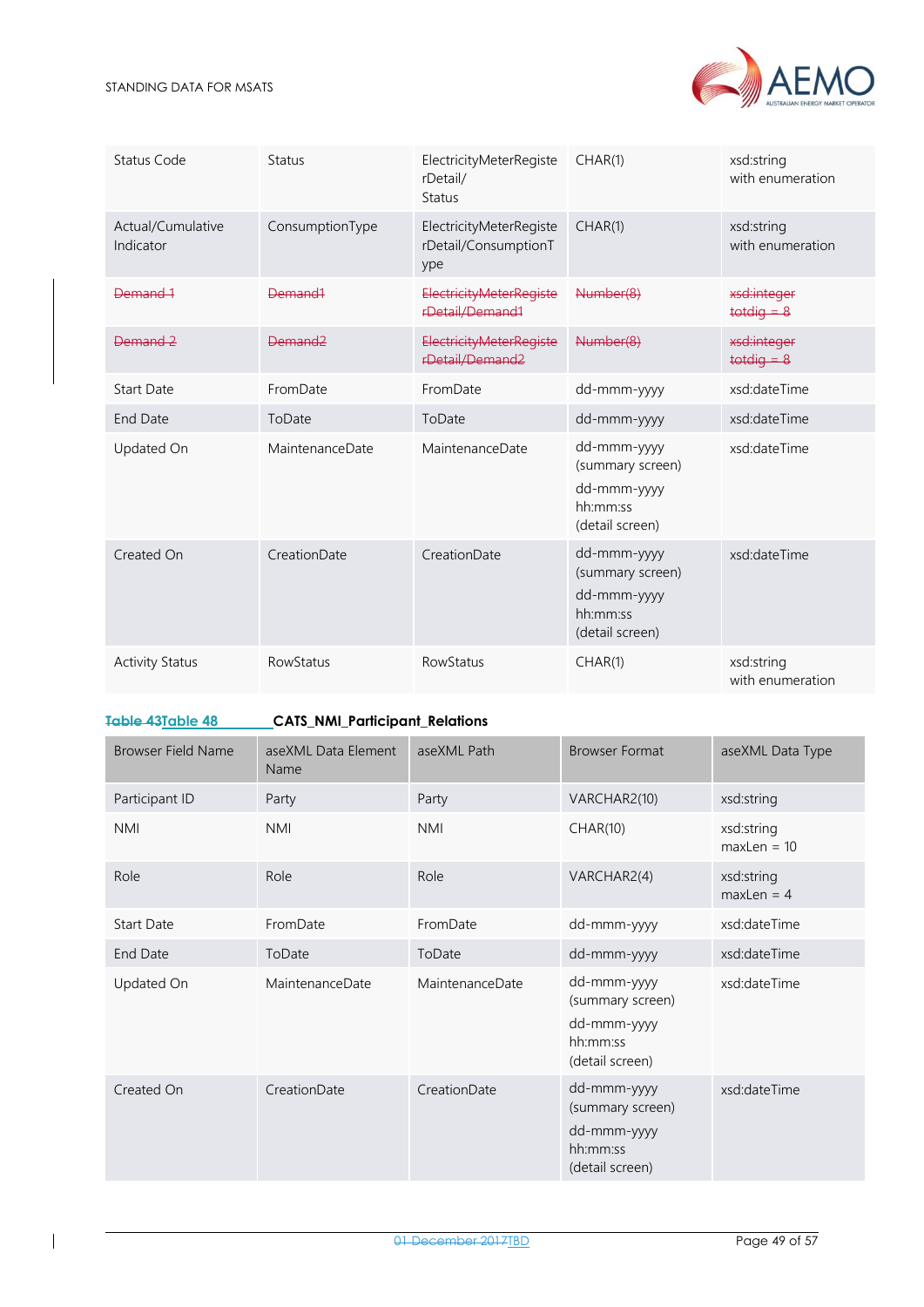| Status Code | Status | ElectricityMeterRegisterDetail/Status | CHAR(1) | xsd:string with enumeration |
|---|---|---|---|---|
| Actual/Cumulative Indicator | ConsumptionType | ElectricityMeterRegisterDetail/ConsumptionType | CHAR(1) | xsd:string with enumeration |
| ~~Demand 1~~ | ~~Demand1~~ | ~~ElectricityMeterRegisterDetail/Demand1~~ | ~~Number(8)~~ | ~~xsd:integer totdig = 8~~ |
| ~~Demand 2~~ | ~~Demand2~~ | ~~ElectricityMeterRegisterDetail/Demand2~~ | ~~Number(8)~~ | ~~xsd:integer totdig = 8~~ |
| Start Date | FromDate | FromDate | dd-mmm-yyyy | xsd:dateTime |
| End Date | ToDate | ToDate | dd-mmm-yyyy | xsd:dateTime |
| Updated On | MaintenanceDate | MaintenanceDate | dd-mmm-yyyy (summary screen) dd-mmm-yyyy hh:mm:ss (detail screen) | xsd:dateTime |
| Created On | CreationDate | CreationDate | dd-mmm-yyyy (summary screen) dd-mmm-yyyy hh:mm:ss (detail screen) | xsd:dateTime |
| Activity Status | RowStatus | RowStatus | CHAR(1) | xsd:string with enumeration |

~~Table 43~~Table 48 **CATS_NMI_Participant_Relations**

| Browser Field Name | aseXML Data Element Name | aseXML Path | Browser Format | aseXML Data Type |
|---|---|---|---|---|
| Participant ID | Party | Party | VARCHAR2(10) | xsd:string |
| NMI | NMI | NMI | CHAR(10) | xsd:string maxLen = 10 |
| Role | Role | Role | VARCHAR2(4) | xsd:string maxLen = 4 |
| Start Date | FromDate | FromDate | dd-mmm-yyyy | xsd:dateTime |
| End Date | ToDate | ToDate | dd-mmm-yyyy | xsd:dateTime |
| Updated On | MaintenanceDate | MaintenanceDate | dd-mmm-yyyy (summary screen) dd-mmm-yyyy hh:mm:ss (detail screen) | xsd:dateTime |
| Created On | CreationDate | CreationDate | dd-mmm-yyyy (summary screen) dd-mmm-yyyy hh:mm:ss (detail screen) | xsd:dateTime |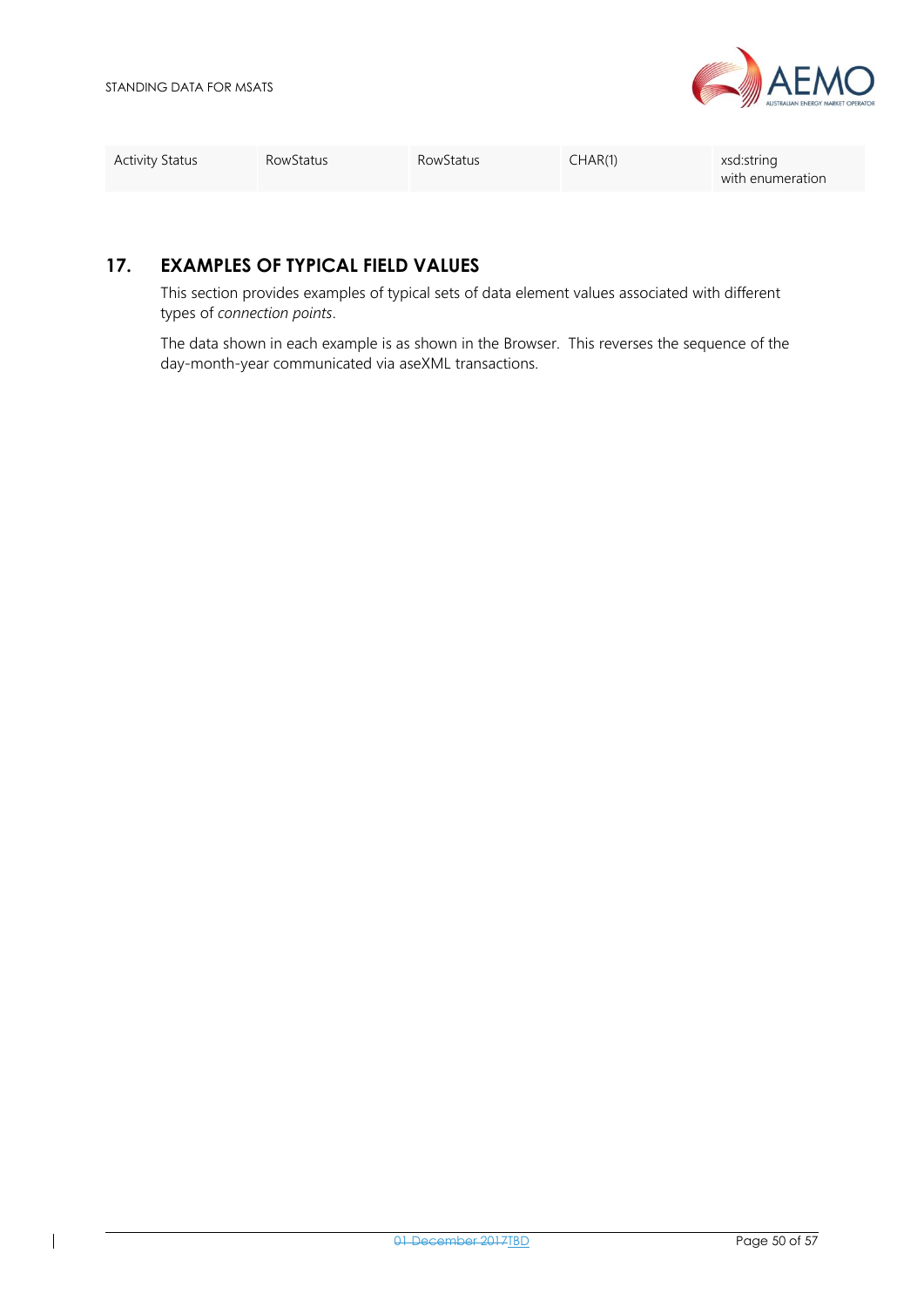| Activity Status | RowStatus | RowStatus | CHAR(1) | xsd:string with enumeration |
|---|---|---|---|---|

## 17. EXAMPLES OF TYPICAL FIELD VALUES

This section provides examples of typical sets of data element values associated with different types of *connection points*.

The data shown in each example is as shown in the Browser. This reverses the sequence of the day-month-year communicated via aseXML transactions.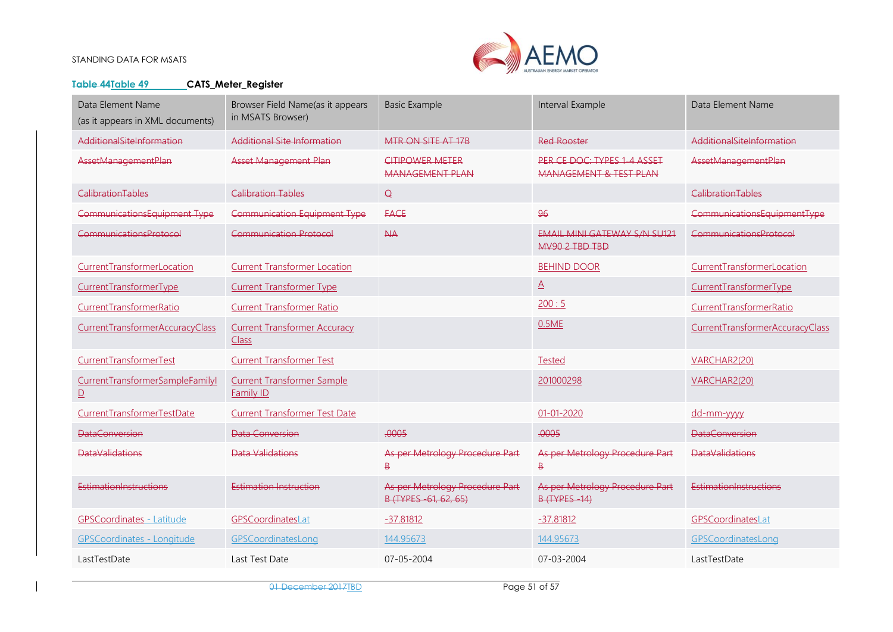**~~Table 44~~Table 49 CATS_Meter_Register**

| Data Element Name (as it appears in XML documents) | Browser Field Name(as it appears in MSATS Browser) | Basic Example | Interval Example | Data Element Name |
|---|---|---|---|---|
| ~~AdditionalSiteInformation~~ | ~~Additional Site Information~~ | ~~MTR ON SITE AT 17B~~ | ~~Red Rooster~~ | ~~AdditionalSiteInformation~~ |
| ~~AssetManagementPlan~~ | ~~Asset Management Plan~~ | ~~CITIPOWER METER MANAGEMENT PLAN~~ | ~~PER CE DOC: TYPES 1-4 ASSET MANAGEMENT & TEST PLAN~~ | ~~AssetManagementPlan~~ |
| ~~CalibrationTables~~ | ~~Calibration Tables~~ | ~~Q~~ | | ~~CalibrationTables~~ |
| ~~CommunicationsEquipment Type~~ | ~~Communication Equipment Type~~ | ~~FACE~~ | ~~96~~ | ~~CommunicationsEquipmentType~~ |
| ~~CommunicationsProtocol~~ | ~~Communication Protocol~~ | ~~NA~~ | ~~EMAIL MINI GATEWAY S/N SU121 MV90 2 TBD TBD~~ | ~~CommunicationsProtocol~~ |
| CurrentTransformerLocation | Current Transformer Location | | BEHIND DOOR | CurrentTransformerLocation |
| CurrentTransformerType | Current Transformer Type | | A | CurrentTransformerType |
| CurrentTransformerRatio | Current Transformer Ratio | | 200 : 5 | CurrentTransformerRatio |
| CurrentTransformerAccuracyClass | Current Transformer Accuracy Class | | 0.5ME | CurrentTransformerAccuracyClass |
| CurrentTransformerTest | Current Transformer Test | | Tested | VARCHAR2(20) |
| CurrentTransformerSampleFamilyID | Current Transformer Sample Family ID | | 201000298 | VARCHAR2(20) |
| CurrentTransformerTestDate | Current Transformer Test Date | | 01-01-2020 | dd-mm-yyyy |
| ~~DataConversion~~ | ~~Data Conversion~~ | ~~.0005~~ | ~~.0005~~ | ~~DataConversion~~ |
| ~~DataValidations~~ | ~~Data Validations~~ | ~~As per Metrology Procedure Part B~~ | ~~As per Metrology Procedure Part B~~ | ~~DataValidations~~ |
| ~~EstimationInstructions~~ | ~~Estimation Instruction~~ | ~~As per Metrology Procedure Part B (TYPES -61, 62, 65)~~ | ~~As per Metrology Procedure Part B (TYPES -14)~~ | ~~EstimationInstructions~~ |
| GPSCoordinates - Latitude | GPSCoordinatesLat | -37.81812 | -37.81812 | GPSCoordinatesLat |
| GPSCoordinates - Longitude | GPSCoordinatesLong | 144.95673 | 144.95673 | GPSCoordinatesLong |
| LastTestDate | Last Test Date | 07-05-2004 | 07-03-2004 | LastTestDate |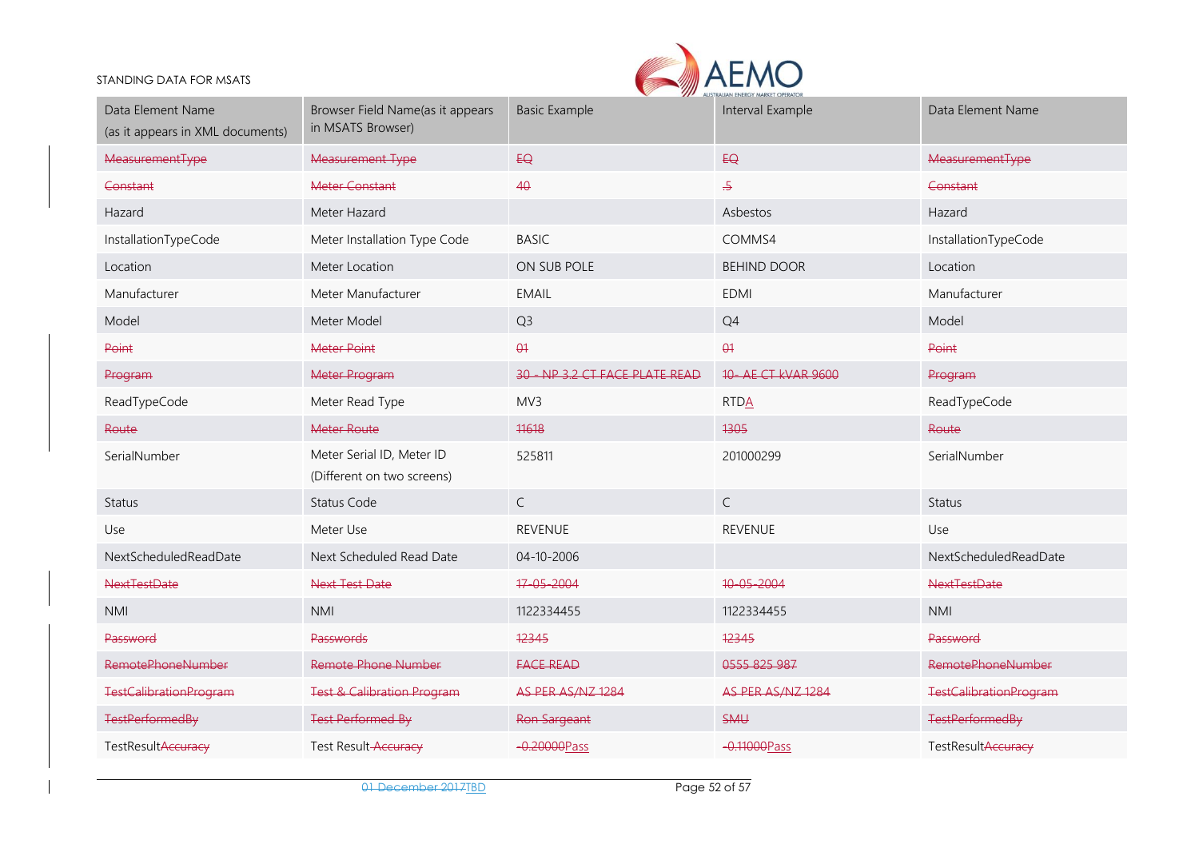| Data Element Name (as it appears in XML documents) | Browser Field Name(as it appears in MSATS Browser) | Basic Example | Interval Example | Data Element Name |
|---|---|---|---|---|
| ~~MeasurementType~~ | ~~Measurement Type~~ | ~~EQ~~ | ~~EQ~~ | ~~MeasurementType~~ |
| ~~Constant~~ | ~~Meter Constant~~ | ~~40~~ | ~~.5~~ | ~~Constant~~ |
| Hazard | Meter Hazard | | Asbestos | Hazard |
| InstallationTypeCode | Meter Installation Type Code | BASIC | COMMS4 | InstallationTypeCode |
| Location | Meter Location | ON SUB POLE | BEHIND DOOR | Location |
| Manufacturer | Meter Manufacturer | EMAIL | EDMI | Manufacturer |
| Model | Meter Model | Q3 | Q4 | Model |
| ~~Point~~ | ~~Meter Point~~ | ~~01~~ | ~~01~~ | ~~Point~~ |
| ~~Program~~ | ~~Meter Program~~ | ~~30 - NP 3.2 CT FACE PLATE READ~~ | ~~10- AE CT kVAR 9600~~ | ~~Program~~ |
| ReadTypeCode | Meter Read Type | MV3 | RTDA | ReadTypeCode |
| ~~Route~~ | ~~Meter Route~~ | ~~11618~~ | ~~1305~~ | ~~Route~~ |
| SerialNumber | Meter Serial ID, Meter ID (Different on two screens) | 525811 | 201000299 | SerialNumber |
| Status | Status Code | C | C | Status |
| Use | Meter Use | REVENUE | REVENUE | Use |
| NextScheduledReadDate | Next Scheduled Read Date | 04-10-2006 | | NextScheduledReadDate |
| ~~NextTestDate~~ | ~~Next Test Date~~ | ~~17-05-2004~~ | ~~10-05-2004~~ | ~~NextTestDate~~ |
| NMI | NMI | 1122334455 | 1122334455 | NMI |
| ~~Password~~ | ~~Passwords~~ | ~~12345~~ | ~~12345~~ | ~~Password~~ |
| ~~RemotePhoneNumber~~ | ~~Remote Phone Number~~ | ~~FACE READ~~ | ~~0555 825 987~~ | ~~RemotePhoneNumber~~ |
| ~~TestCalibrationProgram~~ | ~~Test & Calibration Program~~ | ~~AS PER AS/NZ 1284~~ | ~~AS PER AS/NZ 1284~~ | ~~TestCalibrationProgram~~ |
| ~~TestPerformedBy~~ | ~~Test Performed By~~ | ~~Ron Sargeant~~ | ~~SMU~~ | ~~TestPerformedBy~~ |
| TestResult~~Accuracy~~ | Test Result ~~Accuracy~~ | ~~-0.20000~~Pass | ~~-0.11000~~Pass | TestResult~~Accuracy~~ |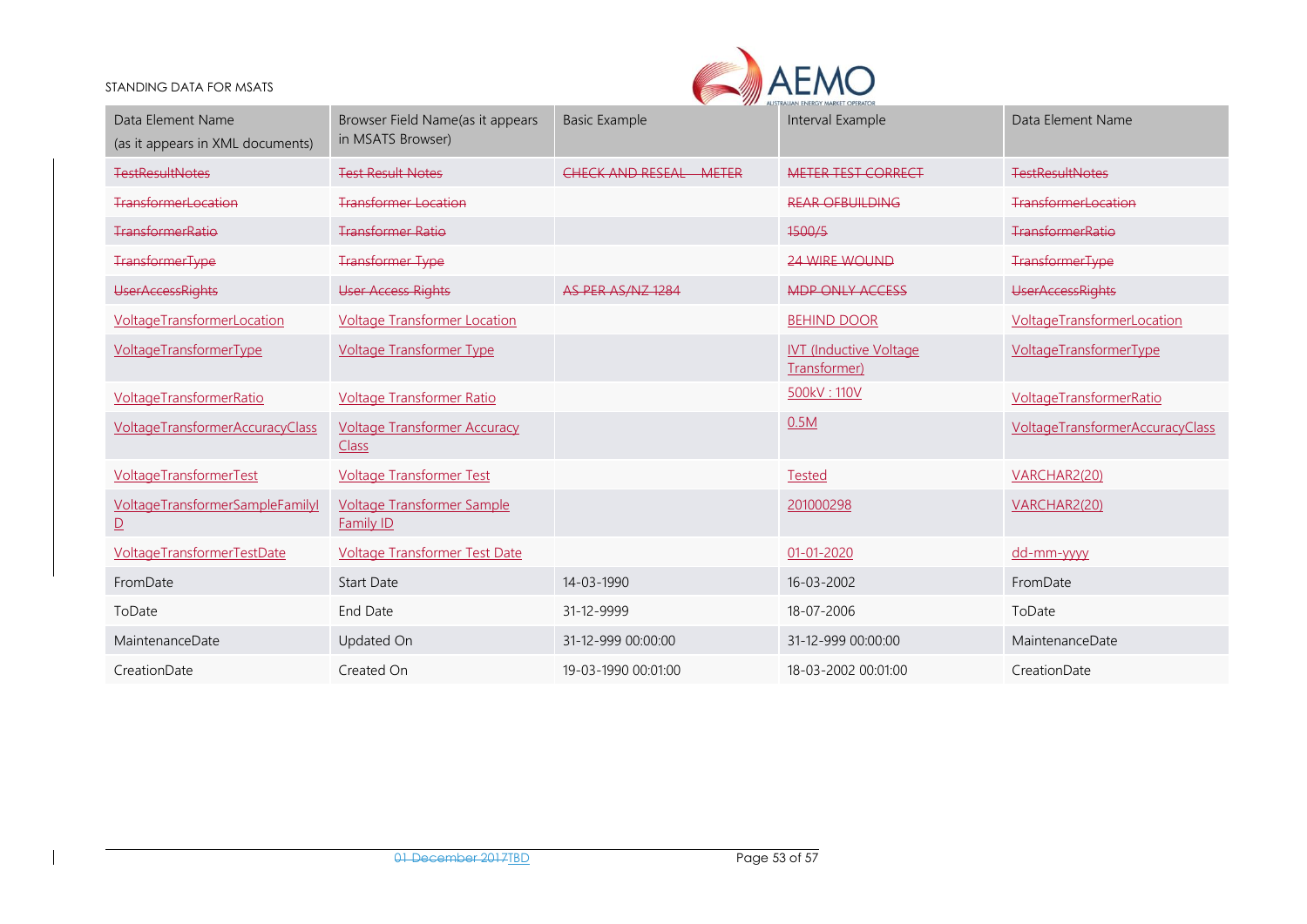| Data Element Name (as it appears in XML documents) | Browser Field Name(as it appears in MSATS Browser) | Basic Example | Interval Example | Data Element Name |
|---|---|---|---|---|
| ~~TestResultNotes~~ | ~~Test Result Notes~~ | ~~CHECK AND RESEAL – METER~~ | ~~METER TEST CORRECT~~ | ~~TestResultNotes~~ |
| ~~TransformerLocation~~ | ~~Transformer Location~~ | | ~~REAR OFBUILDING~~ | ~~TransformerLocation~~ |
| ~~TransformerRatio~~ | ~~Transformer Ratio~~ | | ~~1500/5~~ | ~~TransformerRatio~~ |
| ~~TransformerType~~ | ~~Transformer Type~~ | | ~~24 WIRE WOUND~~ | ~~TransformerType~~ |
| ~~UserAccessRights~~ | ~~User Access Rights~~ | ~~AS PER AS/NZ 1284~~ | ~~MDP ONLY ACCESS~~ | ~~UserAccessRights~~ |
| VoltageTransformerLocation | Voltage Transformer Location | | BEHIND DOOR | VoltageTransformerLocation |
| VoltageTransformerType | Voltage Transformer Type | | IVT (Inductive Voltage Transformer) | VoltageTransformerType |
| VoltageTransformerRatio | Voltage Transformer Ratio | | 500kV : 110V | VoltageTransformerRatio |
| VoltageTransformerAccuracyClass | Voltage Transformer Accuracy Class | | 0.5M | VoltageTransformerAccuracyClass |
| VoltageTransformerTest | Voltage Transformer Test | | Tested | VARCHAR2(20) |
| VoltageTransformerSampleFamilyID | Voltage Transformer Sample Family ID | | 201000298 | VARCHAR2(20) |
| VoltageTransformerTestDate | Voltage Transformer Test Date | | 01-01-2020 | dd-mm-yyyy |
| FromDate | Start Date | 14-03-1990 | 16-03-2002 | FromDate |
| ToDate | End Date | 31-12-9999 | 18-07-2006 | ToDate |
| MaintenanceDate | Updated On | 31-12-999 00:00:00 | 31-12-999 00:00:00 | MaintenanceDate |
| CreationDate | Created On | 19-03-1990 00:01:00 | 18-03-2002 00:01:00 | CreationDate |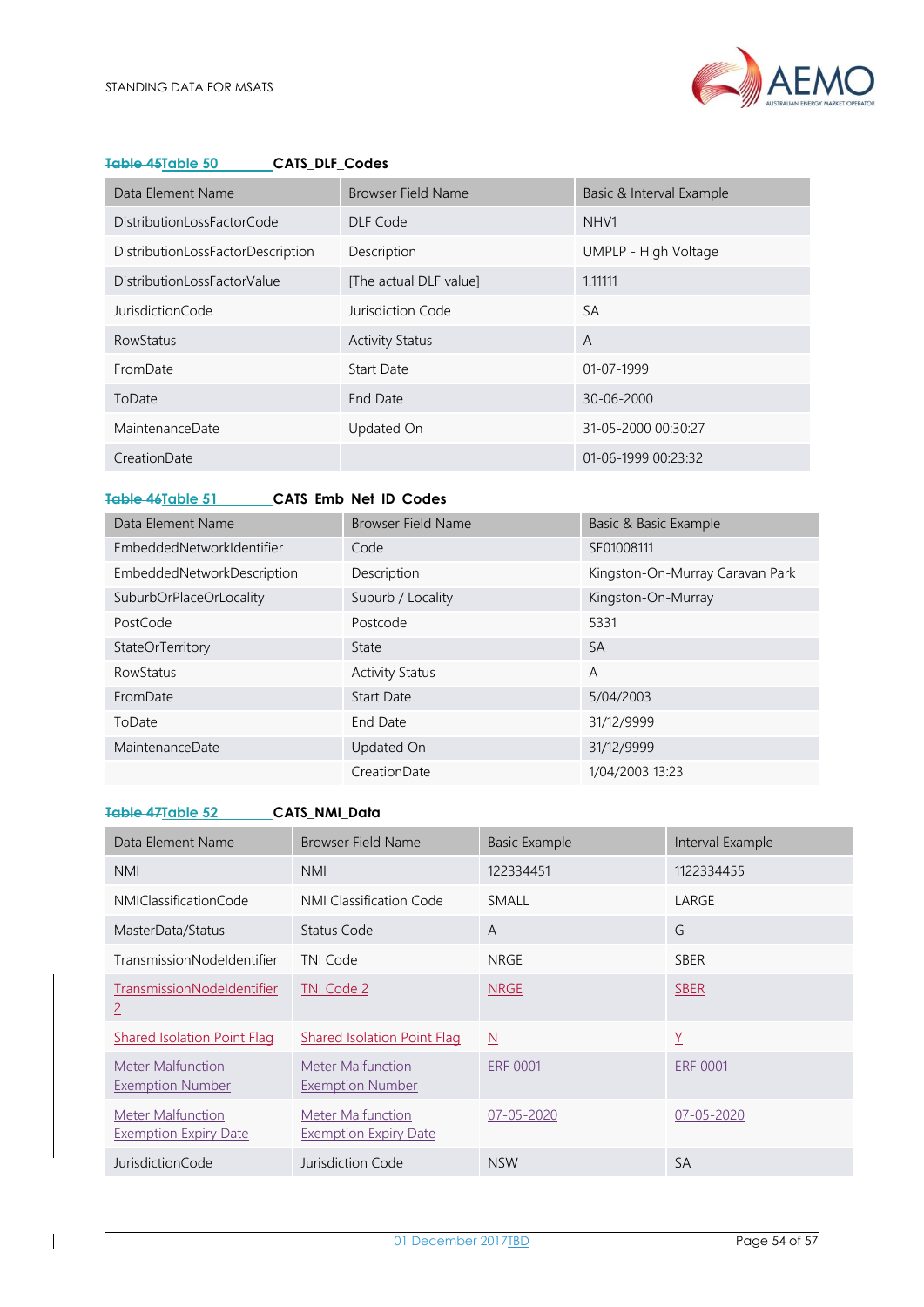~~Table 45~~Table 50 **CATS_DLF_Codes**

| Data Element Name | Browser Field Name | Basic & Interval Example |
|---|---|---|
| DistributionLossFactorCode | DLF Code | NHV1 |
| DistributionLossFactorDescription | Description | UMPLP - High Voltage |
| DistributionLossFactorValue | [The actual DLF value] | 1.11111 |
| JurisdictionCode | Jurisdiction Code | SA |
| RowStatus | Activity Status | A |
| FromDate | Start Date | 01-07-1999 |
| ToDate | End Date | 30-06-2000 |
| MaintenanceDate | Updated On | 31-05-2000 00:30:27 |
| CreationDate | | 01-06-1999 00:23:32 |

~~Table 46~~Table 51 **CATS_Emb_Net_ID_Codes**

| Data Element Name | Browser Field Name | Basic & Basic Example |
|---|---|---|
| EmbeddedNetworkIdentifier | Code | SE01008111 |
| EmbeddedNetworkDescription | Description | Kingston-On-Murray Caravan Park |
| SuburbOrPlaceOrLocality | Suburb / Locality | Kingston-On-Murray |
| PostCode | Postcode | 5331 |
| StateOrTerritory | State | SA |
| RowStatus | Activity Status | A |
| FromDate | Start Date | 5/04/2003 |
| ToDate | End Date | 31/12/9999 |
| MaintenanceDate | Updated On | 31/12/9999 |
| | CreationDate | 1/04/2003 13:23 |

~~Table 47~~Table 52 **CATS_NMI_Data**

| Data Element Name | Browser Field Name | Basic Example | Interval Example |
|---|---|---|---|
| NMI | NMI | 122334451 | 1122334455 |
| NMIClassificationCode | NMI Classification Code | SMALL | LARGE |
| MasterData/Status | Status Code | A | G |
| TransmissionNodeIdentifier | TNI Code | NRGE | SBER |
| TransmissionNodeIdentifier 2 | TNI Code 2 | NRGE | SBER |
| Shared Isolation Point Flag | Shared Isolation Point Flag | N | Y |
| Meter Malfunction Exemption Number | Meter Malfunction Exemption Number | ERF 0001 | ERF 0001 |
| Meter Malfunction Exemption Expiry Date | Meter Malfunction Exemption Expiry Date | 07-05-2020 | 07-05-2020 |
| JurisdictionCode | Jurisdiction Code | NSW | SA |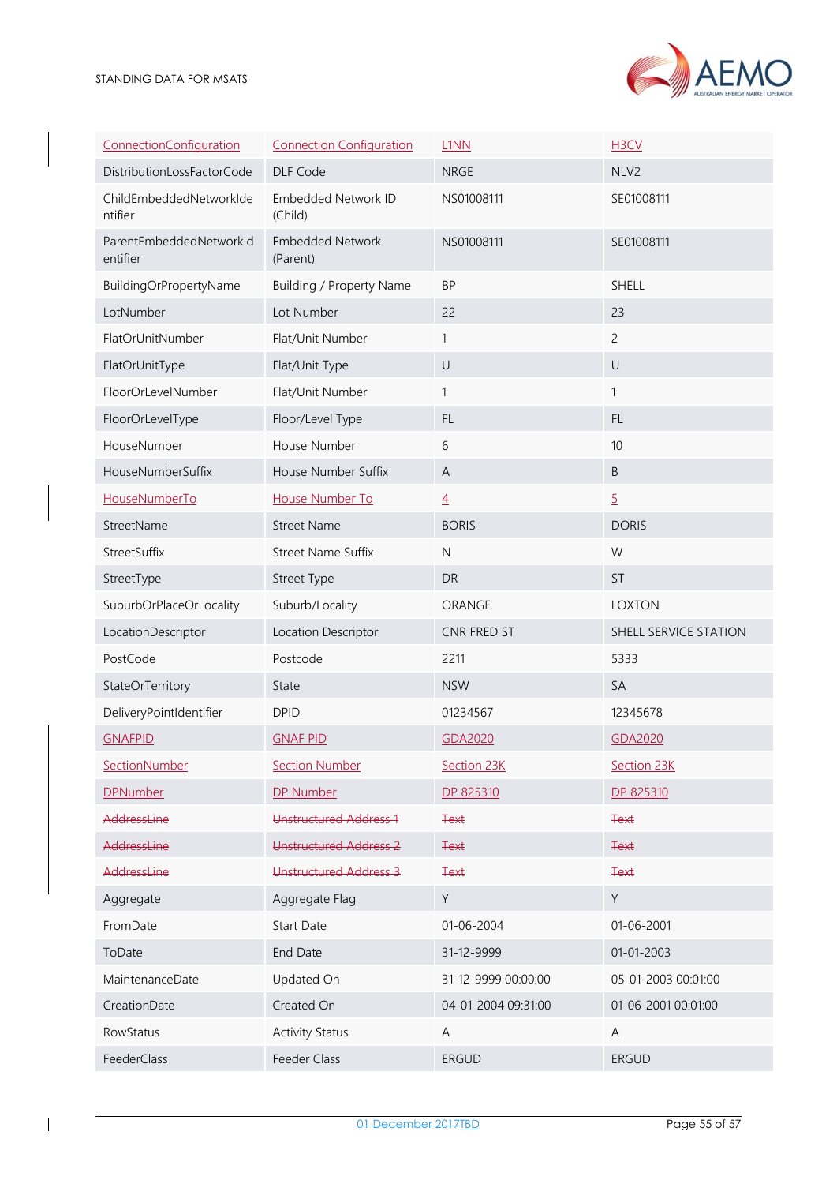| ConnectionConfiguration | Connection Configuration | L1NN | H3CV |
|---|---|---|---|
| DistributionLossFactorCode | DLF Code | NRGE | NLV2 |
| ChildEmbeddedNetworkIdentifier | Embedded Network ID (Child) | NS01008111 | SE01008111 |
| ParentEmbeddedNetworkIdentifier | Embedded Network (Parent) | NS01008111 | SE01008111 |
| BuildingOrPropertyName | Building / Property Name | BP | SHELL |
| LotNumber | Lot Number | 22 | 23 |
| FlatOrUnitNumber | Flat/Unit Number | 1 | 2 |
| FlatOrUnitType | Flat/Unit Type | U | U |
| FloorOrLevelNumber | Flat/Unit Number | 1 | 1 |
| FloorOrLevelType | Floor/Level Type | FL | FL |
| HouseNumber | House Number | 6 | 10 |
| HouseNumberSuffix | House Number Suffix | A | B |
| HouseNumberTo | House Number To | 4 | 5 |
| StreetName | Street Name | BORIS | DORIS |
| StreetSuffix | Street Name Suffix | N | W |
| StreetType | Street Type | DR | ST |
| SuburbOrPlaceOrLocality | Suburb/Locality | ORANGE | LOXTON |
| LocationDescriptor | Location Descriptor | CNR FRED ST | SHELL SERVICE STATION |
| PostCode | Postcode | 2211 | 5333 |
| StateOrTerritory | State | NSW | SA |
| DeliveryPointIdentifier | DPID | 01234567 | 12345678 |
| GNAFPID | GNAF PID | GDA2020 | GDA2020 |
| SectionNumber | Section Number | Section 23K | Section 23K |
| DPNumber | DP Number | DP 825310 | DP 825310 |
| ~~AddressLine~~ | ~~Unstructured Address 1~~ | ~~Text~~ | ~~Text~~ |
| ~~AddressLine~~ | ~~Unstructured Address 2~~ | ~~Text~~ | ~~Text~~ |
| ~~AddressLine~~ | ~~Unstructured Address 3~~ | ~~Text~~ | ~~Text~~ |
| Aggregate | Aggregate Flag | Y | Y |
| FromDate | Start Date | 01-06-2004 | 01-06-2001 |
| ToDate | End Date | 31-12-9999 | 01-01-2003 |
| MaintenanceDate | Updated On | 31-12-9999 00:00:00 | 05-01-2003 00:01:00 |
| CreationDate | Created On | 04-01-2004 09:31:00 | 01-06-2001 00:01:00 |
| RowStatus | Activity Status | A | A |
| FeederClass | Feeder Class | ERGUD | ERGUD |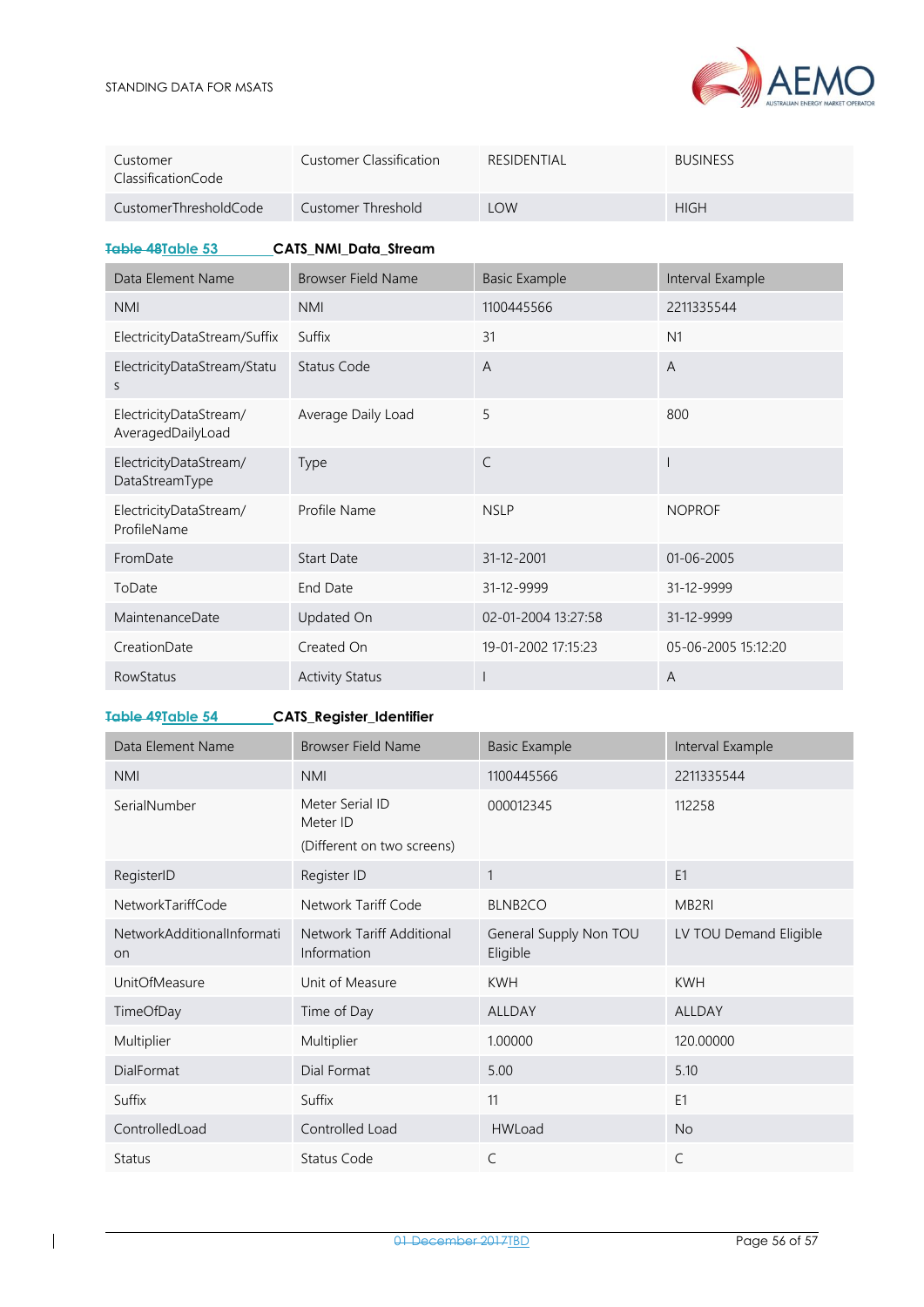| Customer ClassificationCode | Customer Classification | RESIDENTIAL | BUSINESS |
|---|---|---|---|
| CustomerThresholdCode | Customer Threshold | LOW | HIGH |

~~Table 48~~Table 53 **CATS_NMI_Data_Stream**

| Data Element Name | Browser Field Name | Basic Example | Interval Example |
|---|---|---|---|
| NMI | NMI | 1100445566 | 2211335544 |
| ElectricityDataStream/Suffix | Suffix | 31 | N1 |
| ElectricityDataStream/Status | Status Code | A | A |
| ElectricityDataStream/AveragedDailyLoad | Average Daily Load | 5 | 800 |
| ElectricityDataStream/DataStreamType | Type | C | I |
| ElectricityDataStream/ProfileName | Profile Name | NSLP | NOPROF |
| FromDate | Start Date | 31-12-2001 | 01-06-2005 |
| ToDate | End Date | 31-12-9999 | 31-12-9999 |
| MaintenanceDate | Updated On | 02-01-2004 13:27:58 | 31-12-9999 |
| CreationDate | Created On | 19-01-2002 17:15:23 | 05-06-2005 15:12:20 |
| RowStatus | Activity Status | I | A |

~~Table 49~~Table 54 **CATS_Register_Identifier**

| Data Element Name | Browser Field Name | Basic Example | Interval Example |
|---|---|---|---|
| NMI | NMI | 1100445566 | 2211335544 |
| SerialNumber | Meter Serial ID<br>Meter ID<br>(Different on two screens) | 000012345 | 112258 |
| RegisterID | Register ID | 1 | E1 |
| NetworkTariffCode | Network Tariff Code | BLNB2CO | MB2RI |
| NetworkAdditionalInformation | Network Tariff Additional Information | General Supply Non TOU Eligible | LV TOU Demand Eligible |
| UnitOfMeasure | Unit of Measure | KWH | KWH |
| TimeOfDay | Time of Day | ALLDAY | ALLDAY |
| Multiplier | Multiplier | 1.00000 | 120.00000 |
| DialFormat | Dial Format | 5.00 | 5.10 |
| Suffix | Suffix | 11 | E1 |
| ControlledLoad | Controlled Load | HWLoad | No |
| Status | Status Code | C | C |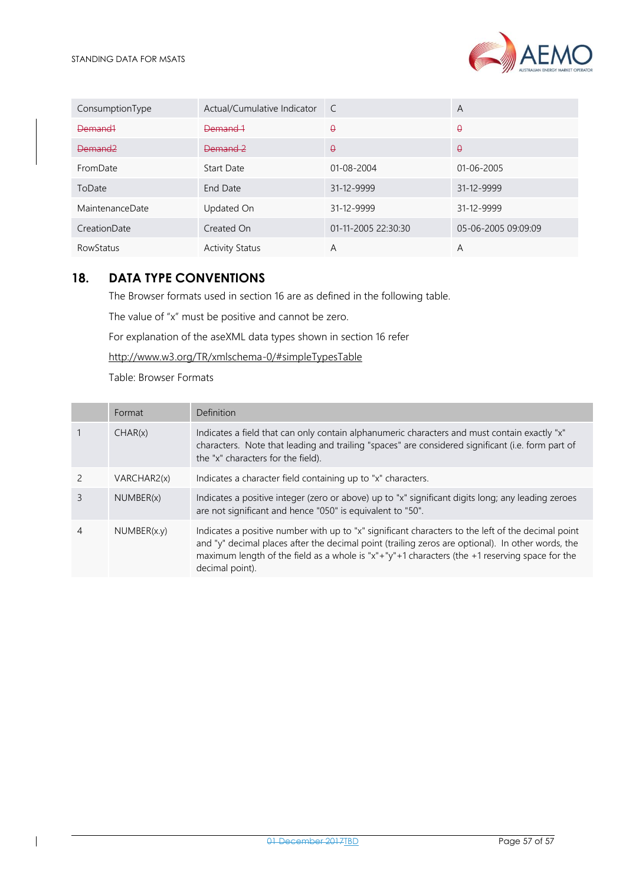| | | | |
|---|---|---|---|
| ConsumptionType | Actual/Cumulative Indicator | C | A |
| ~~Demand1~~ | ~~Demand 1~~ | ~~0~~ | ~~0~~ |
| ~~Demand2~~ | ~~Demand 2~~ | ~~0~~ | ~~0~~ |
| FromDate | Start Date | 01-08-2004 | 01-06-2005 |
| ToDate | End Date | 31-12-9999 | 31-12-9999 |
| MaintenanceDate | Updated On | 31-12-9999 | 31-12-9999 |
| CreationDate | Created On | 01-11-2005 22:30:30 | 05-06-2005 09:09:09 |
| RowStatus | Activity Status | A | A |

## 18. DATA TYPE CONVENTIONS

The Browser formats used in section 16 are as defined in the following table.

The value of "x" must be positive and cannot be zero.

For explanation of the aseXML data types shown in section 16 refer

http://www.w3.org/TR/xmlschema-0/#simpleTypesTable

Table: Browser Formats

| | Format | Definition |
|---|---|---|
| 1 | CHAR(x) | Indicates a field that can only contain alphanumeric characters and must contain exactly "x" characters. Note that leading and trailing "spaces" are considered significant (i.e. form part of the "x" characters for the field). |
| 2 | VARCHAR2(x) | Indicates a character field containing up to "x" characters. |
| 3 | NUMBER(x) | Indicates a positive integer (zero or above) up to "x" significant digits long; any leading zeroes are not significant and hence "050" is equivalent to "50". |
| 4 | NUMBER(x.y) | Indicates a positive number with up to "x" significant characters to the left of the decimal point and "y" decimal places after the decimal point (trailing zeros are optional). In other words, the maximum length of the field as a whole is "x"+"y"+1 characters (the +1 reserving space for the decimal point). |